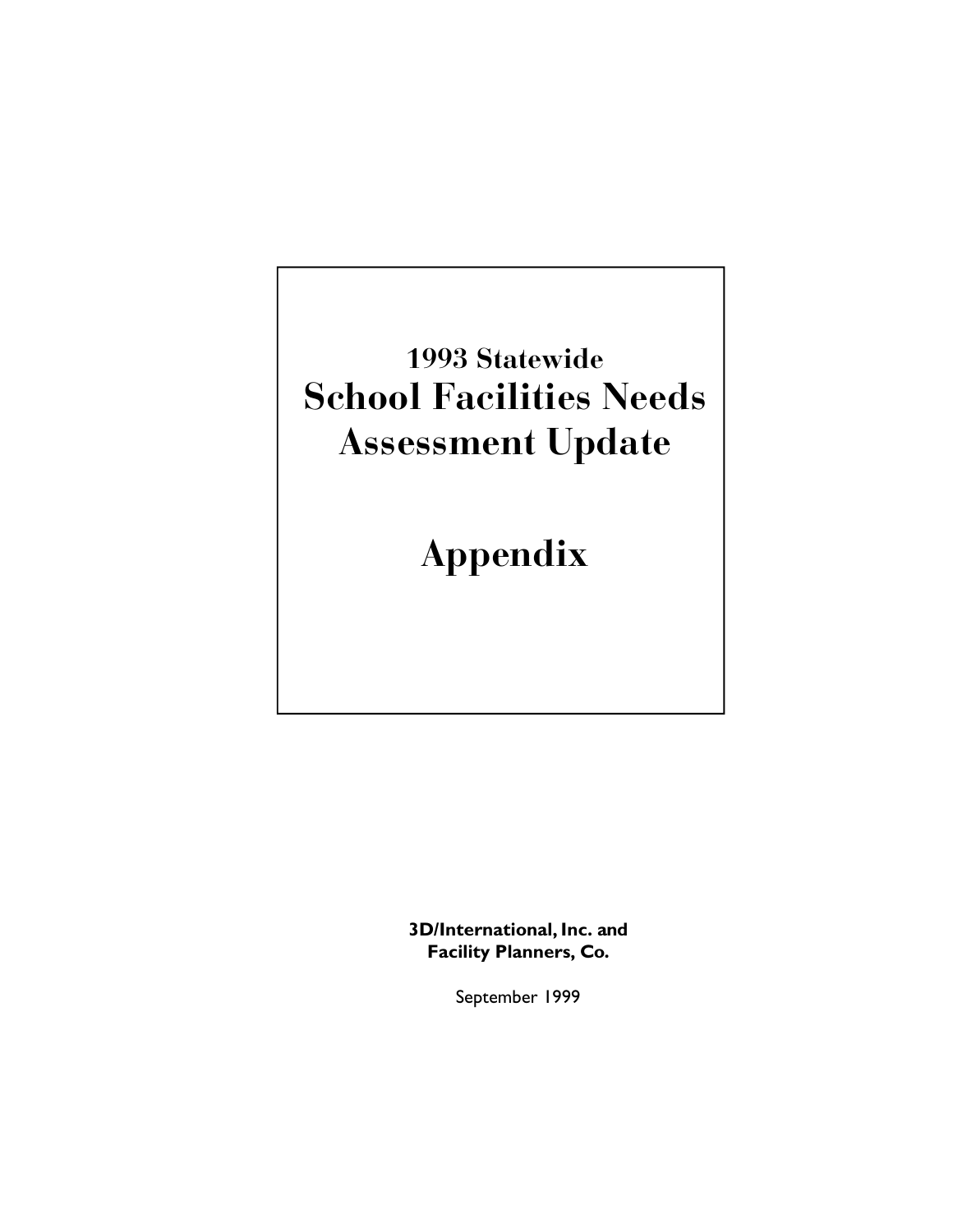# 1993 Statewide
# School Facilities Needs Assessment Update

# Appendix

**3D/International, Inc. and**
**Facility Planners, Co.**

September 1999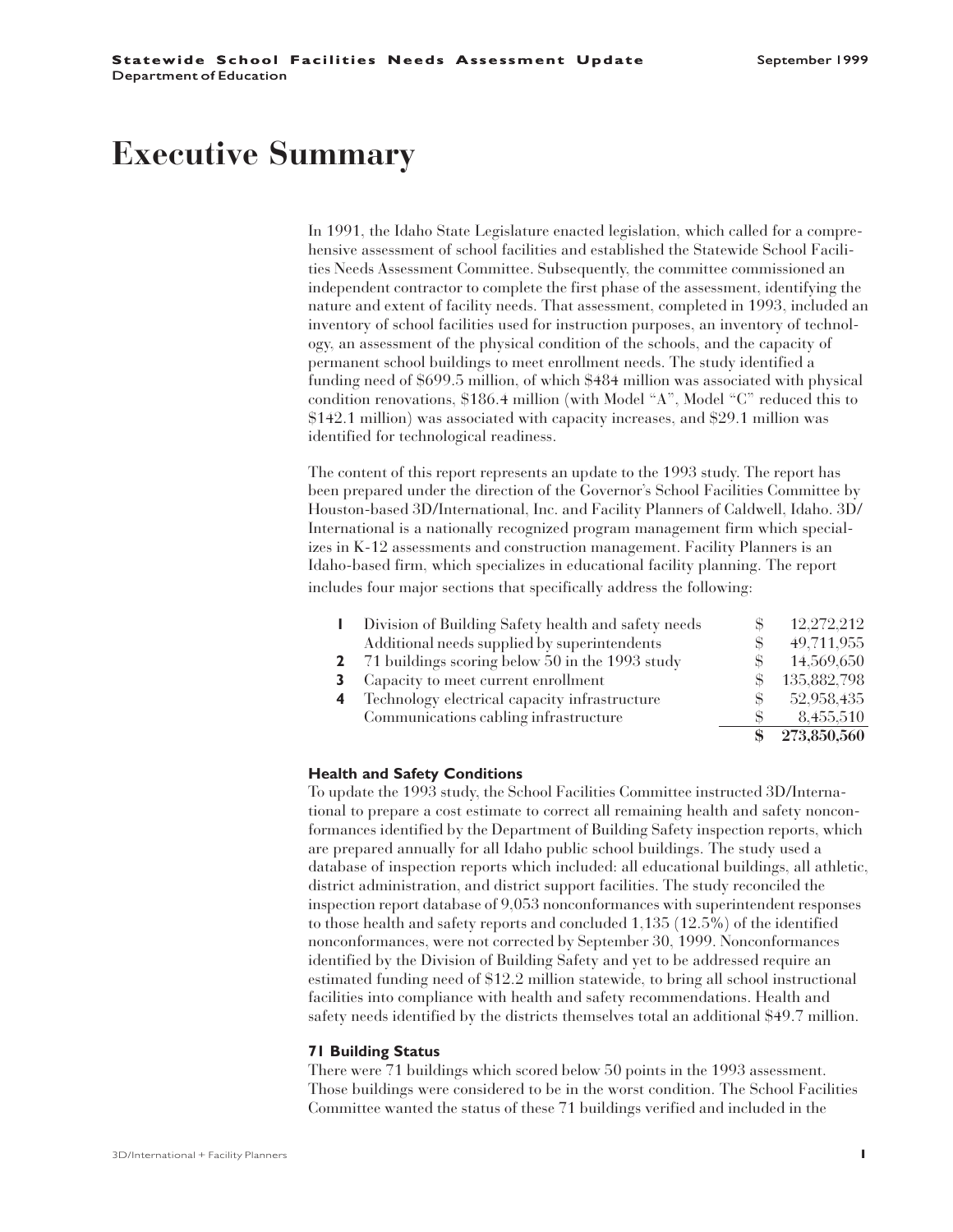# Executive Summary

In 1991, the Idaho State Legislature enacted legislation, which called for a comprehensive assessment of school facilities and established the Statewide School Facilities Needs Assessment Committee. Subsequently, the committee commissioned an independent contractor to complete the first phase of the assessment, identifying the nature and extent of facility needs. That assessment, completed in 1993, included an inventory of school facilities used for instruction purposes, an inventory of technology, an assessment of the physical condition of the schools, and the capacity of permanent school buildings to meet enrollment needs. The study identified a funding need of $699.5 million, of which $484 million was associated with physical condition renovations, $186.4 million (with Model "A", Model "C" reduced this to $142.1 million) was associated with capacity increases, and $29.1 million was identified for technological readiness.

The content of this report represents an update to the 1993 study. The report has been prepared under the direction of the Governor's School Facilities Committee by Houston-based 3D/International, Inc. and Facility Planners of Caldwell, Idaho. 3D/International is a nationally recognized program management firm which specializes in K-12 assessments and construction management. Facility Planners is an Idaho-based firm, which specializes in educational facility planning. The report includes four major sections that specifically address the following:

| | | | |
|---|---|---|---|
| **1** | Division of Building Safety health and safety needs | $ | 12,272,212 |
| | Additional needs supplied by superintendents | $ | 49,711,955 |
| **2** | 71 buildings scoring below 50 in the 1993 study | $ | 14,569,650 |
| **3** | Capacity to meet current enrollment | $ | 135,882,798 |
| **4** | Technology electrical capacity infrastructure | $ | 52,958,435 |
| | Communications cabling infrastructure | $ | 8,455,510 |
| | | **$** | **273,850,560** |

### Health and Safety Conditions

To update the 1993 study, the School Facilities Committee instructed 3D/International to prepare a cost estimate to correct all remaining health and safety nonconformances identified by the Department of Building Safety inspection reports, which are prepared annually for all Idaho public school buildings. The study used a database of inspection reports which included: all educational buildings, all athletic, district administration, and district support facilities. The study reconciled the inspection report database of 9,053 nonconformances with superintendent responses to those health and safety reports and concluded 1,135 (12.5%) of the identified nonconformances, were not corrected by September 30, 1999. Nonconformances identified by the Division of Building Safety and yet to be addressed require an estimated funding need of $12.2 million statewide, to bring all school instructional facilities into compliance with health and safety recommendations. Health and safety needs identified by the districts themselves total an additional $49.7 million.

### 71 Building Status

There were 71 buildings which scored below 50 points in the 1993 assessment. Those buildings were considered to be in the worst condition. The School Facilities Committee wanted the status of these 71 buildings verified and included in the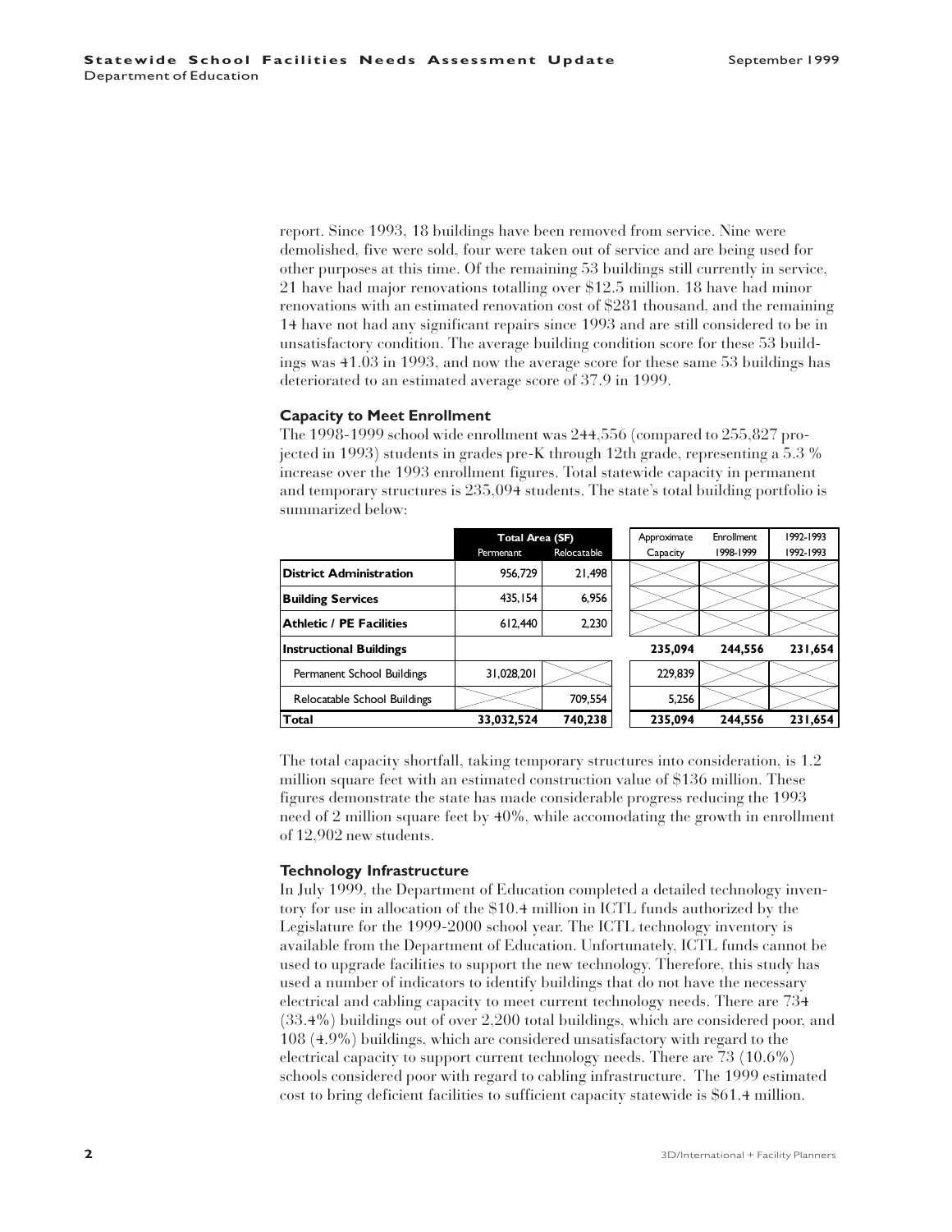report. Since 1993, 18 buildings have been removed from service. Nine were demolished, five were sold, four were taken out of service and are being used for other purposes at this time. Of the remaining 53 buildings still currently in service, 21 have had major renovations totalling over $12.5 million. 18 have had minor renovations with an estimated renovation cost of $281 thousand, and the remaining 14 have not had any significant repairs since 1993 and are still considered to be in unsatisfactory condition. The average building condition score for these 53 buildings was 41.03 in 1993, and now the average score for these same 53 buildings has deteriorated to an estimated average score of 37.9 in 1999.

### Capacity to Meet Enrollment

The 1998-1999 school wide enrollment was 244,556 (compared to 255,827 projected in 1993) students in grades pre-K through 12th grade, representing a 5.3 % increase over the 1993 enrollment figures. Total statewide capacity in permanent and temporary structures is 235,094 students. The state's total building portfolio is summarized below:

| | Total Area (SF) | | Approximate | Enrollment | 1992-1993 |
|---|---|---|---|---|---|
| | Permenant | Relocatable | Capacity | 1998-1999 | 1992-1993 |
| **District Administration** | 956,729 | 21,498 | | | |
| **Building Services** | 435,154 | 6,956 | | | |
| **Athletic / PE Facilities** | 612,440 | 2,230 | | | |
| **Instructional Buildings** | | | **235,094** | **244,556** | **231,654** |
| Permanent School Buildings | 31,028,201 | | 229,839 | | |
| Relocatable School Buildings | | 709,554 | 5,256 | | |
| **Total** | **33,032,524** | **740,238** | **235,094** | **244,556** | **231,654** |

The total capacity shortfall, taking temporary structures into consideration, is 1.2 million square feet with an estimated construction value of $136 million. These figures demonstrate the state has made considerable progress reducing the 1993 need of 2 million square feet by 40%, while accomodating the growth in enrollment of 12,902 new students.

### Technology Infrastructure

In July 1999, the Department of Education completed a detailed technology inventory for use in allocation of the $10.4 million in ICTL funds authorized by the Legislature for the 1999-2000 school year. The ICTL technology inventory is available from the Department of Education. Unfortunately, ICTL funds cannot be used to upgrade facilities to support the new technology. Therefore, this study has used a number of indicators to identify buildings that do not have the necessary electrical and cabling capacity to meet current technology needs. There are 734 (33.4%) buildings out of over 2,200 total buildings, which are considered poor, and 108 (4.9%) buildings, which are considered unsatisfactory with regard to the electrical capacity to support current technology needs. There are 73 (10.6%) schools considered poor with regard to cabling infrastructure. The 1999 estimated cost to bring deficient facilities to sufficient capacity statewide is $61.4 million.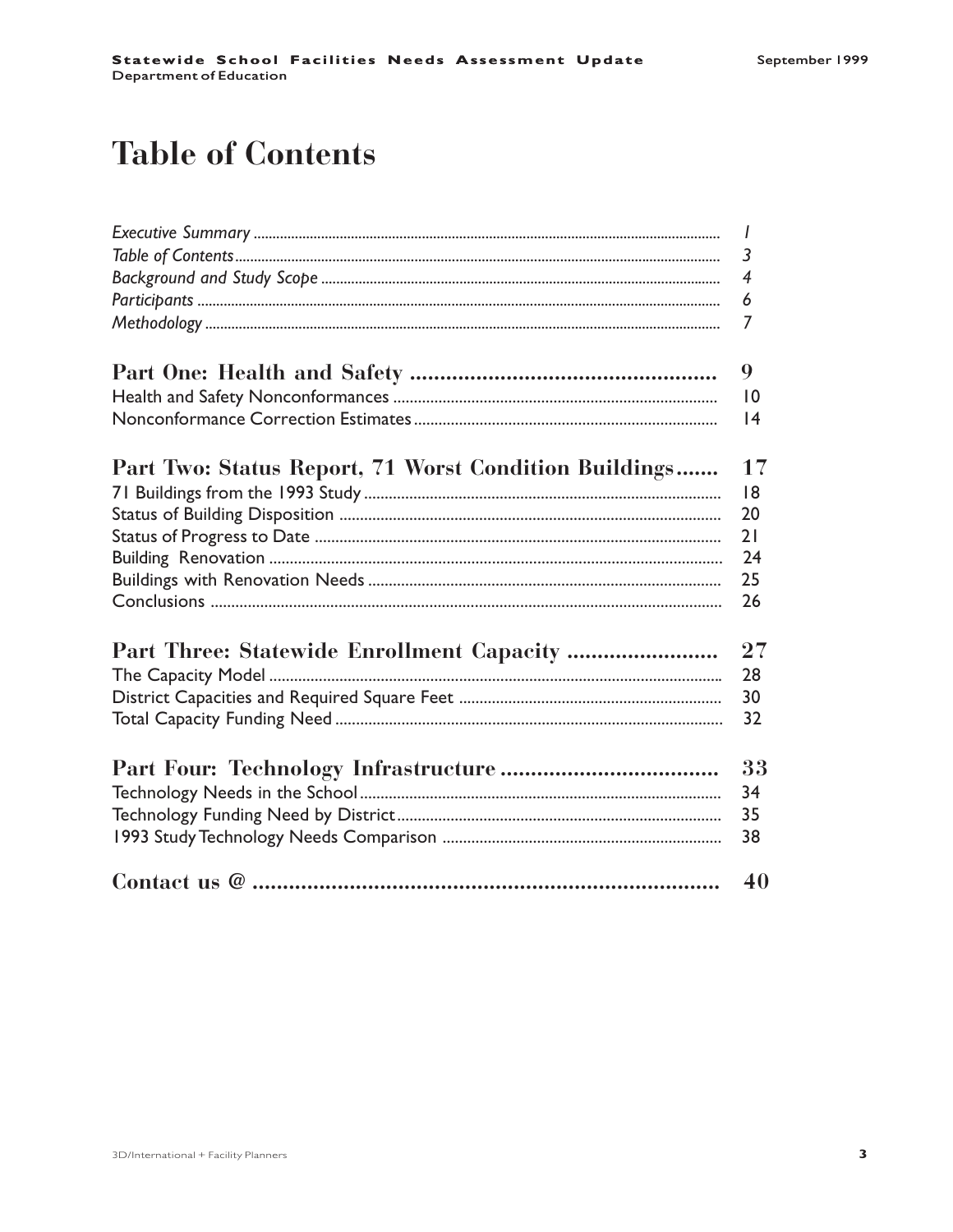# Table of Contents

| | |
|---|---|
| *Executive Summary* | *1* |
| *Table of Contents* | *3* |
| *Background and Study Scope* | *4* |
| *Participants* | *6* |
| *Methodology* | *7* |
| **Part One: Health and Safety** | **9** |
| Health and Safety Nonconformances | 10 |
| Nonconformance Correction Estimates | 14 |
| **Part Two: Status Report, 71 Worst Condition Buildings** | **17** |
| 71 Buildings from the 1993 Study | 18 |
| Status of Building Disposition | 20 |
| Status of Progress to Date | 21 |
| Building Renovation | 24 |
| Buildings with Renovation Needs | 25 |
| Conclusions | 26 |
| **Part Three: Statewide Enrollment Capacity** | **27** |
| The Capacity Model | 28 |
| District Capacities and Required Square Feet | 30 |
| Total Capacity Funding Need | 32 |
| **Part Four: Technology Infrastructure** | **33** |
| Technology Needs in the School | 34 |
| Technology Funding Need by District | 35 |
| 1993 Study Technology Needs Comparison | 38 |
| **Contact us @** | **40** |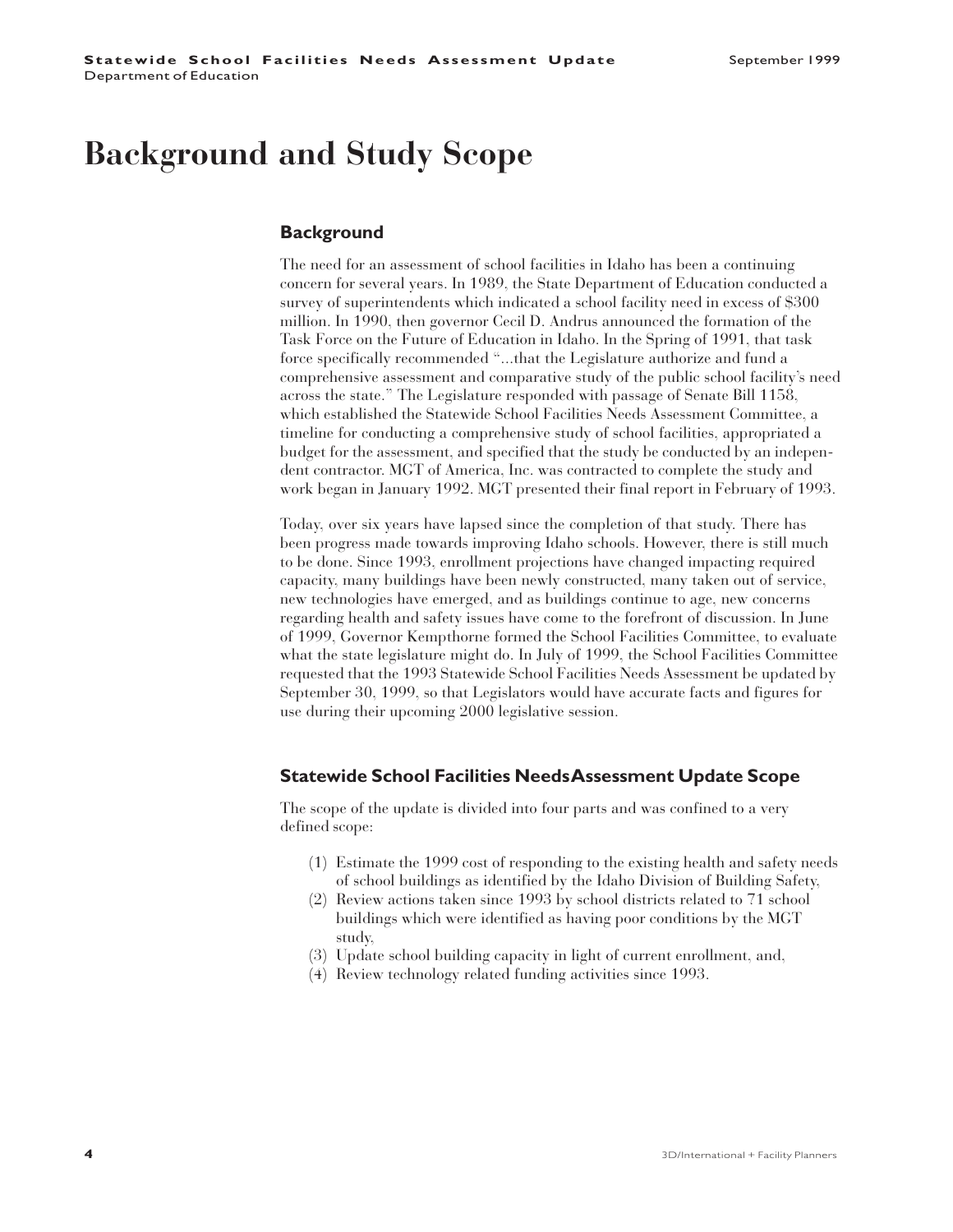# Background and Study Scope

## Background

The need for an assessment of school facilities in Idaho has been a continuing concern for several years. In 1989, the State Department of Education conducted a survey of superintendents which indicated a school facility need in excess of $300 million. In 1990, then governor Cecil D. Andrus announced the formation of the Task Force on the Future of Education in Idaho. In the Spring of 1991, that task force specifically recommended "...that the Legislature authorize and fund a comprehensive assessment and comparative study of the public school facility's need across the state." The Legislature responded with passage of Senate Bill 1158, which established the Statewide School Facilities Needs Assessment Committee, a timeline for conducting a comprehensive study of school facilities, appropriated a budget for the assessment, and specified that the study be conducted by an independent contractor. MGT of America, Inc. was contracted to complete the study and work began in January 1992. MGT presented their final report in February of 1993.

Today, over six years have lapsed since the completion of that study. There has been progress made towards improving Idaho schools. However, there is still much to be done. Since 1993, enrollment projections have changed impacting required capacity, many buildings have been newly constructed, many taken out of service, new technologies have emerged, and as buildings continue to age, new concerns regarding health and safety issues have come to the forefront of discussion. In June of 1999, Governor Kempthorne formed the School Facilities Committee, to evaluate what the state legislature might do. In July of 1999, the School Facilities Committee requested that the 1993 Statewide School Facilities Needs Assessment be updated by September 30, 1999, so that Legislators would have accurate facts and figures for use during their upcoming 2000 legislative session.

## Statewide School Facilities Needs Assessment Update Scope

The scope of the update is divided into four parts and was confined to a very defined scope:

(1) Estimate the 1999 cost of responding to the existing health and safety needs of school buildings as identified by the Idaho Division of Building Safety,
(2) Review actions taken since 1993 by school districts related to 71 school buildings which were identified as having poor conditions by the MGT study,
(3) Update school building capacity in light of current enrollment, and,
(4) Review technology related funding activities since 1993.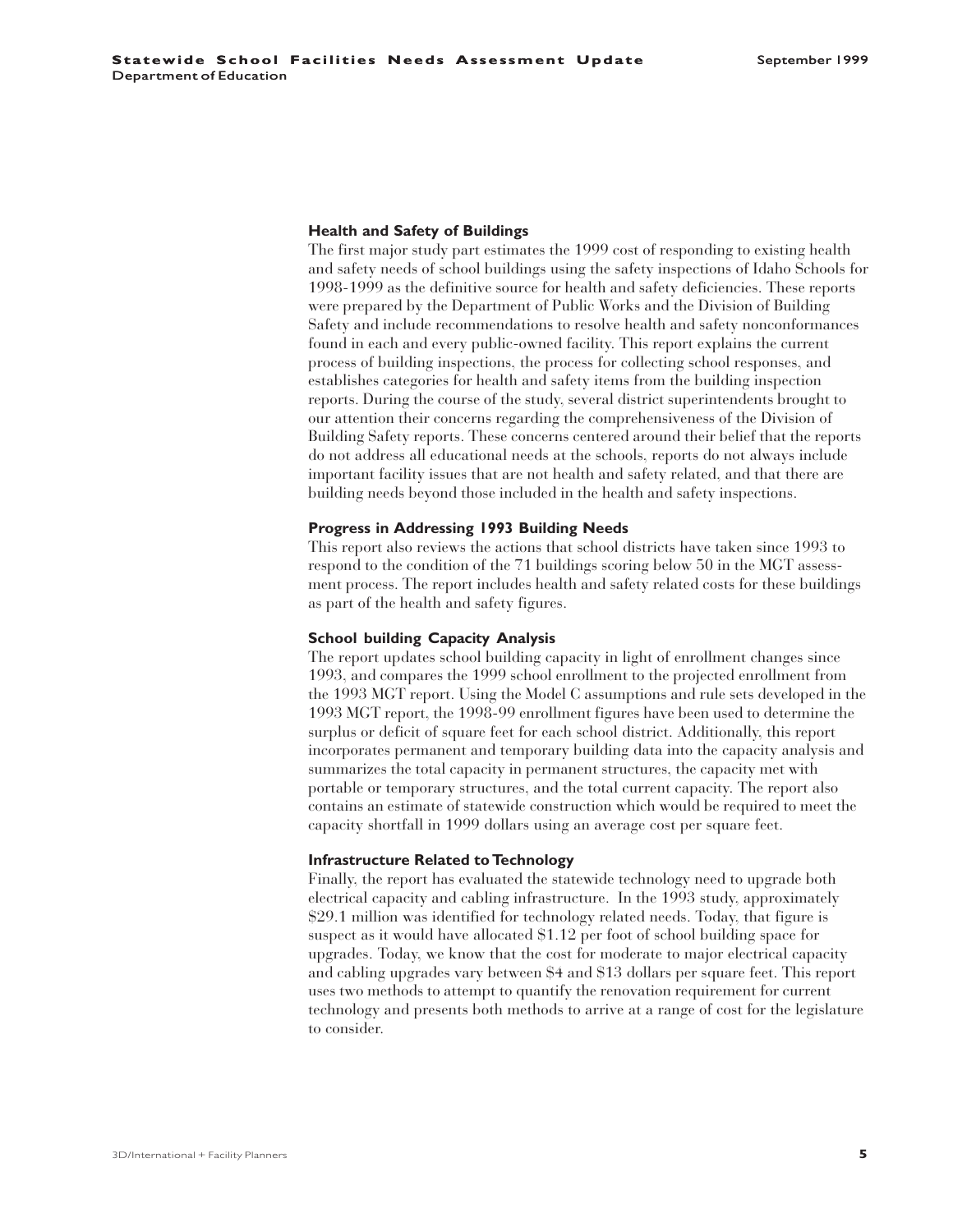### Health and Safety of Buildings

The first major study part estimates the 1999 cost of responding to existing health and safety needs of school buildings using the safety inspections of Idaho Schools for 1998-1999 as the definitive source for health and safety deficiencies. These reports were prepared by the Department of Public Works and the Division of Building Safety and include recommendations to resolve health and safety nonconformances found in each and every public-owned facility. This report explains the current process of building inspections, the process for collecting school responses, and establishes categories for health and safety items from the building inspection reports. During the course of the study, several district superintendents brought to our attention their concerns regarding the comprehensiveness of the Division of Building Safety reports. These concerns centered around their belief that the reports do not address all educational needs at the schools, reports do not always include important facility issues that are not health and safety related, and that there are building needs beyond those included in the health and safety inspections.

### Progress in Addressing 1993 Building Needs

This report also reviews the actions that school districts have taken since 1993 to respond to the condition of the 71 buildings scoring below 50 in the MGT assessment process. The report includes health and safety related costs for these buildings as part of the health and safety figures.

### School building Capacity Analysis

The report updates school building capacity in light of enrollment changes since 1993, and compares the 1999 school enrollment to the projected enrollment from the 1993 MGT report. Using the Model C assumptions and rule sets developed in the 1993 MGT report, the 1998-99 enrollment figures have been used to determine the surplus or deficit of square feet for each school district. Additionally, this report incorporates permanent and temporary building data into the capacity analysis and summarizes the total capacity in permanent structures, the capacity met with portable or temporary structures, and the total current capacity. The report also contains an estimate of statewide construction which would be required to meet the capacity shortfall in 1999 dollars using an average cost per square feet.

### Infrastructure Related to Technology

Finally, the report has evaluated the statewide technology need to upgrade both electrical capacity and cabling infrastructure. In the 1993 study, approximately $29.1 million was identified for technology related needs. Today, that figure is suspect as it would have allocated $1.12 per foot of school building space for upgrades. Today, we know that the cost for moderate to major electrical capacity and cabling upgrades vary between $4 and $13 dollars per square feet. This report uses two methods to attempt to quantify the renovation requirement for current technology and presents both methods to arrive at a range of cost for the legislature to consider.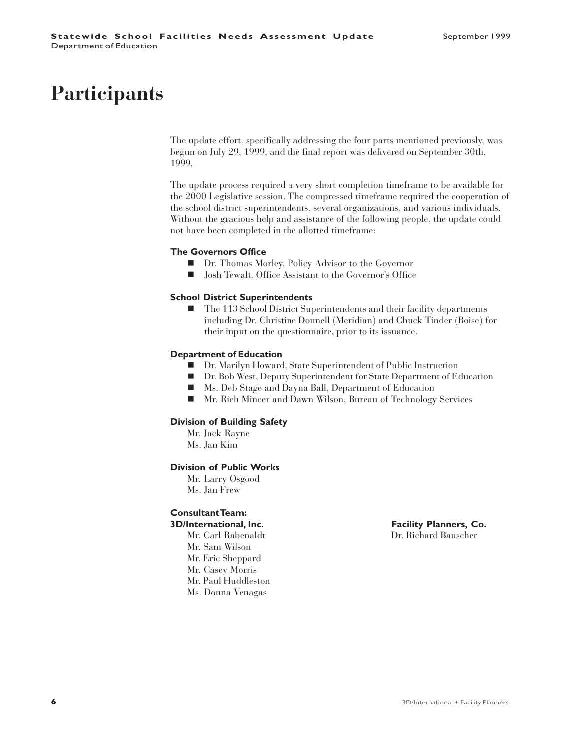# Participants

The update effort, specifically addressing the four parts mentioned previously, was begun on July 29, 1999, and the final report was delivered on September 30th, 1999.

The update process required a very short completion timeframe to be available for the 2000 Legislative session. The compressed timeframe required the cooperation of the school district superintendents, several organizations, and various individuals. Without the gracious help and assistance of the following people, the update could not have been completed in the allotted timeframe:

**The Governors Office**

- Dr. Thomas Morley, Policy Advisor to the Governor
- Josh Tewalt, Office Assistant to the Governor's Office

**School District Superintendents**

- The 113 School District Superintendents and their facility departments including Dr. Christine Donnell (Meridian) and Chuck Tinder (Boise) for their input on the questionnaire, prior to its issuance.

**Department of Education**

- Dr. Marilyn Howard, State Superintendent of Public Instruction
- Dr. Bob West, Deputy Superintendent for State Department of Education
- Ms. Deb Stage and Dayna Ball, Department of Education
- Mr. Rich Mincer and Dawn Wilson, Bureau of Technology Services

**Division of Building Safety**

Mr. Jack Rayne
Ms. Jan Kim

**Division of Public Works**

Mr. Larry Osgood
Ms. Jan Frew

**Consultant Team:**

**3D/International, Inc.**

Mr. Carl Rabenaldt
Mr. Sam Wilson
Mr. Eric Sheppard
Mr. Casey Morris
Mr. Paul Huddleston
Ms. Donna Venagas

**Facility Planners, Co.**

Dr. Richard Bauscher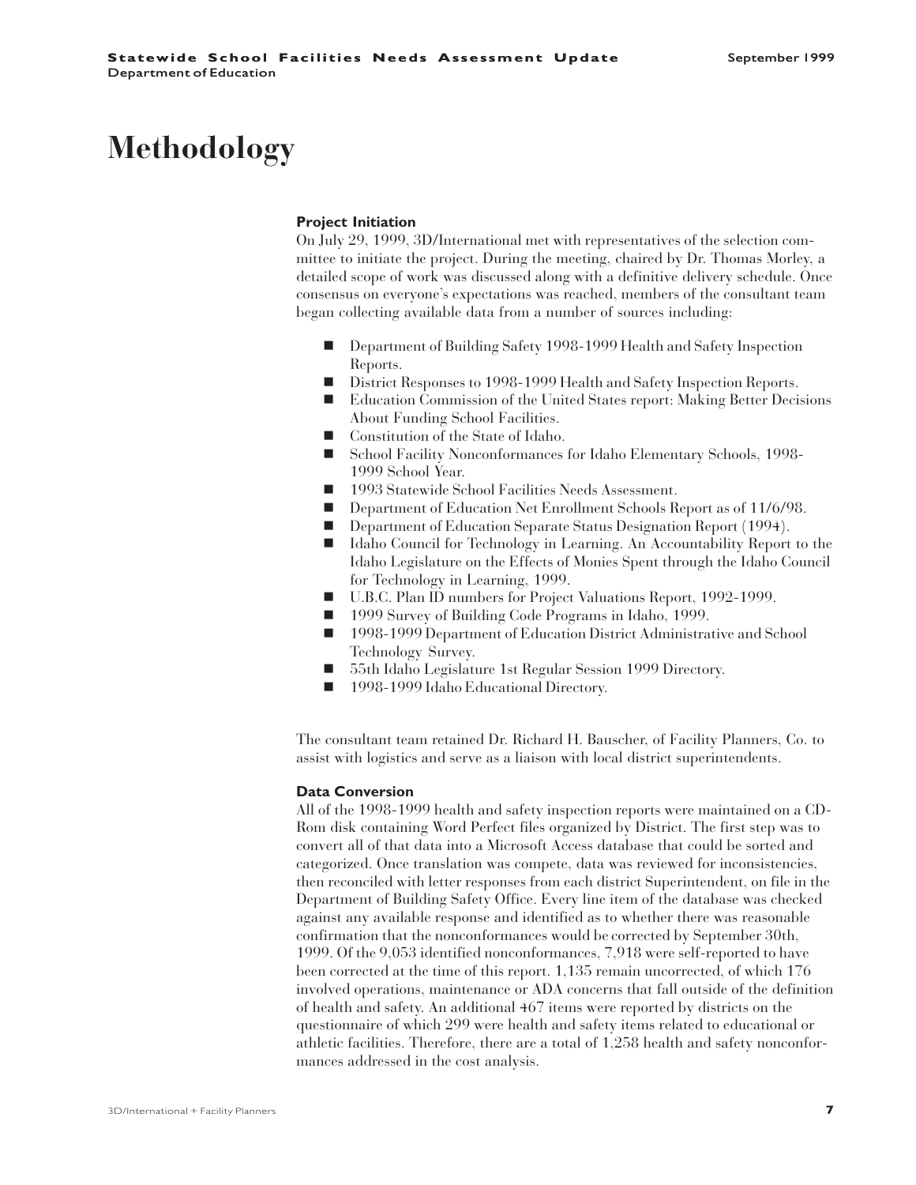# Methodology

### Project Initiation

On July 29, 1999, 3D/International met with representatives of the selection committee to initiate the project. During the meeting, chaired by Dr. Thomas Morley, a detailed scope of work was discussed along with a definitive delivery schedule. Once consensus on everyone's expectations was reached, members of the consultant team began collecting available data from a number of sources including:

- Department of Building Safety 1998-1999 Health and Safety Inspection Reports.
- District Responses to 1998-1999 Health and Safety Inspection Reports.
- Education Commission of the United States report: Making Better Decisions About Funding School Facilities.
- Constitution of the State of Idaho.
- School Facility Nonconformances for Idaho Elementary Schools, 1998-1999 School Year.
- 1993 Statewide School Facilities Needs Assessment.
- Department of Education Net Enrollment Schools Report as of 11/6/98.
- Department of Education Separate Status Designation Report (1994).
- Idaho Council for Technology in Learning. An Accountability Report to the Idaho Legislature on the Effects of Monies Spent through the Idaho Council for Technology in Learning, 1999.
- U.B.C. Plan ID numbers for Project Valuations Report, 1992-1999.
- 1999 Survey of Building Code Programs in Idaho, 1999.
- 1998-1999 Department of Education District Administrative and School Technology Survey.
- 55th Idaho Legislature 1st Regular Session 1999 Directory.
- 1998-1999 Idaho Educational Directory.

The consultant team retained Dr. Richard H. Bauscher, of Facility Planners, Co. to assist with logistics and serve as a liaison with local district superintendents.

### Data Conversion

All of the 1998-1999 health and safety inspection reports were maintained on a CD-Rom disk containing Word Perfect files organized by District. The first step was to convert all of that data into a Microsoft Access database that could be sorted and categorized. Once translation was compete, data was reviewed for inconsistencies, then reconciled with letter responses from each district Superintendent, on file in the Department of Building Safety Office. Every line item of the database was checked against any available response and identified as to whether there was reasonable confirmation that the nonconformances would be corrected by September 30th, 1999. Of the 9,053 identified nonconformances, 7,918 were self-reported to have been corrected at the time of this report. 1,135 remain uncorrected, of which 176 involved operations, maintenance or ADA concerns that fall outside of the definition of health and safety. An additional 467 items were reported by districts on the questionnaire of which 299 were health and safety items related to educational or athletic facilities. Therefore, there are a total of 1,258 health and safety nonconformances addressed in the cost analysis.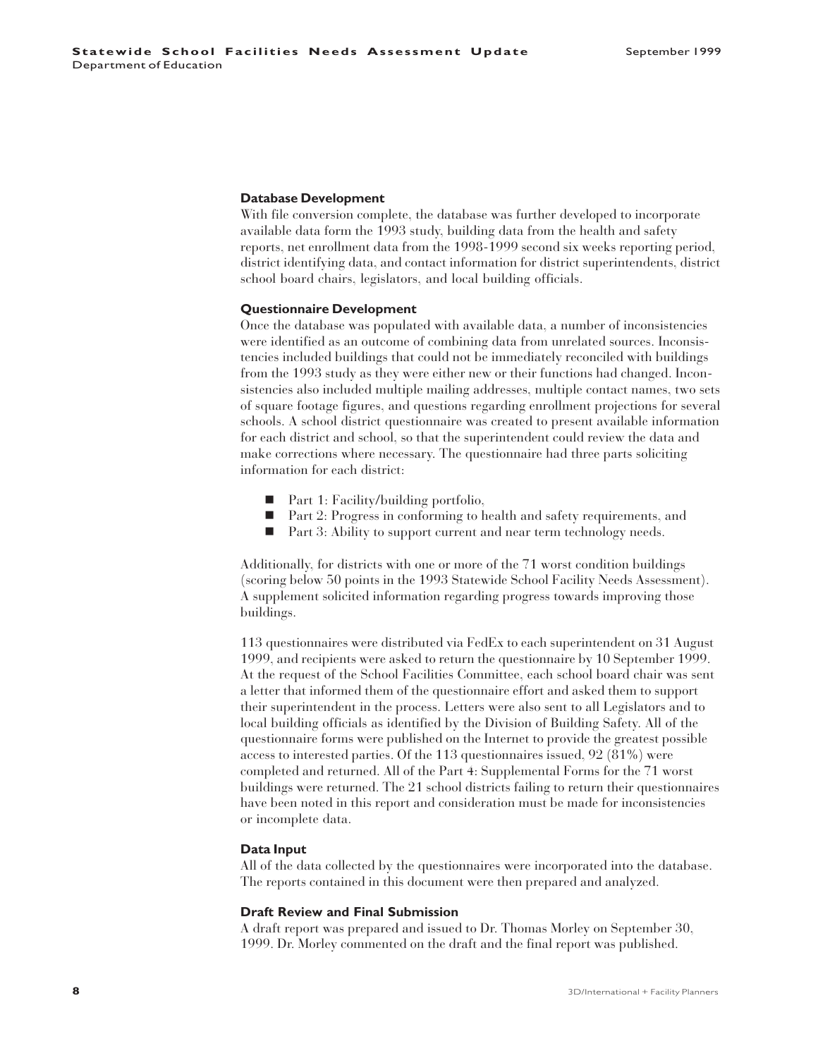### Database Development

With file conversion complete, the database was further developed to incorporate available data form the 1993 study, building data from the health and safety reports, net enrollment data from the 1998-1999 second six weeks reporting period, district identifying data, and contact information for district superintendents, district school board chairs, legislators, and local building officials.

### Questionnaire Development

Once the database was populated with available data, a number of inconsistencies were identified as an outcome of combining data from unrelated sources. Inconsistencies included buildings that could not be immediately reconciled with buildings from the 1993 study as they were either new or their functions had changed. Inconsistencies also included multiple mailing addresses, multiple contact names, two sets of square footage figures, and questions regarding enrollment projections for several schools. A school district questionnaire was created to present available information for each district and school, so that the superintendent could review the data and make corrections where necessary. The questionnaire had three parts soliciting information for each district:

- Part 1: Facility/building portfolio,
- Part 2: Progress in conforming to health and safety requirements, and
- Part 3: Ability to support current and near term technology needs.

Additionally, for districts with one or more of the 71 worst condition buildings (scoring below 50 points in the 1993 Statewide School Facility Needs Assessment). A supplement solicited information regarding progress towards improving those buildings.

113 questionnaires were distributed via FedEx to each superintendent on 31 August 1999, and recipients were asked to return the questionnaire by 10 September 1999. At the request of the School Facilities Committee, each school board chair was sent a letter that informed them of the questionnaire effort and asked them to support their superintendent in the process. Letters were also sent to all Legislators and to local building officials as identified by the Division of Building Safety. All of the questionnaire forms were published on the Internet to provide the greatest possible access to interested parties. Of the 113 questionnaires issued, 92 (81%) were completed and returned. All of the Part 4: Supplemental Forms for the 71 worst buildings were returned. The 21 school districts failing to return their questionnaires have been noted in this report and consideration must be made for inconsistencies or incomplete data.

### Data Input

All of the data collected by the questionnaires were incorporated into the database. The reports contained in this document were then prepared and analyzed.

### Draft Review and Final Submission

A draft report was prepared and issued to Dr. Thomas Morley on September 30, 1999. Dr. Morley commented on the draft and the final report was published.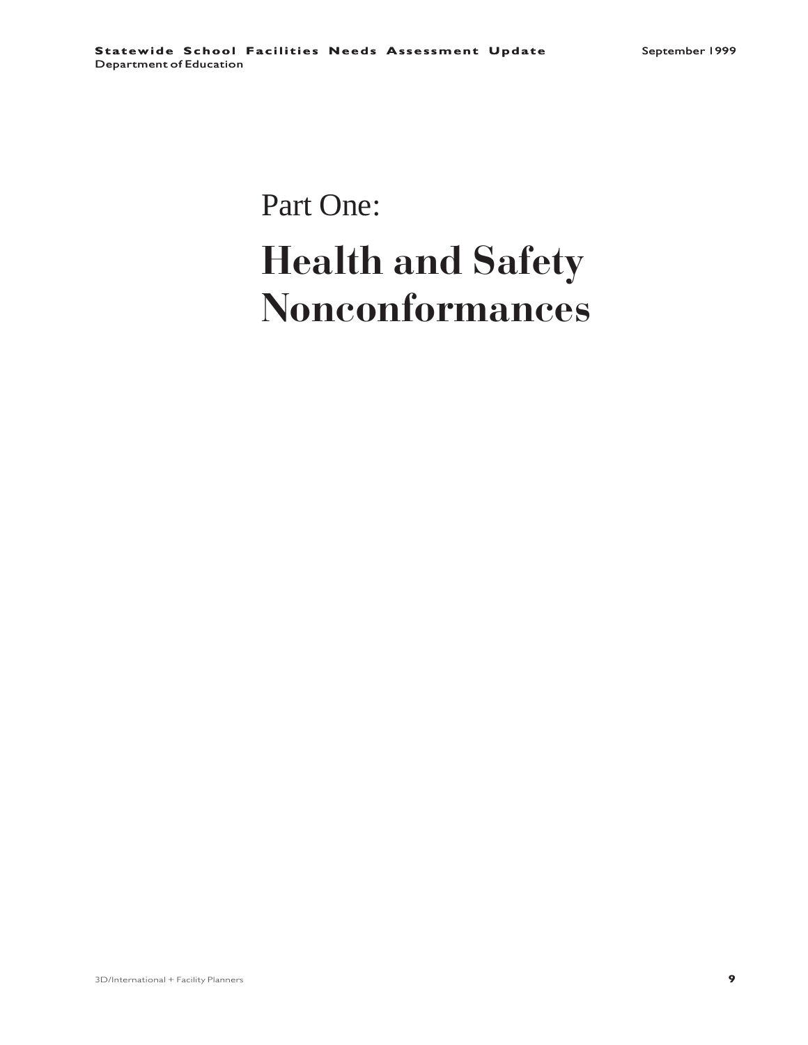# Part One:

# Health and Safety Nonconformances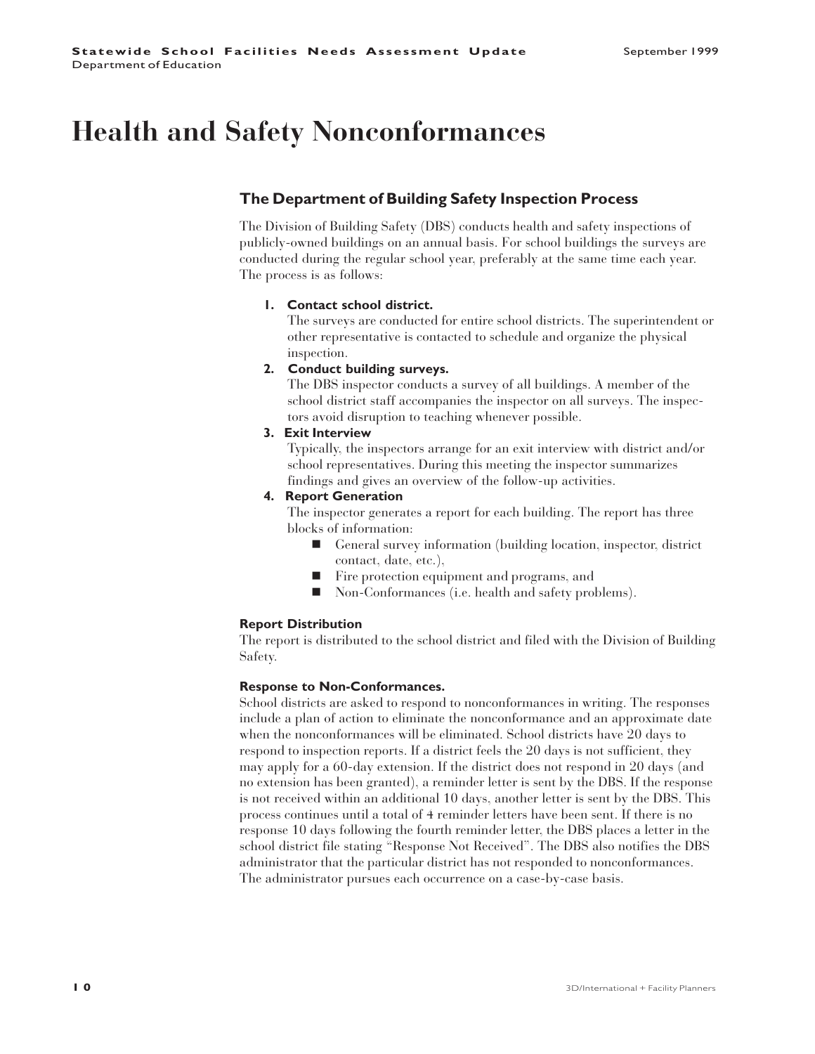# Health and Safety Nonconformances

## The Department of Building Safety Inspection Process

The Division of Building Safety (DBS) conducts health and safety inspections of publicly-owned buildings on an annual basis. For school buildings the surveys are conducted during the regular school year, preferably at the same time each year. The process is as follows:

1. **Contact school district.**
   The surveys are conducted for entire school districts. The superintendent or other representative is contacted to schedule and organize the physical inspection.
2. **Conduct building surveys.**
   The DBS inspector conducts a survey of all buildings. A member of the school district staff accompanies the inspector on all surveys. The inspectors avoid disruption to teaching whenever possible.
3. **Exit Interview**
   Typically, the inspectors arrange for an exit interview with district and/or school representatives. During this meeting the inspector summarizes findings and gives an overview of the follow-up activities.
4. **Report Generation**
   The inspector generates a report for each building. The report has three blocks of information:
   - General survey information (building location, inspector, district contact, date, etc.),
   - Fire protection equipment and programs, and
   - Non-Conformances (i.e. health and safety problems).

**Report Distribution**
The report is distributed to the school district and filed with the Division of Building Safety.

**Response to Non-Conformances.**
School districts are asked to respond to nonconformances in writing. The responses include a plan of action to eliminate the nonconformance and an approximate date when the nonconformances will be eliminated. School districts have 20 days to respond to inspection reports. If a district feels the 20 days is not sufficient, they may apply for a 60-day extension. If the district does not respond in 20 days (and no extension has been granted), a reminder letter is sent by the DBS. If the response is not received within an additional 10 days, another letter is sent by the DBS. This process continues until a total of 4 reminder letters have been sent. If there is no response 10 days following the fourth reminder letter, the DBS places a letter in the school district file stating "Response Not Received". The DBS also notifies the DBS administrator that the particular district has not responded to nonconformances. The administrator pursues each occurrence on a case-by-case basis.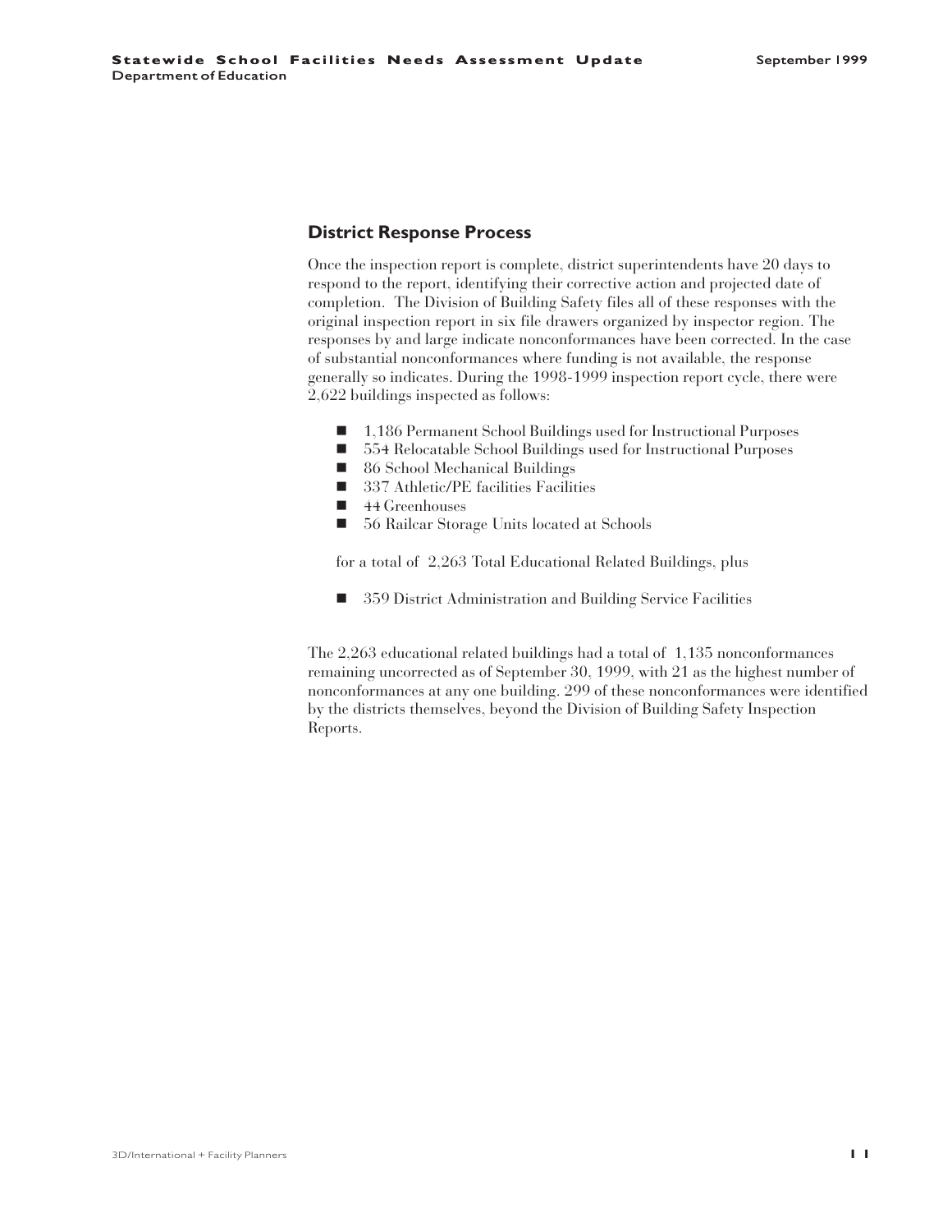## District Response Process

Once the inspection report is complete, district superintendents have 20 days to respond to the report, identifying their corrective action and projected date of completion. The Division of Building Safety files all of these responses with the original inspection report in six file drawers organized by inspector region. The responses by and large indicate nonconformances have been corrected. In the case of substantial nonconformances where funding is not available, the response generally so indicates. During the 1998-1999 inspection report cycle, there were 2,622 buildings inspected as follows:

- 1,186 Permanent School Buildings used for Instructional Purposes
- 554 Relocatable School Buildings used for Instructional Purposes
- 86 School Mechanical Buildings
- 337 Athletic/PE facilities Facilities
- 44 Greenhouses
- 56 Railcar Storage Units located at Schools

for a total of 2,263 Total Educational Related Buildings, plus

- 359 District Administration and Building Service Facilities

The 2,263 educational related buildings had a total of 1,135 nonconformances remaining uncorrected as of September 30, 1999, with 21 as the highest number of nonconformances at any one building. 299 of these nonconformances were identified by the districts themselves, beyond the Division of Building Safety Inspection Reports.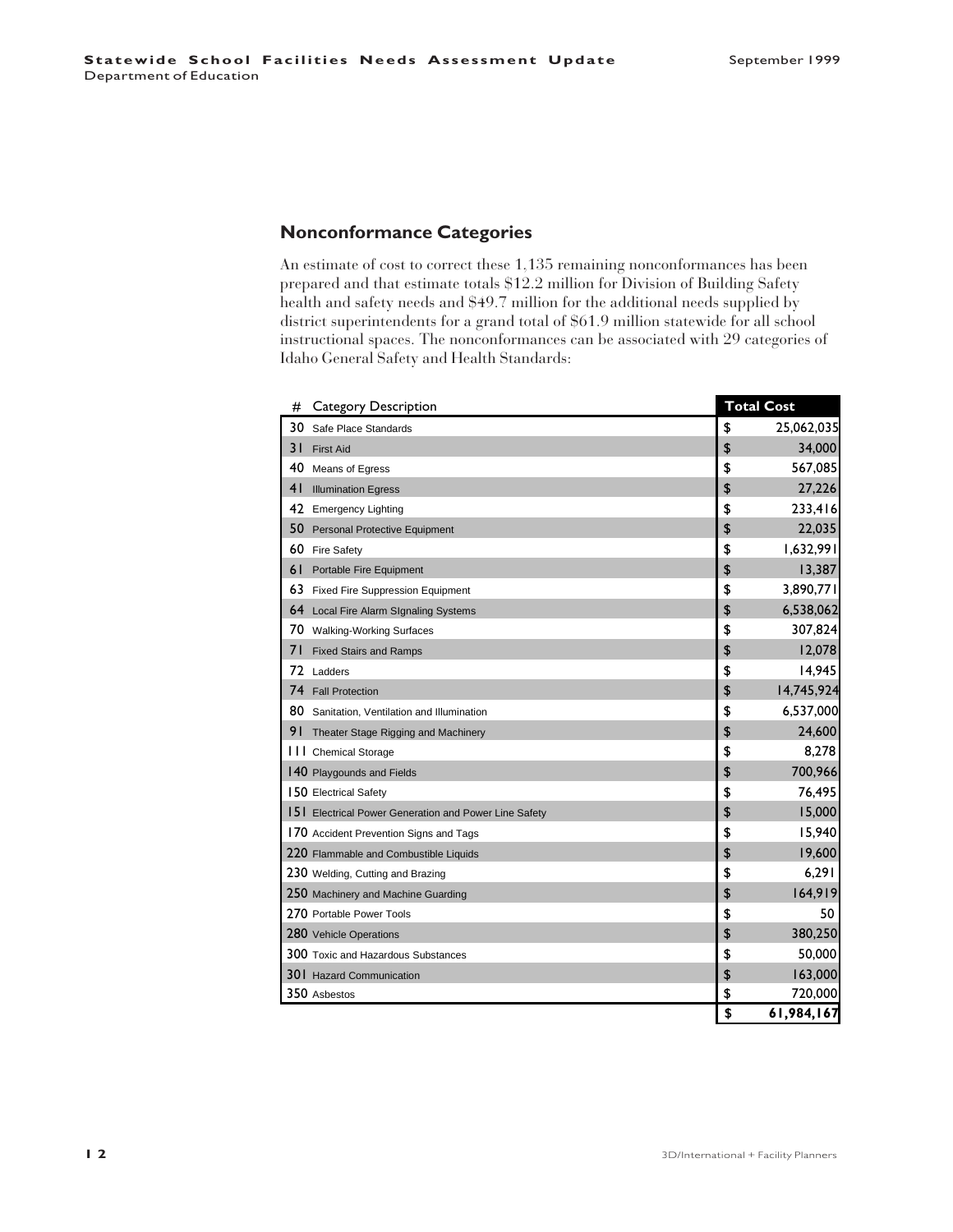## Nonconformance Categories

An estimate of cost to correct these 1,135 remaining nonconformances has been prepared and that estimate totals $12.2 million for Division of Building Safety health and safety needs and $49.7 million for the additional needs supplied by district superintendents for a grand total of $61.9 million statewide for all school instructional spaces. The nonconformances can be associated with 29 categories of Idaho General Safety and Health Standards:

| # | Category Description | Total Cost |
|---|---|---|
| 30 | Safe Place Standards | $ 25,062,035 |
| 31 | First Aid | $ 34,000 |
| 40 | Means of Egress | $ 567,085 |
| 41 | Illumination Egress | $ 27,226 |
| 42 | Emergency Lighting | $ 233,416 |
| 50 | Personal Protective Equipment | $ 22,035 |
| 60 | Fire Safety | $ 1,632,991 |
| 61 | Portable Fire Equipment | $ 13,387 |
| 63 | Fixed Fire Suppression Equipment | $ 3,890,771 |
| 64 | Local Fire Alarm SIgnaling Systems | $ 6,538,062 |
| 70 | Walking-Working Surfaces | $ 307,824 |
| 71 | Fixed Stairs and Ramps | $ 12,078 |
| 72 | Ladders | $ 14,945 |
| 74 | Fall Protection | $ 14,745,924 |
| 80 | Sanitation, Ventilation and Illumination | $ 6,537,000 |
| 91 | Theater Stage Rigging and Machinery | $ 24,600 |
| 111 | Chemical Storage | $ 8,278 |
| 140 | Playgounds and Fields | $ 700,966 |
| 150 | Electrical Safety | $ 76,495 |
| 151 | Electrical Power Generation and Power Line Safety | $ 15,000 |
| 170 | Accident Prevention Signs and Tags | $ 15,940 |
| 220 | Flammable and Combustible Liquids | $ 19,600 |
| 230 | Welding, Cutting and Brazing | $ 6,291 |
| 250 | Machinery and Machine Guarding | $ 164,919 |
| 270 | Portable Power Tools | $ 50 |
| 280 | Vehicle Operations | $ 380,250 |
| 300 | Toxic and Hazardous Substances | $ 50,000 |
| 301 | Hazard Communication | $ 163,000 |
| 350 | Asbestos | $ 720,000 |
| | | **$ 61,984,167** |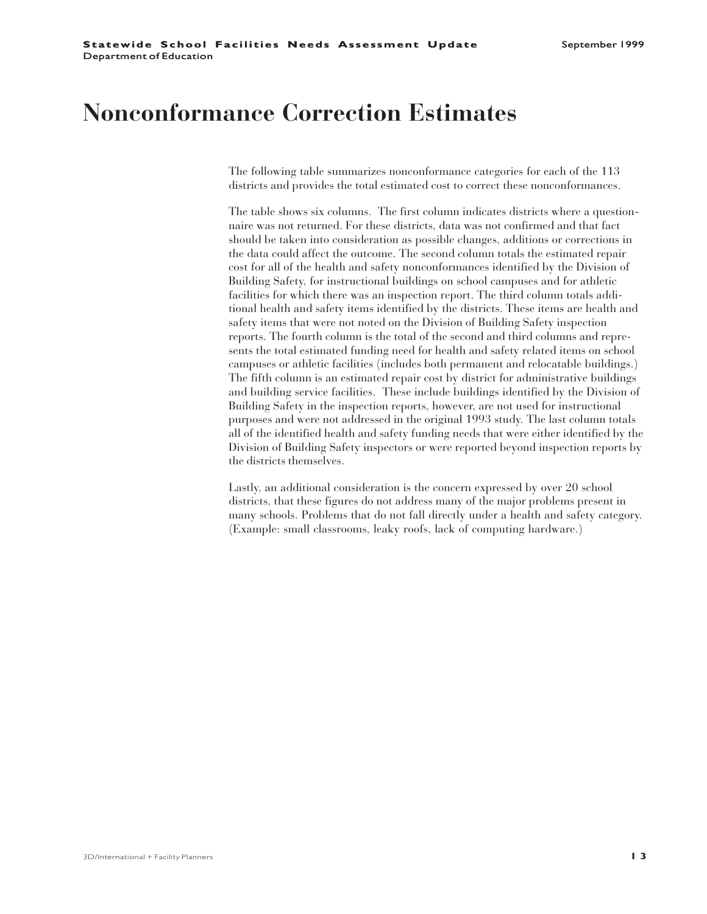# Nonconformance Correction Estimates

The following table summarizes nonconformance categories for each of the 113 districts and provides the total estimated cost to correct these nonconformances.

The table shows six columns. The first column indicates districts where a questionnaire was not returned. For these districts, data was not confirmed and that fact should be taken into consideration as possible changes, additions or corrections in the data could affect the outcome. The second column totals the estimated repair cost for all of the health and safety nonconformances identified by the Division of Building Safety, for instructional buildings on school campuses and for athletic facilities for which there was an inspection report. The third column totals additional health and safety items identified by the districts. These items are health and safety items that were not noted on the Division of Building Safety inspection reports. The fourth column is the total of the second and third columns and represents the total estimated funding need for health and safety related items on school campuses or athletic facilities (includes both permanent and relocatable buildings.) The fifth column is an estimated repair cost by district for administrative buildings and building service facilities. These include buildings identified by the Division of Building Safety in the inspection reports, however, are not used for instructional purposes and were not addressed in the original 1993 study. The last column totals all of the identified health and safety funding needs that were either identified by the Division of Building Safety inspectors or were reported beyond inspection reports by the districts themselves.

Lastly, an additional consideration is the concern expressed by over 20 school districts, that these figures do not address many of the major problems present in many schools. Problems that do not fall directly under a health and safety category. (Example: small classrooms, leaky roofs, lack of computing hardware.)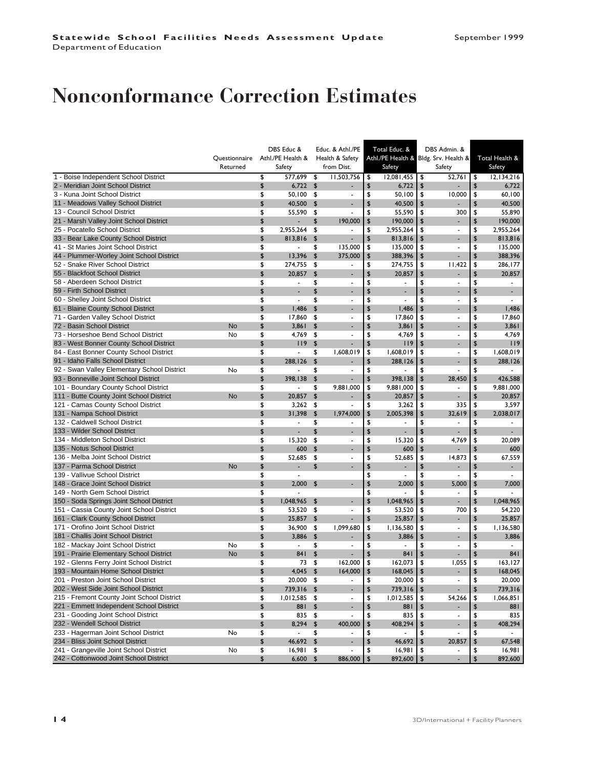# Nonconformance Correction Estimates

| | Questionnaire Returned | DBS Educ & Athl./PE Health & Safety | Educ. & Athl./PE Health & Safety from Dist. | Total Educ. & Athl./PE Health & Safety | DBS Admin. & Bldg. Srv. Health & Safety | Total Health & Safety |
|---|---|---|---|---|---|---|
| 1 - Boise Independent School District | | $ 577,699 | $ 11,503,756 | $ 12,081,455 | $ 52,761 | $ 12,134,216 |
| 2 - Meridian Joint School District | | $ 6,722 | $ - | $ 6,722 | $ - | $ 6,722 |
| 3 - Kuna Joint School District | | $ 50,100 | $ - | $ 50,100 | $ 10,000 | $ 60,100 |
| 11 - Meadows Valley School District | | $ 40,500 | $ - | $ 40,500 | $ - | $ 40,500 |
| 13 - Council School District | | $ 55,590 | $ - | $ 55,590 | $ 300 | $ 55,890 |
| 21 - Marsh Valley Joint School District | | $ - | $ 190,000 | $ 190,000 | $ - | $ 190,000 |
| 25 - Pocatello School District | | $ 2,955,264 | $ - | $ 2,955,264 | $ - | $ 2,955,264 |
| 33 - Bear Lake County School District | | $ 813,816 | $ - | $ 813,816 | $ - | $ 813,816 |
| 41 - St Maries Joint School District | | $ - | $ 135,000 | $ 135,000 | $ - | $ 135,000 |
| 44 - Plummer-Worley Joint School District | | $ 13,396 | $ 375,000 | $ 388,396 | $ - | $ 388,396 |
| 52 - Snake River School District | | $ 274,755 | $ - | $ 274,755 | $ 11,422 | $ 286,177 |
| 55 - Blackfoot School District | | $ 20,857 | $ - | $ 20,857 | $ - | $ 20,857 |
| 58 - Aberdeen School District | | $ - | $ - | $ - | $ - | $ - |
| 59 - Firth School District | | $ - | $ - | $ - | $ - | $ - |
| 60 - Shelley Joint School District | | $ - | $ - | $ - | $ - | $ - |
| 61 - Blaine County School District | | $ 1,486 | $ - | $ 1,486 | $ - | $ 1,486 |
| 71 - Garden Valley School District | | $ 17,860 | $ - | $ 17,860 | $ - | $ 17,860 |
| 72 - Basin School District | No | $ 3,861 | $ - | $ 3,861 | $ - | $ 3,861 |
| 73 - Horseshoe Bend School District | No | $ 4,769 | $ - | $ 4,769 | $ - | $ 4,769 |
| 83 - West Bonner County School District | | $ 119 | $ - | $ 119 | $ - | $ 119 |
| 84 - East Bonner County School District | | $ - | $ 1,608,019 | $ 1,608,019 | $ - | $ 1,608,019 |
| 91 - Idaho Falls School District | | $ 288,126 | $ - | $ 288,126 | $ - | $ 288,126 |
| 92 - Swan Valley Elementary School District | No | $ - | $ - | $ - | $ - | $ - |
| 93 - Bonneville Joint School District | | $ 398,138 | $ - | $ 398,138 | $ 28,450 | $ 426,588 |
| 101 - Boundary County School District | | $ - | $ 9,881,000 | $ 9,881,000 | $ - | $ 9,881,000 |
| 111 - Butte County Joint School District | No | $ 20,857 | $ - | $ 20,857 | $ - | $ 20,857 |
| 121 - Camas County School District | | $ 3,262 | $ - | $ 3,262 | $ 335 | $ 3,597 |
| 131 - Nampa School District | | $ 31,398 | $ 1,974,000 | $ 2,005,398 | $ 32,619 | $ 2,038,017 |
| 132 - Caldwell School District | | $ - | $ - | $ - | $ - | $ - |
| 133 - Wilder School District | | $ - | $ - | $ - | $ - | $ - |
| 134 - Middleton School District | | $ 15,320 | $ - | $ 15,320 | $ 4,769 | $ 20,089 |
| 135 - Notus School District | | $ 600 | $ - | $ 600 | $ - | $ 600 |
| 136 - Melba Joint School District | | $ 52,685 | $ - | $ 52,685 | $ 14,873 | $ 67,559 |
| 137 - Parma School District | No | $ - | $ - | $ - | $ - | $ - |
| 139 - Vallivue School District | | $ - | | $ - | $ - | $ - |
| 148 - Grace Joint School District | | $ 2,000 | $ - | $ 2,000 | $ 5,000 | $ 7,000 |
| 149 - North Gem School District | | $ - | | $ - | $ - | $ - |
| 150 - Soda Springs Joint School District | | $ 1,048,965 | $ - | $ 1,048,965 | $ - | $ 1,048,965 |
| 151 - Cassia County Joint School District | | $ 53,520 | $ - | $ 53,520 | $ 700 | $ 54,220 |
| 161 - Clark County School District | | $ 25,857 | $ - | $ 25,857 | $ - | $ 25,857 |
| 171 - Orofino Joint School District | | $ 36,900 | $ 1,099,680 | $ 1,136,580 | $ - | $ 1,136,580 |
| 181 - Challis Joint School District | | $ 3,886 | $ - | $ 3,886 | $ - | $ 3,886 |
| 182 - Mackay Joint School District | No | $ - | $ - | $ - | $ - | $ - |
| 191 - Prairie Elementary School District | No | $ 841 | $ - | $ 841 | $ - | $ 841 |
| 192 - Glenns Ferry Joint School District | | $ 73 | $ 162,000 | $ 162,073 | $ 1,055 | $ 163,127 |
| 193 - Mountain Home School District | | $ 4,045 | $ 164,000 | $ 168,045 | $ - | $ 168,045 |
| 201 - Preston Joint School District | | $ 20,000 | $ - | $ 20,000 | $ - | $ 20,000 |
| 202 - West Side Joint School District | | $ 739,316 | $ - | $ 739,316 | $ - | $ 739,316 |
| 215 - Fremont County Joint School District | | $ 1,012,585 | $ - | $ 1,012,585 | $ 54,266 | $ 1,066,851 |
| 221 - Emmett Independent School District | | $ 881 | $ - | $ 881 | $ - | $ 881 |
| 231 - Gooding Joint School District | | $ 835 | $ - | $ 835 | $ - | $ 835 |
| 232 - Wendell School District | | $ 8,294 | $ 400,000 | $ 408,294 | $ - | $ 408,294 |
| 233 - Hagerman Joint School District | No | $ - | $ - | $ - | $ - | $ - |
| 234 - Bliss Joint School District | | $ 46,692 | $ - | $ 46,692 | $ 20,857 | $ 67,548 |
| 241 - Grangeville Joint School District | No | $ 16,981 | $ - | $ 16,981 | $ - | $ 16,981 |
| 242 - Cottonwood Joint School District | | $ 6,600 | $ 886,000 | $ 892,600 | $ - | $ 892,600 |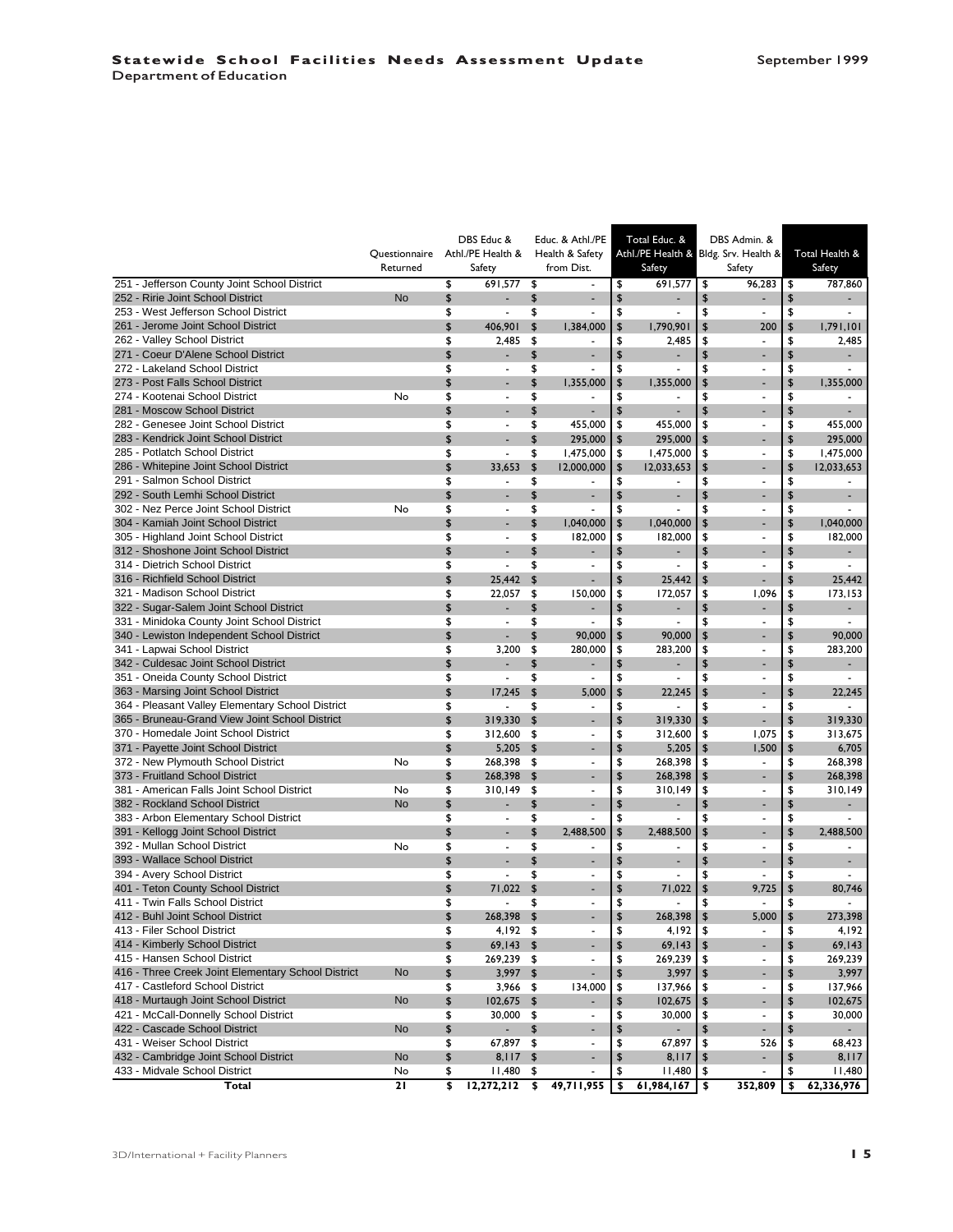| | Questionnaire Returned | DBS Educ & Athl./PE Health & Safety | Educ. & Athl./PE Health & Safety from Dist. | Total Educ. & Athl./PE Health & Safety | DBS Admin. & Bldg. Srv. Health & Safety | Total Health & Safety |
|---|---|---|---|---|---|---|
| 251 - Jefferson County Joint School District | | $ 691,577 | $ - | $ 691,577 | $ 96,283 | $ 787,860 |
| 252 - Ririe Joint School District | No | $ - | $ - | $ - | $ - | $ - |
| 253 - West Jefferson School District | | $ - | $ - | $ - | $ - | $ - |
| 261 - Jerome Joint School District | | $ 406,901 | $ 1,384,000 | $ 1,790,901 | $ 200 | $ 1,791,101 |
| 262 - Valley School District | | $ 2,485 | $ - | $ 2,485 | $ - | $ 2,485 |
| 271 - Coeur D'Alene School District | | $ - | $ - | $ - | $ - | $ - |
| 272 - Lakeland School District | | $ - | $ - | $ - | $ - | $ - |
| 273 - Post Falls School District | | $ - | $ 1,355,000 | $ 1,355,000 | $ - | $ 1,355,000 |
| 274 - Kootenai School District | No | $ - | $ - | $ - | $ - | $ - |
| 281 - Moscow School District | | $ - | $ - | $ - | $ - | $ - |
| 282 - Genesee Joint School District | | $ - | $ 455,000 | $ 455,000 | $ - | $ 455,000 |
| 283 - Kendrick Joint School District | | $ - | $ 295,000 | $ 295,000 | $ - | $ 295,000 |
| 285 - Potlatch School District | | $ - | $ 1,475,000 | $ 1,475,000 | $ - | $ 1,475,000 |
| 286 - Whitepine Joint School District | | $ 33,653 | $ 12,000,000 | $ 12,033,653 | $ - | $ 12,033,653 |
| 291 - Salmon School District | | $ - | $ - | $ - | $ - | $ - |
| 292 - South Lemhi School District | | $ - | $ - | $ - | $ - | $ - |
| 302 - Nez Perce Joint School District | No | $ - | $ - | $ - | $ - | $ - |
| 304 - Kamiah Joint School District | | $ - | $ 1,040,000 | $ 1,040,000 | $ - | $ 1,040,000 |
| 305 - Highland Joint School District | | $ - | $ 182,000 | $ 182,000 | $ - | $ 182,000 |
| 312 - Shoshone Joint School District | | $ - | $ - | $ - | $ - | $ - |
| 314 - Dietrich School District | | $ - | $ - | $ - | $ - | $ - |
| 316 - Richfield School District | | $ 25,442 | $ - | $ 25,442 | $ - | $ 25,442 |
| 321 - Madison School District | | $ 22,057 | $ 150,000 | $ 172,057 | $ 1,096 | $ 173,153 |
| 322 - Sugar-Salem Joint School District | | $ - | $ - | $ - | $ - | $ - |
| 331 - Minidoka County Joint School District | | $ - | $ - | $ - | $ - | $ - |
| 340 - Lewiston Independent School District | | $ - | $ 90,000 | $ 90,000 | $ - | $ 90,000 |
| 341 - Lapwai School District | | $ 3,200 | $ 280,000 | $ 283,200 | $ - | $ 283,200 |
| 342 - Culdesac Joint School District | | $ - | $ - | $ - | $ - | $ - |
| 351 - Oneida County School District | | $ - | $ - | $ - | $ - | $ - |
| 363 - Marsing Joint School District | | $ 17,245 | $ 5,000 | $ 22,245 | $ - | $ 22,245 |
| 364 - Pleasant Valley Elementary School District | | $ - | $ - | $ - | $ - | $ - |
| 365 - Bruneau-Grand View Joint School District | | $ 319,330 | $ - | $ 319,330 | $ - | $ 319,330 |
| 370 - Homedale Joint School District | | $ 312,600 | $ - | $ 312,600 | $ 1,075 | $ 313,675 |
| 371 - Payette Joint School District | | $ 5,205 | $ - | $ 5,205 | $ 1,500 | $ 6,705 |
| 372 - New Plymouth School District | No | $ 268,398 | $ - | $ 268,398 | $ - | $ 268,398 |
| 373 - Fruitland School District | | $ 268,398 | $ - | $ 268,398 | $ - | $ 268,398 |
| 381 - American Falls Joint School District | No | $ 310,149 | $ - | $ 310,149 | $ - | $ 310,149 |
| 382 - Rockland School District | No | $ - | $ - | $ - | $ - | $ - |
| 383 - Arbon Elementary School District | | $ - | $ - | $ - | $ - | $ - |
| 391 - Kellogg Joint School District | | $ - | $ 2,488,500 | $ 2,488,500 | $ - | $ 2,488,500 |
| 392 - Mullan School District | No | $ - | $ - | $ - | $ - | $ - |
| 393 - Wallace School District | | $ - | $ - | $ - | $ - | $ - |
| 394 - Avery School District | | $ - | $ - | $ - | $ - | $ - |
| 401 - Teton County School District | | $ 71,022 | $ - | $ 71,022 | $ 9,725 | $ 80,746 |
| 411 - Twin Falls School District | | $ - | $ - | $ - | $ - | $ - |
| 412 - Buhl Joint School District | | $ 268,398 | $ - | $ 268,398 | $ 5,000 | $ 273,398 |
| 413 - Filer School District | | $ 4,192 | $ - | $ 4,192 | $ - | $ 4,192 |
| 414 - Kimberly School District | | $ 69,143 | $ - | $ 69,143 | $ - | $ 69,143 |
| 415 - Hansen School District | | $ 269,239 | $ - | $ 269,239 | $ - | $ 269,239 |
| 416 - Three Creek Joint Elementary School District | No | $ 3,997 | $ - | $ 3,997 | $ - | $ 3,997 |
| 417 - Castleford School District | | $ 3,966 | $ 134,000 | $ 137,966 | $ - | $ 137,966 |
| 418 - Murtaugh Joint School District | No | $ 102,675 | $ - | $ 102,675 | $ - | $ 102,675 |
| 421 - McCall-Donnelly School District | | $ 30,000 | $ - | $ 30,000 | $ - | $ 30,000 |
| 422 - Cascade School District | No | $ - | $ - | $ - | $ - | $ - |
| 431 - Weiser School District | | $ 67,897 | $ - | $ 67,897 | $ 526 | $ 68,423 |
| 432 - Cambridge Joint School District | No | $ 8,117 | $ - | $ 8,117 | $ - | $ 8,117 |
| 433 - Midvale School District | No | $ 11,480 | $ - | $ 11,480 | $ - | $ 11,480 |
| **Total** | **21** | **$ 12,272,212** | **$ 49,711,955** | **$ 61,984,167** | **$ 352,809** | **$ 62,336,976** |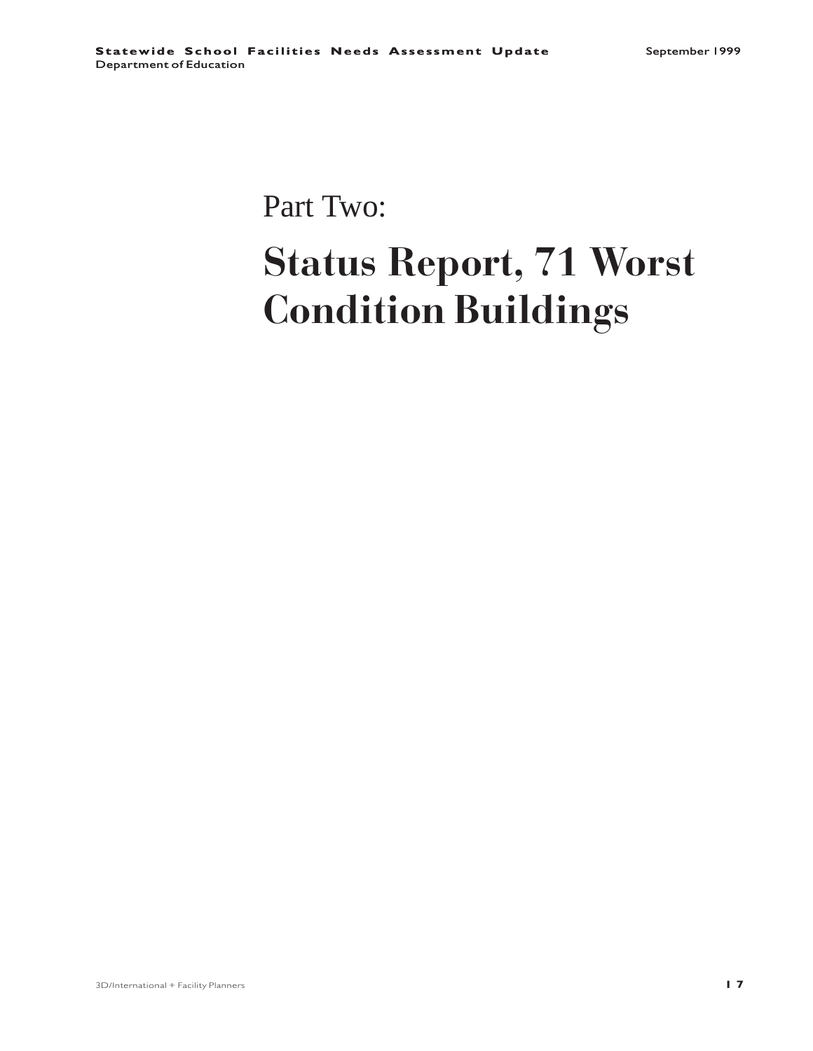# Part Two:

# Status Report, 71 Worst Condition Buildings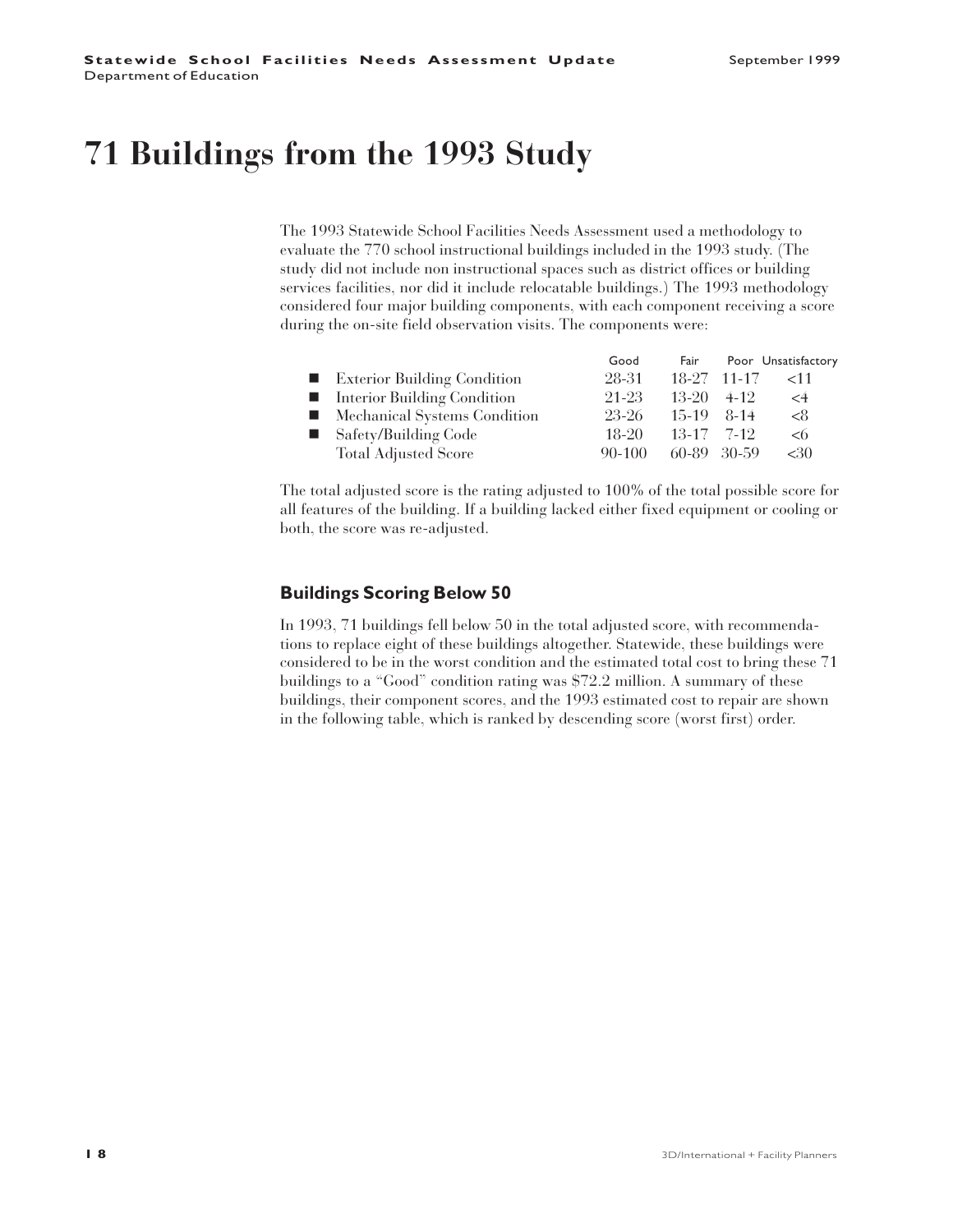# 71 Buildings from the 1993 Study

The 1993 Statewide School Facilities Needs Assessment used a methodology to evaluate the 770 school instructional buildings included in the 1993 study. (The study did not include non instructional spaces such as district offices or building services facilities, nor did it include relocatable buildings.) The 1993 methodology considered four major building components, with each component receiving a score during the on-site field observation visits. The components were:

| | Good | Fair | Poor | Unsatisfactory |
|---|---|---|---|---|
| ■ Exterior Building Condition | 28-31 | 18-27 | 11-17 | <11 |
| ■ Interior Building Condition | 21-23 | 13-20 | 4-12 | <4 |
| ■ Mechanical Systems Condition | 23-26 | 15-19 | 8-14 | <8 |
| ■ Safety/Building Code | 18-20 | 13-17 | 7-12 | <6 |
| Total Adjusted Score | 90-100 | 60-89 | 30-59 | <30 |

The total adjusted score is the rating adjusted to 100% of the total possible score for all features of the building. If a building lacked either fixed equipment or cooling or both, the score was re-adjusted.

### Buildings Scoring Below 50

In 1993, 71 buildings fell below 50 in the total adjusted score, with recommendations to replace eight of these buildings altogether. Statewide, these buildings were considered to be in the worst condition and the estimated total cost to bring these 71 buildings to a "Good" condition rating was $72.2 million. A summary of these buildings, their component scores, and the 1993 estimated cost to repair are shown in the following table, which is ranked by descending score (worst first) order.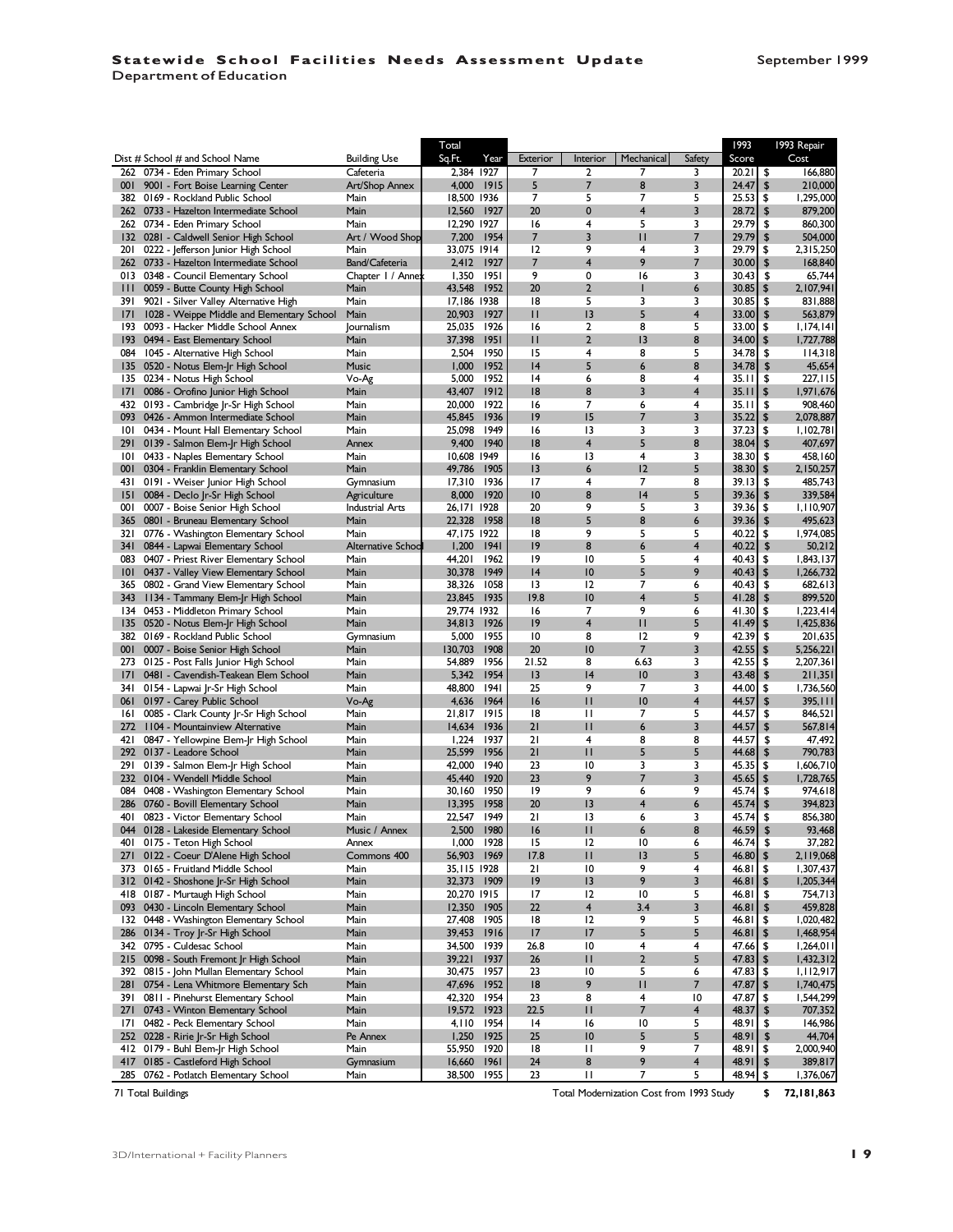| Dist # School # and School Name | Building Use | Total Sq.Ft. | Year | Exterior | Interior | Mechanical | Safety | 1993 Score | 1993 Repair Cost |
|---|---|---|---|---|---|---|---|---|---|
| 262 0734 - Eden Primary School | Cafeteria | 2,384 | 1927 | 7 | 2 | 7 | 3 | 20.21 | $ 166,880 |
| 001 9001 - Fort Boise Learning Center | Art/Shop Annex | 4,000 | 1915 | 5 | 7 | 8 | 3 | 24.47 | $ 210,000 |
| 382 0169 - Rockland Public School | Main | 18,500 | 1936 | 7 | 5 | 7 | 5 | 25.53 | $ 1,295,000 |
| 262 0733 - Hazelton Intermediate School | Main | 12,560 | 1927 | 20 | 0 | 4 | 3 | 28.72 | $ 879,200 |
| 262 0734 - Eden Primary School | Main | 12,290 | 1927 | 16 | 4 | 5 | 3 | 29.79 | $ 860,300 |
| 132 0281 - Caldwell Senior High School | Art / Wood Shop | 7,200 | 1954 | 7 | 3 | 11 | 7 | 29.79 | $ 504,000 |
| 201 0222 - Jefferson Junior High School | Main | 33,075 | 1914 | 12 | 9 | 4 | 3 | 29.79 | $ 2,315,250 |
| 262 0733 - Hazelton Intermediate School | Band/Cafeteria | 2,412 | 1927 | 7 | 4 | 9 | 7 | 30.00 | $ 168,840 |
| 013 0348 - Council Elementary School | Chapter 1 / Annex | 1,350 | 1951 | 9 | 0 | 16 | 3 | 30.43 | $ 65,744 |
| 111 0059 - Butte County High School | Main | 43,548 | 1952 | 20 | 2 | 1 | 6 | 30.85 | $ 2,107,941 |
| 391 9021 - Silver Valley Alternative High | Main | 17,186 | 1938 | 18 | 5 | 3 | 3 | 30.85 | $ 831,888 |
| 171 1028 - Weippe Middle and Elementary School | Main | 20,903 | 1927 | 11 | 13 | 5 | 4 | 33.00 | $ 563,879 |
| 193 0093 - Hacker Middle School Annex | Journalism | 25,035 | 1926 | 16 | 2 | 8 | 5 | 33.00 | $ 1,174,141 |
| 193 0494 - East Elementary School | Main | 37,398 | 1951 | 11 | 2 | 13 | 8 | 34.00 | $ 1,727,788 |
| 084 1045 - Alternative High School | Main | 2,504 | 1950 | 15 | 4 | 8 | 5 | 34.78 | $ 114,318 |
| 135 0520 - Notus Elem-Jr High School | Music | 1,000 | 1952 | 14 | 5 | 6 | 8 | 34.78 | $ 45,654 |
| 135 0234 - Notus High School | Vo-Ag | 5,000 | 1952 | 14 | 6 | 8 | 4 | 35.11 | $ 227,115 |
| 171 0086 - Orofino Junior High School | Main | 43,407 | 1912 | 18 | 8 | 3 | 4 | 35.11 | $ 1,971,676 |
| 432 0193 - Cambridge Jr-Sr High School | Main | 20,000 | 1922 | 16 | 7 | 6 | 4 | 35.11 | $ 908,460 |
| 093 0426 - Ammon Intermediate School | Main | 45,845 | 1936 | 19 | 15 | 7 | 3 | 35.22 | $ 2,078,887 |
| 101 0434 - Mount Hall Elementary School | Main | 25,098 | 1949 | 16 | 13 | 3 | 3 | 37.23 | $ 1,102,781 |
| 291 0139 - Salmon Elem-Jr High School | Annex | 9,400 | 1940 | 18 | 4 | 5 | 8 | 38.04 | $ 407,697 |
| 101 0433 - Naples Elementary School | Main | 10,608 | 1949 | 16 | 13 | 4 | 3 | 38.30 | $ 458,160 |
| 001 0304 - Franklin Elementary School | Main | 49,786 | 1905 | 13 | 6 | 12 | 5 | 38.30 | $ 2,150,257 |
| 431 0191 - Weiser Junior High School | Gymnasium | 17,310 | 1936 | 17 | 4 | 7 | 8 | 39.13 | $ 485,743 |
| 151 0084 - Declo Jr-Sr High School | Agriculture | 8,000 | 1920 | 10 | 8 | 14 | 5 | 39.36 | $ 339,584 |
| 001 0007 - Boise Senior High School | Industrial Arts | 26,171 | 1928 | 20 | 9 | 5 | 3 | 39.36 | $ 1,110,907 |
| 365 0801 - Bruneau Elementary School | Main | 22,328 | 1958 | 18 | 5 | 8 | 6 | 39.36 | $ 495,623 |
| 321 0776 - Washington Elementary School | Main | 47,175 | 1922 | 18 | 9 | 5 | 5 | 40.22 | $ 1,974,085 |
| 341 0844 - Lapwai Elementary School | Alternative School | 1,200 | 1941 | 19 | 8 | 6 | 4 | 40.22 | $ 50,212 |
| 083 0407 - Priest River Elementary School | Main | 44,201 | 1962 | 19 | 10 | 5 | 4 | 40.43 | $ 1,843,137 |
| 101 0437 - Valley View Elementary School | Main | 30,378 | 1949 | 14 | 10 | 5 | 9 | 40.43 | $ 1,266,732 |
| 365 0802 - Grand View Elementary School | Main | 38,326 | 1058 | 13 | 12 | 7 | 6 | 40.43 | $ 682,613 |
| 343 1134 - Tammany Elem-Jr High School | Main | 23,845 | 1935 | 19.8 | 10 | 4 | 5 | 41.28 | $ 899,520 |
| 134 0453 - Middleton Primary School | Main | 29,774 | 1932 | 16 | 7 | 9 | 6 | 41.30 | $ 1,223,414 |
| 135 0520 - Notus Elem-Jr High School | Main | 34,813 | 1926 | 19 | 4 | 11 | 5 | 41.49 | $ 1,425,836 |
| 382 0169 - Rockland Public School | Gymnasium | 5,000 | 1955 | 10 | 8 | 12 | 9 | 42.39 | $ 201,635 |
| 001 0007 - Boise Senior High School | Main | 130,703 | 1908 | 20 | 10 | 7 | 3 | 42.55 | $ 5,256,221 |
| 273 0125 - Post Falls Junior High School | Main | 54,889 | 1956 | 21.52 | 8 | 6.63 | 3 | 42.55 | $ 2,207,361 |
| 171 0481 - Cavendish-Teakean Elem School | Main | 5,342 | 1954 | 13 | 14 | 10 | 3 | 43.48 | $ 211,351 |
| 341 0154 - Lapwai Jr-Sr High School | Main | 48,800 | 1941 | 25 | 9 | 7 | 3 | 44.00 | $ 1,736,560 |
| 061 0197 - Carey Public School | Vo-Ag | 4,636 | 1964 | 16 | 11 | 10 | 4 | 44.57 | $ 395,111 |
| 161 0085 - Clark County Jr-Sr High School | Main | 21,817 | 1915 | 18 | 11 | 7 | 5 | 44.57 | $ 846,521 |
| 272 1104 - Mountainview Alternative | Main | 14,634 | 1936 | 21 | 11 | 6 | 3 | 44.57 | $ 567,814 |
| 421 0847 - Yellowpine Elem-Jr High School | Main | 1,224 | 1937 | 21 | 4 | 8 | 8 | 44.57 | $ 47,492 |
| 292 0137 - Leadore School | Main | 25,599 | 1956 | 21 | 11 | 5 | 5 | 44.68 | $ 790,783 |
| 291 0139 - Salmon Elem-Jr High School | Main | 42,000 | 1940 | 23 | 10 | 3 | 3 | 45.35 | $ 1,606,710 |
| 232 0104 - Wendell Middle School | Main | 45,440 | 1920 | 23 | 9 | 7 | 3 | 45.65 | $ 1,728,765 |
| 084 0408 - Washington Elementary School | Main | 30,160 | 1950 | 19 | 9 | 6 | 9 | 45.74 | $ 974,618 |
| 286 0760 - Bovill Elementary School | Main | 13,395 | 1958 | 20 | 13 | 4 | 6 | 45.74 | $ 394,823 |
| 401 0823 - Victor Elementary School | Main | 22,547 | 1949 | 21 | 13 | 6 | 3 | 45.74 | $ 856,380 |
| 044 0128 - Lakeside Elementary School | Music / Annex | 2,500 | 1980 | 16 | 11 | 6 | 8 | 46.59 | $ 93,468 |
| 401 0175 - Teton High School | Annex | 1,000 | 1928 | 15 | 12 | 10 | 6 | 46.74 | $ 37,282 |
| 271 0122 - Coeur D'Alene High School | Commons 400 | 56,903 | 1969 | 17.8 | 11 | 13 | 5 | 46.80 | $ 2,119,068 |
| 373 0165 - Fruitland Middle School | Main | 35,115 | 1928 | 21 | 10 | 9 | 4 | 46.81 | $ 1,307,437 |
| 312 0142 - Shoshone Jr-Sr High School | Main | 32,373 | 1909 | 19 | 13 | 9 | 3 | 46.81 | $ 1,205,344 |
| 418 0187 - Murtaugh High School | Main | 20,270 | 1915 | 17 | 12 | 10 | 5 | 46.81 | $ 754,713 |
| 093 0430 - Lincoln Elementary School | Main | 12,350 | 1905 | 22 | 4 | 3.4 | 3 | 46.81 | $ 459,828 |
| 132 0448 - Washington Elementary School | Main | 27,408 | 1905 | 18 | 12 | 9 | 5 | 46.81 | $ 1,020,482 |
| 286 0134 - Troy Jr-Sr High School | Main | 39,453 | 1916 | 17 | 17 | 5 | 5 | 46.81 | $ 1,468,954 |
| 342 0795 - Culdesac School | Main | 34,500 | 1939 | 26.8 | 10 | 4 | 4 | 47.66 | $ 1,264,011 |
| 215 0098 - South Fremont Jr High School | Main | 39,221 | 1937 | 26 | 11 | 2 | 5 | 47.83 | $ 1,432,312 |
| 392 0815 - John Mullan Elementary School | Main | 30,475 | 1957 | 23 | 10 | 5 | 6 | 47.83 | $ 1,112,917 |
| 281 0754 - Lena Whitmore Elementary Sch | Main | 47,696 | 1952 | 18 | 9 | 11 | 7 | 47.87 | $ 1,740,475 |
| 391 0811 - Pinehurst Elementary School | Main | 42,320 | 1954 | 23 | 8 | 4 | 10 | 47.87 | $ 1,544,299 |
| 271 0743 - Winton Elementary School | Main | 19,572 | 1923 | 22.5 | 11 | 7 | 4 | 48.37 | $ 707,352 |
| 171 0482 - Peck Elementary School | Main | 4,110 | 1954 | 14 | 16 | 10 | 5 | 48.91 | $ 146,986 |
| 252 0228 - Ririe Jr-Sr High School | Pe Annex | 1,250 | 1925 | 25 | 10 | 5 | 5 | 48.91 | $ 44,704 |
| 412 0179 - Buhl Elem-Jr High School | Main | 55,950 | 1920 | 18 | 11 | 9 | 7 | 48.91 | $ 2,000,940 |
| 417 0185 - Castleford High School | Gymnasium | 16,660 | 1961 | 24 | 8 | 9 | 4 | 48.91 | $ 389,817 |
| 285 0762 - Potlatch Elementary School | Main | 38,500 | 1955 | 23 | 11 | 7 | 5 | 48.94 | $ 1,376,067 |
| 71 Total Buildings | | | | Total Modernization Cost from 1993 Study | | | | | $ 72,181,863 |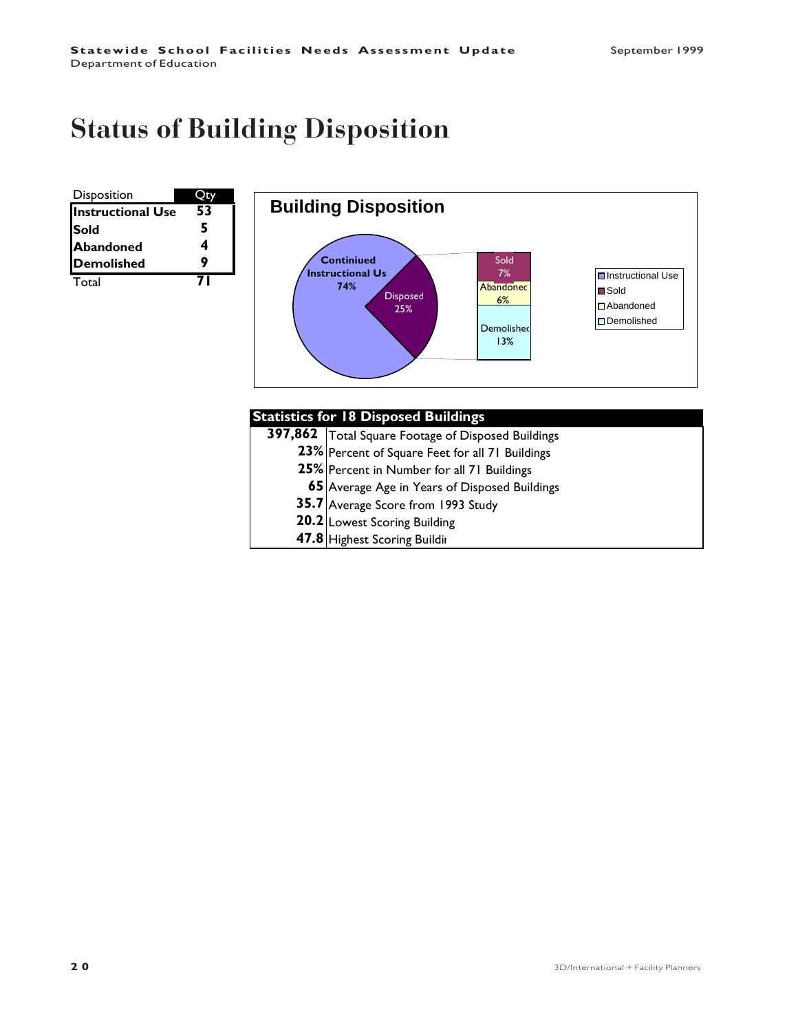# Status of Building Disposition

| Disposition | Qty |
|---|---|
| **Instructional Use** | **53** |
| **Sold** | **5** |
| **Abandoned** | **4** |
| **Demolished** | **9** |
| Total | **71** |

**Building Disposition**

Continiued Instructional Us 74%
Disposed 25%
Sold 7%
Abandonec 6%
Demolishec 13%

- Instructional Use
- Sold
- Abandoned
- Demolished

| Statistics for 18 Disposed Buildings | |
|---|---|
| **397,862** | Total Square Footage of Disposed Buildings |
| **23%** | Percent of Square Feet for all 71 Buildings |
| **25%** | Percent in Number for all 71 Buildings |
| **65** | Average Age in Years of Disposed Buildings |
| **35.7** | Average Score from 1993 Study |
| **20.2** | Lowest Scoring Building |
| **47.8** | Highest Scoring Buildir |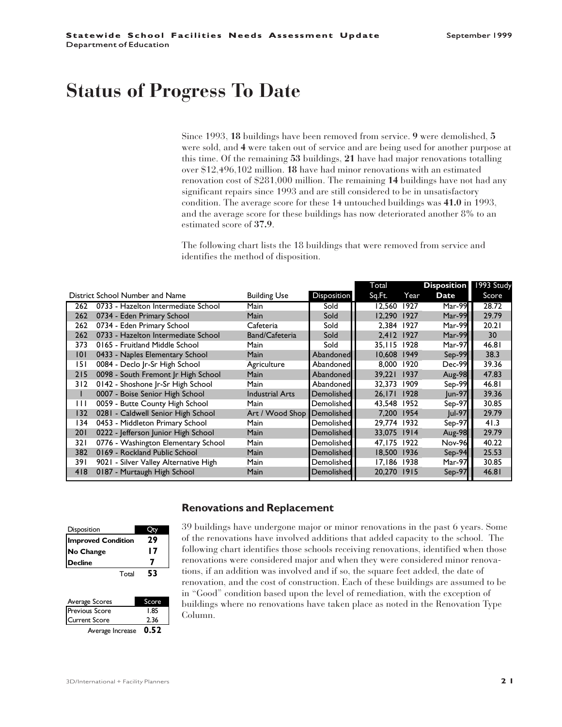# Status of Progress To Date

Since 1993, **18** buildings have been removed from service. **9** were demolished, **5** were sold, and **4** were taken out of service and are being used for another purpose at this time. Of the remaining **53** buildings, **21** have had major renovations totalling over $12,496,102 million. **18** have had minor renovations with an estimated renovation cost of $281,000 million. The remaining **14** buildings have not had any significant repairs since 1993 and are still considered to be in unsatisfactory condition. The average score for these 14 untouched buildings was **41.0** in 1993, and the average score for these buildings has now deteriorated another 8% to an estimated score of **37.9**.

The following chart lists the 18 buildings that were removed from service and identifies the method of disposition.

| District | School Number and Name | Building Use | Disposition | Total Sq.Ft. | Year | Disposition Date | 1993 Study Score |
|---|---|---|---|---|---|---|---|
| 262 | 0733 - Hazelton Intermediate School | Main | Sold | 12,560 | 1927 | Mar-99 | 28.72 |
| 262 | 0734 - Eden Primary School | Main | Sold | 12,290 | 1927 | Mar-99 | 29.79 |
| 262 | 0734 - Eden Primary School | Cafeteria | Sold | 2,384 | 1927 | Mar-99 | 20.21 |
| 262 | 0733 - Hazelton Intermediate School | Band/Cafeteria | Sold | 2,412 | 1927 | Mar-99 | 30 |
| 373 | 0165 - Fruitland Middle School | Main | Sold | 35,115 | 1928 | Mar-97 | 46.81 |
| 101 | 0433 - Naples Elementary School | Main | Abandoned | 10,608 | 1949 | Sep-99 | 38.3 |
| 151 | 0084 - Declo Jr-Sr High School | Agriculture | Abandoned | 8,000 | 1920 | Dec-99 | 39.36 |
| 215 | 0098 - South Fremont Jr High School | Main | Abandoned | 39,221 | 1937 | Aug-98 | 47.83 |
| 312 | 0142 - Shoshone Jr-Sr High School | Main | Abandoned | 32,373 | 1909 | Sep-99 | 46.81 |
| 1 | 0007 - Boise Senior High School | Industrial Arts | Demolished | 26,171 | 1928 | Jun-97 | 39.36 |
| 111 | 0059 - Butte County High School | Main | Demolished | 43,548 | 1952 | Sep-97 | 30.85 |
| 132 | 0281 - Caldwell Senior High School | Art / Wood Shop | Demolished | 7,200 | 1954 | Jul-97 | 29.79 |
| 134 | 0453 - Middleton Primary School | Main | Demolished | 29,774 | 1932 | Sep-97 | 41.3 |
| 201 | 0222 - Jefferson Junior High School | Main | Demolished | 33,075 | 1914 | Aug-98 | 29.79 |
| 321 | 0776 - Washington Elementary School | Main | Demolished | 47,175 | 1922 | Nov-96 | 40.22 |
| 382 | 0169 - Rockland Public School | Main | Demolished | 18,500 | 1936 | Sep-94 | 25.53 |
| 391 | 9021 - Silver Valley Alternative High | Main | Demolished | 17,186 | 1938 | Mar-97 | 30.85 |
| 418 | 0187 - Murtaugh High School | Main | Demolished | 20,270 | 1915 | Sep-97 | 46.81 |

| Disposition | Qty |
|---|---|
| **Improved Condition** | **29** |
| **No Change** | **17** |
| **Decline** | **7** |
| Total | **53** |

| Average Scores | Score |
|---|---|
| Previous Score | 1.85 |
| Current Score | 2.36 |
| Average Increase | **0.52** |

## Renovations and Replacement

39 buildings have undergone major or minor renovations in the past 6 years. Some of the renovations have involved additions that added capacity to the school. The following chart identifies those schools receiving renovations, identified when those renovations were considered major and when they were considered minor renovations, if an addition was involved and if so, the square feet added, the date of renovation, and the cost of construction. Each of these buildings are assumed to be in "Good" condition based upon the level of remediation, with the exception of buildings where no renovations have taken place as noted in the Renovation Type Column.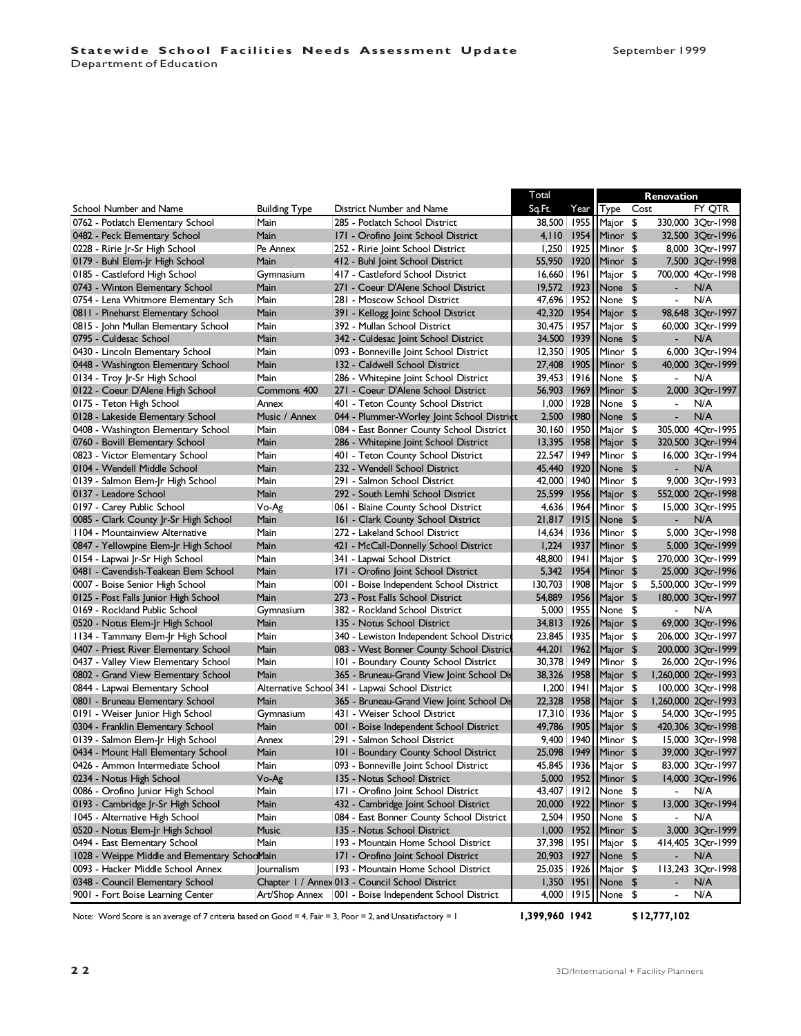| School Number and Name | Building Type | District Number and Name | Total Sq.Ft. | Year | Renovation Type | Cost | FY QTR |
|---|---|---|---|---|---|---|---|
| 0762 - Potlatch Elementary School | Main | 285 - Potlatch School District | 38,500 | 1955 | Major | $ 330,000 | 3Qtr-1998 |
| 0482 - Peck Elementary School | Main | 171 - Orofino Joint School District | 4,110 | 1954 | Minor | $ 32,500 | 3Qtr-1996 |
| 0228 - Ririe Jr-Sr High School | Pe Annex | 252 - Ririe Joint School District | 1,250 | 1925 | Minor | $ 8,000 | 3Qtr-1997 |
| 0179 - Buhl Elem-Jr High School | Main | 412 - Buhl Joint School District | 55,950 | 1920 | Minor | $ 7,500 | 3Qtr-1998 |
| 0185 - Castleford High School | Gymnasium | 417 - Castleford School District | 16,660 | 1961 | Major | $ 700,000 | 4Qtr-1998 |
| 0743 - Winton Elementary School | Main | 271 - Coeur D'Alene School District | 19,572 | 1923 | None | $ - | N/A |
| 0754 - Lena Whitmore Elementary Sch | Main | 281 - Moscow School District | 47,696 | 1952 | None | $ - | N/A |
| 0811 - Pinehurst Elementary School | Main | 391 - Kellogg Joint School District | 42,320 | 1954 | Major | $ 98,648 | 3Qtr-1997 |
| 0815 - John Mullan Elementary School | Main | 392 - Mullan School District | 30,475 | 1957 | Major | $ 60,000 | 3Qtr-1999 |
| 0795 - Culdesac School | Main | 342 - Culdesac Joint School District | 34,500 | 1939 | None | $ - | N/A |
| 0430 - Lincoln Elementary School | Main | 093 - Bonneville Joint School District | 12,350 | 1905 | Minor | $ 6,000 | 3Qtr-1994 |
| 0448 - Washington Elementary School | Main | 132 - Caldwell School District | 27,408 | 1905 | Minor | $ 40,000 | 3Qtr-1999 |
| 0134 - Troy Jr-Sr High School | Main | 286 - Whitepine Joint School District | 39,453 | 1916 | None | $ - | N/A |
| 0122 - Coeur D'Alene High School | Commons 400 | 271 - Coeur D'Alene School District | 56,903 | 1969 | Minor | $ 2,000 | 3Qtr-1997 |
| 0175 - Teton High School | Annex | 401 - Teton County School District | 1,000 | 1928 | None | $ - | N/A |
| 0128 - Lakeside Elementary School | Music / Annex | 044 - Plummer-Worley Joint School District | 2,500 | 1980 | None | $ - | N/A |
| 0408 - Washington Elementary School | Main | 084 - East Bonner County School District | 30,160 | 1950 | Major | $ 305,000 | 4Qtr-1995 |
| 0760 - Bovill Elementary School | Main | 286 - Whitepine Joint School District | 13,395 | 1958 | Major | $ 320,500 | 3Qtr-1994 |
| 0823 - Victor Elementary School | Main | 401 - Teton County School District | 22,547 | 1949 | Minor | $ 16,000 | 3Qtr-1994 |
| 0104 - Wendell Middle School | Main | 232 - Wendell School District | 45,440 | 1920 | None | $ - | N/A |
| 0139 - Salmon Elem-Jr High School | Main | 291 - Salmon School District | 42,000 | 1940 | Minor | $ 9,000 | 3Qtr-1993 |
| 0137 - Leadore School | Main | 292 - South Lemhi School District | 25,599 | 1956 | Major | $ 552,000 | 2Qtr-1998 |
| 0197 - Carey Public School | Vo-Ag | 061 - Blaine County School District | 4,636 | 1964 | Minor | $ 15,000 | 3Qtr-1995 |
| 0085 - Clark County Jr-Sr High School | Main | 161 - Clark County School District | 21,817 | 1915 | None | $ - | N/A |
| 1104 - Mountainview Alternative | Main | 272 - Lakeland School District | 14,634 | 1936 | Minor | $ 5,000 | 3Qtr-1998 |
| 0847 - Yellowpine Elem-Jr High School | Main | 421 - McCall-Donnelly School District | 1,224 | 1937 | Minor | $ 5,000 | 3Qtr-1999 |
| 0154 - Lapwai Jr-Sr High School | Main | 341 - Lapwai School District | 48,800 | 1941 | Major | $ 270,000 | 3Qtr-1999 |
| 0481 - Cavendish-Teakean Elem School | Main | 171 - Orofino Joint School District | 5,342 | 1954 | Minor | $ 25,000 | 3Qtr-1996 |
| 0007 - Boise Senior High School | Main | 001 - Boise Independent School District | 130,703 | 1908 | Major | $ 5,500,000 | 3Qtr-1999 |
| 0125 - Post Falls Junior High School | Main | 273 - Post Falls School District | 54,889 | 1956 | Major | $ 180,000 | 3Qtr-1997 |
| 0169 - Rockland Public School | Gymnasium | 382 - Rockland School District | 5,000 | 1955 | None | $ - | N/A |
| 0520 - Notus Elem-Jr High School | Main | 135 - Notus School District | 34,813 | 1926 | Major | $ 69,000 | 3Qtr-1996 |
| 1134 - Tammany Elem-Jr High School | Main | 340 - Lewiston Independent School District | 23,845 | 1935 | Major | $ 206,000 | 3Qtr-1997 |
| 0407 - Priest River Elementary School | Main | 083 - West Bonner County School District | 44,201 | 1962 | Major | $ 200,000 | 3Qtr-1999 |
| 0437 - Valley View Elementary School | Main | 101 - Boundary County School District | 30,378 | 1949 | Minor | $ 26,000 | 2Qtr-1996 |
| 0802 - Grand View Elementary School | Main | 365 - Bruneau-Grand View Joint School Dis | 38,326 | 1958 | Major | $ 1,260,000 | 2Qtr-1993 |
| 0844 - Lapwai Elementary School | Alternative School | 341 - Lapwai School District | 1,200 | 1941 | Major | $ 100,000 | 3Qtr-1998 |
| 0801 - Bruneau Elementary School | Main | 365 - Bruneau-Grand View Joint School Dis | 22,328 | 1958 | Major | $ 1,260,000 | 2Qtr-1993 |
| 0191 - Weiser Junior High School | Gymnasium | 431 - Weiser School District | 17,310 | 1936 | Major | $ 54,000 | 3Qtr-1995 |
| 0304 - Franklin Elementary School | Main | 001 - Boise Independent School District | 49,786 | 1905 | Major | $ 420,306 | 3Qtr-1998 |
| 0139 - Salmon Elem-Jr High School | Annex | 291 - Salmon School District | 9,400 | 1940 | Minor | $ 15,000 | 3Qtr-1998 |
| 0434 - Mount Hall Elementary School | Main | 101 - Boundary County School District | 25,098 | 1949 | Minor | $ 39,000 | 3Qtr-1997 |
| 0426 - Ammon Intermediate School | Main | 093 - Bonneville Joint School District | 45,845 | 1936 | Major | $ 83,000 | 3Qtr-1997 |
| 0234 - Notus High School | Vo-Ag | 135 - Notus School District | 5,000 | 1952 | Minor | $ 14,000 | 3Qtr-1996 |
| 0086 - Orofino Junior High School | Main | 171 - Orofino Joint School District | 43,407 | 1912 | None | $ - | N/A |
| 0193 - Cambridge Jr-Sr High School | Main | 432 - Cambridge Joint School District | 20,000 | 1922 | Minor | $ 13,000 | 3Qtr-1994 |
| 1045 - Alternative High School | Main | 084 - East Bonner County School District | 2,504 | 1950 | None | $ - | N/A |
| 0520 - Notus Elem-Jr High School | Music | 135 - Notus School District | 1,000 | 1952 | Minor | $ 3,000 | 3Qtr-1999 |
| 0494 - East Elementary School | Main | 193 - Mountain Home School District | 37,398 | 1951 | Major | $ 414,405 | 3Qtr-1999 |
| 1028 - Weippe Middle and Elementary School | Main | 171 - Orofino Joint School District | 20,903 | 1927 | None | $ - | N/A |
| 0093 - Hacker Middle School Annex | Journalism | 193 - Mountain Home School District | 25,035 | 1926 | Major | $ 113,243 | 3Qtr-1998 |
| 0348 - Council Elementary School | Chapter 1 / Annex | 013 - Council School District | 1,350 | 1951 | None | $ - | N/A |
| 9001 - Fort Boise Learning Center | Art/Shop Annex | 001 - Boise Independent School District | 4,000 | 1915 | None | $ - | N/A |
| | | | 1,399,960 | 1942 | | $12,777,102 | |

Note: Word Score is an average of 7 criteria based on Good = 4, Fair = 3, Poor = 2, and Unsatisfactory = 1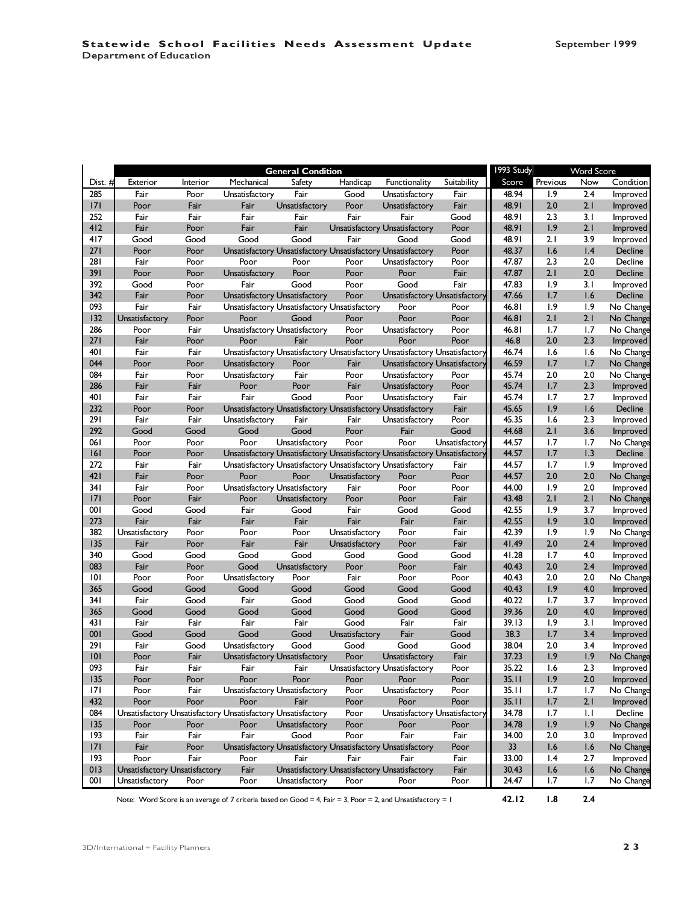| | General Condition | | | | | | | 1993 Study | Word Score | | |
|---|---|---|---|---|---|---|---|---|---|---|---|
| Dist. # | Exterior | Interior | Mechanical | Safety | Handicap | Functionality | Suitability | Score | Previous | Now | Condition |
| 285 | Fair | Poor | Unsatisfactory | Fair | Good | Unsatisfactory | Fair | 48.94 | 1.9 | 2.4 | Improved |
| 171 | Poor | Fair | Fair | Unsatisfactory | Poor | Unsatisfactory | Fair | 48.91 | 2.0 | 2.1 | Improved |
| 252 | Fair | Fair | Fair | Fair | Fair | Fair | Good | 48.91 | 2.3 | 3.1 | Improved |
| 412 | Fair | Poor | Fair | Fair | Unsatisfactory | Unsatisfactory | Poor | 48.91 | 1.9 | 2.1 | Improved |
| 417 | Good | Good | Good | Good | Fair | Good | Good | 48.91 | 2.1 | 3.9 | Improved |
| 271 | Poor | Poor | Unsatisfactory | Unsatisfactory | Unsatisfactory | Unsatisfactory | Poor | 48.37 | 1.6 | 1.4 | Decline |
| 281 | Fair | Poor | Poor | Poor | Poor | Unsatisfactory | Poor | 47.87 | 2.3 | 2.0 | Decline |
| 391 | Poor | Poor | Unsatisfactory | Poor | Poor | Poor | Fair | 47.87 | 2.1 | 2.0 | Decline |
| 392 | Good | Poor | Fair | Good | Poor | Good | Fair | 47.83 | 1.9 | 3.1 | Improved |
| 342 | Fair | Poor | Unsatisfactory | Unsatisfactory | Poor | Unsatisfactory | Unsatisfactory | 47.66 | 1.7 | 1.6 | Decline |
| 093 | Fair | Fair | Unsatisfactory | Unsatisfactory | Unsatisfactory | Poor | Poor | 46.81 | 1.9 | 1.9 | No Change |
| 132 | Unsatisfactory | Poor | Poor | Good | Poor | Poor | Poor | 46.81 | 2.1 | 2.1 | No Change |
| 286 | Poor | Fair | Unsatisfactory | Unsatisfactory | Poor | Unsatisfactory | Poor | 46.81 | 1.7 | 1.7 | No Change |
| 271 | Fair | Poor | Poor | Fair | Poor | Poor | Poor | 46.8 | 2.0 | 2.3 | Improved |
| 401 | Fair | Fair | Unsatisfactory | Unsatisfactory | Unsatisfactory | Unsatisfactory | Unsatisfactory | 46.74 | 1.6 | 1.6 | No Change |
| 044 | Poor | Poor | Unsatisfactory | Poor | Fair | Unsatisfactory | Unsatisfactory | 46.59 | 1.7 | 1.7 | No Change |
| 084 | Fair | Poor | Unsatisfactory | Fair | Poor | Unsatisfactory | Poor | 45.74 | 2.0 | 2.0 | No Change |
| 286 | Fair | Fair | Poor | Poor | Fair | Unsatisfactory | Poor | 45.74 | 1.7 | 2.3 | Improved |
| 401 | Fair | Fair | Fair | Good | Poor | Unsatisfactory | Fair | 45.74 | 1.7 | 2.7 | Improved |
| 232 | Poor | Poor | Unsatisfactory | Unsatisfactory | Unsatisfactory | Unsatisfactory | Fair | 45.65 | 1.9 | 1.6 | Decline |
| 291 | Fair | Fair | Unsatisfactory | Fair | Fair | Unsatisfactory | Poor | 45.35 | 1.6 | 2.3 | Improved |
| 292 | Good | Good | Good | Good | Poor | Fair | Good | 44.68 | 2.1 | 3.6 | Improved |
| 061 | Poor | Poor | Poor | Unsatisfactory | Poor | Poor | Unsatisfactory | 44.57 | 1.7 | 1.7 | No Change |
| 161 | Poor | Poor | Unsatisfactory | Unsatisfactory | Unsatisfactory | Unsatisfactory | Unsatisfactory | 44.57 | 1.7 | 1.3 | Decline |
| 272 | Fair | Fair | Unsatisfactory | Unsatisfactory | Unsatisfactory | Unsatisfactory | Fair | 44.57 | 1.7 | 1.9 | Improved |
| 421 | Fair | Poor | Poor | Poor | Unsatisfactory | Poor | Poor | 44.57 | 2.0 | 2.0 | No Change |
| 341 | Fair | Poor | Unsatisfactory | Unsatisfactory | Fair | Poor | Poor | 44.00 | 1.9 | 2.0 | Improved |
| 171 | Poor | Fair | Poor | Unsatisfactory | Poor | Poor | Fair | 43.48 | 2.1 | 2.1 | No Change |
| 001 | Good | Good | Fair | Good | Fair | Good | Good | 42.55 | 1.9 | 3.7 | Improved |
| 273 | Fair | Fair | Fair | Fair | Fair | Fair | Fair | 42.55 | 1.9 | 3.0 | Improved |
| 382 | Unsatisfactory | Poor | Poor | Poor | Unsatisfactory | Poor | Fair | 42.39 | 1.9 | 1.9 | No Change |
| 135 | Fair | Poor | Fair | Fair | Unsatisfactory | Poor | Fair | 41.49 | 2.0 | 2.4 | Improved |
| 340 | Good | Good | Good | Good | Good | Good | Good | 41.28 | 1.7 | 4.0 | Improved |
| 083 | Fair | Poor | Good | Unsatisfactory | Poor | Poor | Fair | 40.43 | 2.0 | 2.4 | Improved |
| 101 | Poor | Poor | Unsatisfactory | Poor | Fair | Poor | Poor | 40.43 | 2.0 | 2.0 | No Change |
| 365 | Good | Good | Good | Good | Good | Good | Good | 40.43 | 1.9 | 4.0 | Improved |
| 341 | Fair | Good | Fair | Good | Good | Good | Good | 40.22 | 1.7 | 3.7 | Improved |
| 365 | Good | Good | Good | Good | Good | Good | Good | 39.36 | 2.0 | 4.0 | Improved |
| 431 | Fair | Fair | Fair | Fair | Good | Fair | Fair | 39.13 | 1.9 | 3.1 | Improved |
| 001 | Good | Good | Good | Good | Unsatisfactory | Fair | Good | 38.3 | 1.7 | 3.4 | Improved |
| 291 | Fair | Good | Unsatisfactory | Good | Good | Good | Good | 38.04 | 2.0 | 3.4 | Improved |
| 101 | Poor | Fair | Unsatisfactory | Unsatisfactory | Poor | Unsatisfactory | Fair | 37.23 | 1.9 | 1.9 | No Change |
| 093 | Fair | Fair | Fair | Fair | Unsatisfactory | Unsatisfactory | Poor | 35.22 | 1.6 | 2.3 | Improved |
| 135 | Poor | Poor | Poor | Poor | Poor | Poor | Poor | 35.11 | 1.9 | 2.0 | Improved |
| 171 | Poor | Fair | Unsatisfactory | Unsatisfactory | Poor | Unsatisfactory | Poor | 35.11 | 1.7 | 1.7 | No Change |
| 432 | Poor | Poor | Poor | Fair | Poor | Poor | Poor | 35.11 | 1.7 | 2.1 | Improved |
| 084 | Unsatisfactory | Unsatisfactory | Unsatisfactory | Unsatisfactory | Poor | Unsatisfactory | Unsatisfactory | 34.78 | 1.7 | 1.1 | Decline |
| 135 | Poor | Poor | Poor | Unsatisfactory | Poor | Poor | Poor | 34.78 | 1.9 | 1.9 | No Change |
| 193 | Fair | Fair | Fair | Good | Poor | Fair | Fair | 34.00 | 2.0 | 3.0 | Improved |
| 171 | Fair | Poor | Unsatisfactory | Unsatisfactory | Unsatisfactory | Unsatisfactory | Poor | 33 | 1.6 | 1.6 | No Change |
| 193 | Poor | Fair | Poor | Fair | Fair | Fair | Fair | 33.00 | 1.4 | 2.7 | Improved |
| 013 | Unsatisfactory | Unsatisfactory | Fair | Unsatisfactory | Unsatisfactory | Unsatisfactory | Fair | 30.43 | 1.6 | 1.6 | No Change |
| 001 | Unsatisfactory | Poor | Poor | Unsatisfactory | Poor | Poor | Poor | 24.47 | 1.7 | 1.7 | No Change |
| | | | | | | | | **42.12** | **1.8** | **2.4** | |

Note: Word Score is an average of 7 criteria based on Good = 4, Fair = 3, Poor = 2, and Unsatisfactory = 1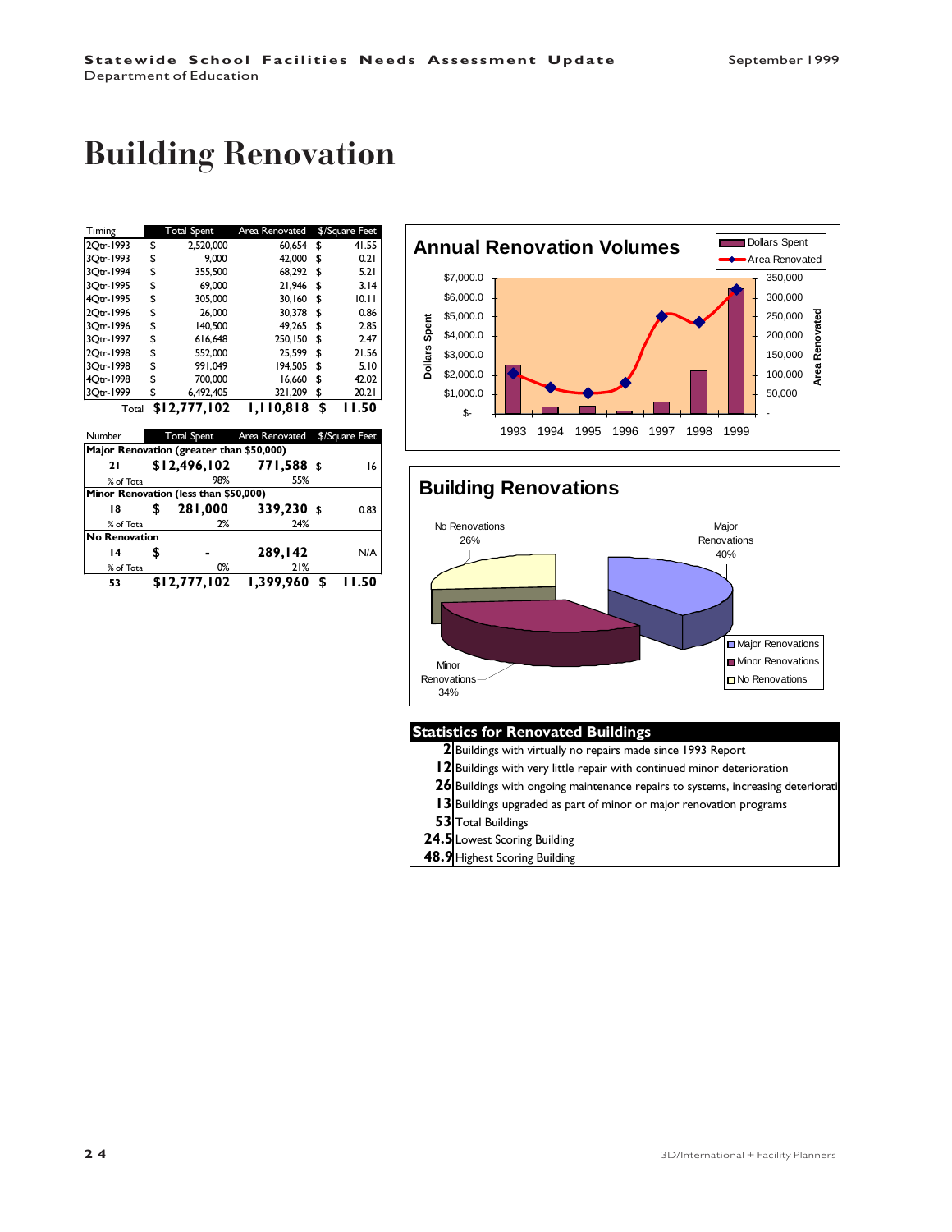# Building Renovation

| Timing | Total Spent | Area Renovated | $/Square Feet |
|---|---|---|---|
| 2Qtr-1993 | $ 2,520,000 | 60,654 | $ 41.55 |
| 3Qtr-1993 | $ 9,000 | 42,000 | $ 0.21 |
| 3Qtr-1994 | $ 355,500 | 68,292 | $ 5.21 |
| 3Qtr-1995 | $ 69,000 | 21,946 | $ 3.14 |
| 4Qtr-1995 | $ 305,000 | 30,160 | $ 10.11 |
| 2Qtr-1996 | $ 26,000 | 30,378 | $ 0.86 |
| 3Qtr-1996 | $ 140,500 | 49,265 | $ 2.85 |
| 3Qtr-1997 | $ 616,648 | 250,150 | $ 2.47 |
| 2Qtr-1998 | $ 552,000 | 25,599 | $ 21.56 |
| 3Qtr-1998 | $ 991,049 | 194,505 | $ 5.10 |
| 4Qtr-1998 | $ 700,000 | 16,660 | $ 42.02 |
| 3Qtr-1999 | $ 6,492,405 | 321,209 | $ 20.21 |
| Total | **$12,777,102** | **1,110,818** | **$ 11.50** |

| Number | Total Spent | Area Renovated | $/Square Feet |
|---|---|---|---|
| **Major Renovation (greater than $50,000)** | | | |
| **21** | **$12,496,102** | **771,588** | $ 16 |
| % of Total | 98% | 55% | |
| **Minor Renovation (less than $50,000)** | | | |
| **18** | **$ 281,000** | **339,230** | $ 0.83 |
| % of Total | 2% | 24% | |
| **No Renovation** | | | |
| **14** | **$ -** | **289,142** | N/A |
| % of Total | 0% | 21% | |
| **53** | **$12,777,102** | **1,399,960** | **$ 11.50** |

## Annual Renovation Volumes

(Chart: Dollars Spent and Area Renovated, 1993–1999)

## Building Renovations

(Chart: Major Renovations 40%; Minor Renovations 34%; No Renovations 26%)

| Statistics for Renovated Buildings | |
|---|---|
| **2** | Buildings with virtually no repairs made since 1993 Report |
| **12** | Buildings with very little repair with continued minor deterioration |
| **26** | Buildings with ongoing maintenance repairs to systems, increasing deteriorati |
| **13** | Buildings upgraded as part of minor or major renovation programs |
| **53** | Total Buildings |
| **24.5** | Lowest Scoring Building |
| **48.9** | Highest Scoring Building |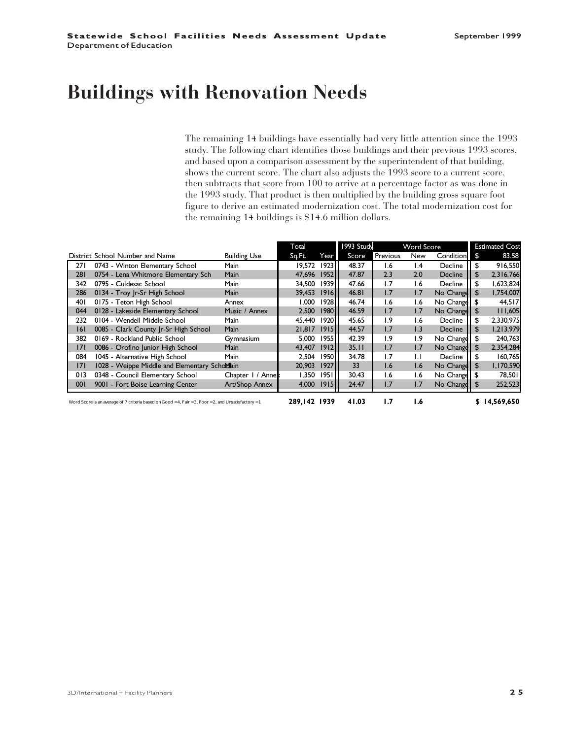# Buildings with Renovation Needs

The remaining 14 buildings have essentially had very little attention since the 1993 study. The following chart identifies those buildings and their previous 1993 scores, and based upon a comparison assessment by the superintendent of that building, shows the current score. The chart also adjusts the 1993 score to a current score, then subtracts that score from 100 to arrive at a percentage factor as was done in the 1993 study. That product is then multiplied by the building gross square foot figure to derive an estimated modernization cost. The total modernization cost for the remaining 14 buildings is $14.6 million dollars.

| District | School Number and Name | Building Use | Total Sq.Ft. | Year | 1993 Study Score | Word Score Previous | Word Score New | Word Score Condition | Estimated Cost $ 83.58 |
|---|---|---|---|---|---|---|---|---|---|
| 271 | 0743 - Winton Elementary School | Main | 19,572 | 1923 | 48.37 | 1.6 | 1.4 | Decline | $ 916,550 |
| 281 | 0754 - Lena Whitmore Elementary Sch | Main | 47,696 | 1952 | 47.87 | 2.3 | 2.0 | Decline | $ 2,316,766 |
| 342 | 0795 - Culdesac School | Main | 34,500 | 1939 | 47.66 | 1.7 | 1.6 | Decline | $ 1,623,824 |
| 286 | 0134 - Troy Jr-Sr High School | Main | 39,453 | 1916 | 46.81 | 1.7 | 1.7 | No Change | $ 1,754,007 |
| 401 | 0175 - Teton High School | Annex | 1,000 | 1928 | 46.74 | 1.6 | 1.6 | No Change | $ 44,517 |
| 044 | 0128 - Lakeside Elementary School | Music / Annex | 2,500 | 1980 | 46.59 | 1.7 | 1.7 | No Change | $ 111,605 |
| 232 | 0104 - Wendell Middle School | Main | 45,440 | 1920 | 45.65 | 1.9 | 1.6 | Decline | $ 2,330,975 |
| 161 | 0085 - Clark County Jr-Sr High School | Main | 21,817 | 1915 | 44.57 | 1.7 | 1.3 | Decline | $ 1,213,979 |
| 382 | 0169 - Rockland Public School | Gymnasium | 5,000 | 1955 | 42.39 | 1.9 | 1.9 | No Change | $ 240,763 |
| 171 | 0086 - Orofino Junior High School | Main | 43,407 | 1912 | 35.11 | 1.7 | 1.7 | No Change | $ 2,354,284 |
| 084 | 1045 - Alternative High School | Main | 2,504 | 1950 | 34.78 | 1.7 | 1.1 | Decline | $ 160,765 |
| 171 | 1028 - Weippe Middle and Elementary School | Main | 20,903 | 1927 | 33 | 1.6 | 1.6 | No Change | $ 1,170,590 |
| 013 | 0348 - Council Elementary School | Chapter 1 / Annex | 1,350 | 1951 | 30.43 | 1.6 | 1.6 | No Change | $ 78,501 |
| 001 | 9001 - Fort Boise Learning Center | Art/Shop Annex | 4,000 | 1915 | 24.47 | 1.7 | 1.7 | No Change | $ 252,523 |
| | | | **289,142** | **1939** | **41.03** | **1.7** | **1.6** | | **$ 14,569,650** |

Word Score is an average of 7 criteria based on Good =4, Fair =3, Poor =2, and Unsatisfactory =1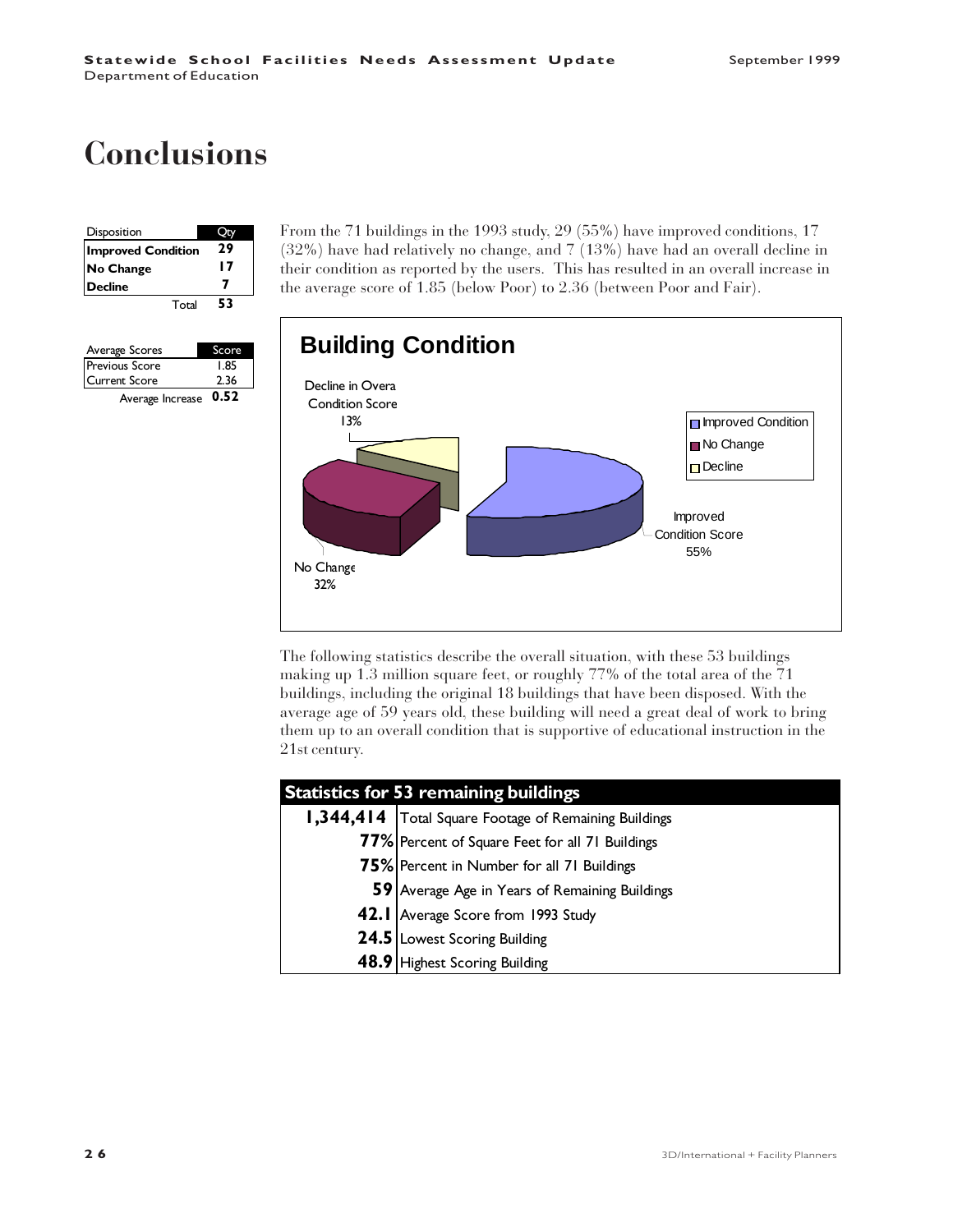# Conclusions

| Disposition | Qty |
|---|---|
| **Improved Condition** | **29** |
| **No Change** | **17** |
| **Decline** | **7** |
| Total | **53** |

| Average Scores | Score |
|---|---|
| Previous Score | 1.85 |
| Current Score | 2.36 |
| Average Increase | **0.52** |

From the 71 buildings in the 1993 study, 29 (55%) have improved conditions, 17 (32%) have had relatively no change, and 7 (13%) have had an overall decline in their condition as reported by the users. This has resulted in an overall increase in the average score of 1.85 (below Poor) to 2.36 (between Poor and Fair).

**Building Condition**

| Category | Percent |
|---|---|
| Improved Condition Score | 55% |
| No Change | 32% |
| Decline in Overall Condition Score | 13% |

The following statistics describe the overall situation, with these 53 buildings making up 1.3 million square feet, or roughly 77% of the total area of the 71 buildings, including the original 18 buildings that have been disposed. With the average age of 59 years old, these building will need a great deal of work to bring them up to an overall condition that is supportive of educational instruction in the 21st century.

| Statistics for 53 remaining buildings | |
|---|---|
| **1,344,414** | Total Square Footage of Remaining Buildings |
| **77%** | Percent of Square Feet for all 71 Buildings |
| **75%** | Percent in Number for all 71 Buildings |
| **59** | Average Age in Years of Remaining Buildings |
| **42.1** | Average Score from 1993 Study |
| **24.5** | Lowest Scoring Building |
| **48.9** | Highest Scoring Building |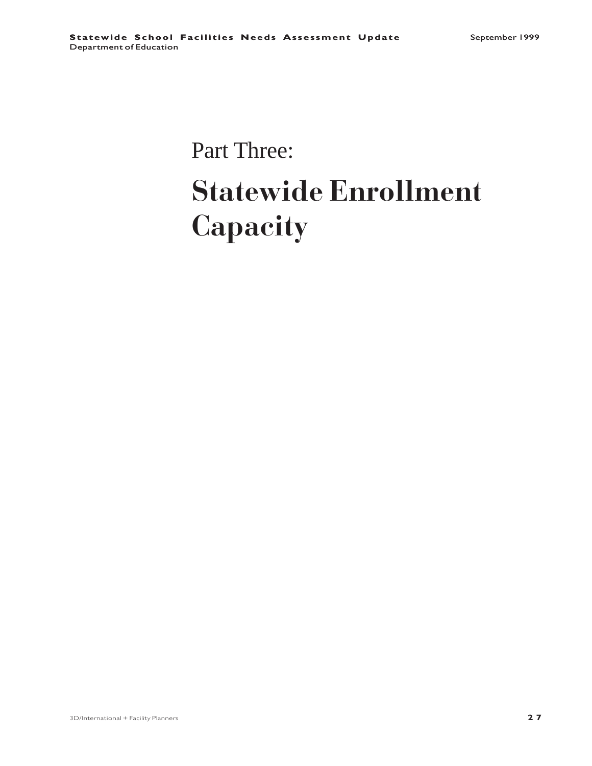Part Three:

# Statewide Enrollment Capacity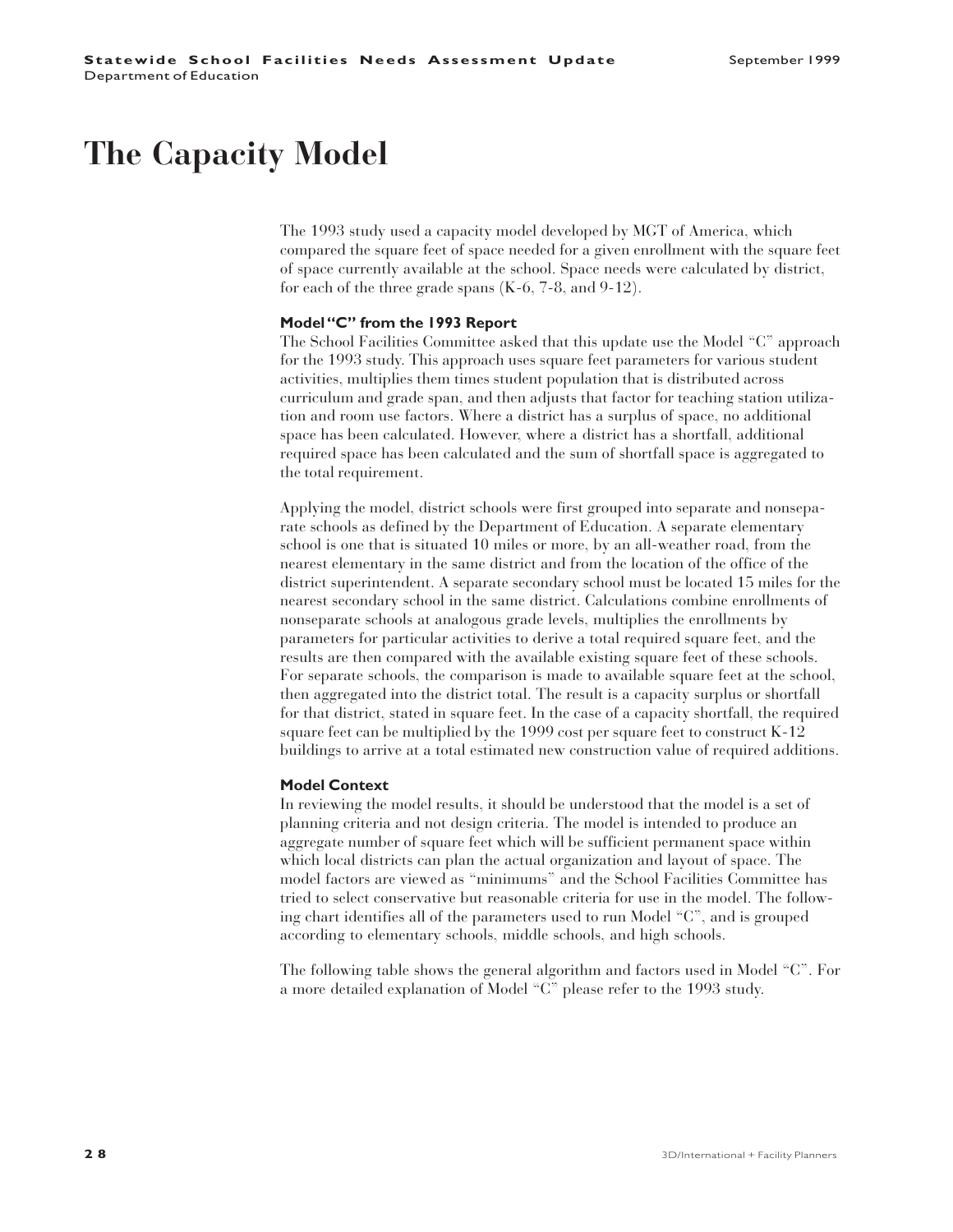# The Capacity Model

The 1993 study used a capacity model developed by MGT of America, which compared the square feet of space needed for a given enrollment with the square feet of space currently available at the school. Space needs were calculated by district, for each of the three grade spans (K-6, 7-8, and 9-12).

### Model "C" from the 1993 Report

The School Facilities Committee asked that this update use the Model "C" approach for the 1993 study. This approach uses square feet parameters for various student activities, multiplies them times student population that is distributed across curriculum and grade span, and then adjusts that factor for teaching station utilization and room use factors. Where a district has a surplus of space, no additional space has been calculated. However, where a district has a shortfall, additional required space has been calculated and the sum of shortfall space is aggregated to the total requirement.

Applying the model, district schools were first grouped into separate and nonseparate schools as defined by the Department of Education. A separate elementary school is one that is situated 10 miles or more, by an all-weather road, from the nearest elementary in the same district and from the location of the office of the district superintendent. A separate secondary school must be located 15 miles for the nearest secondary school in the same district. Calculations combine enrollments of nonseparate schools at analogous grade levels, multiplies the enrollments by parameters for particular activities to derive a total required square feet, and the results are then compared with the available existing square feet of these schools. For separate schools, the comparison is made to available square feet at the school, then aggregated into the district total. The result is a capacity surplus or shortfall for that district, stated in square feet. In the case of a capacity shortfall, the required square feet can be multiplied by the 1999 cost per square feet to construct K-12 buildings to arrive at a total estimated new construction value of required additions.

### Model Context

In reviewing the model results, it should be understood that the model is a set of planning criteria and not design criteria. The model is intended to produce an aggregate number of square feet which will be sufficient permanent space within which local districts can plan the actual organization and layout of space. The model factors are viewed as "minimums" and the School Facilities Committee has tried to select conservative but reasonable criteria for use in the model. The following chart identifies all of the parameters used to run Model "C", and is grouped according to elementary schools, middle schools, and high schools.

The following table shows the general algorithm and factors used in Model "C". For a more detailed explanation of Model "C" please refer to the 1993 study.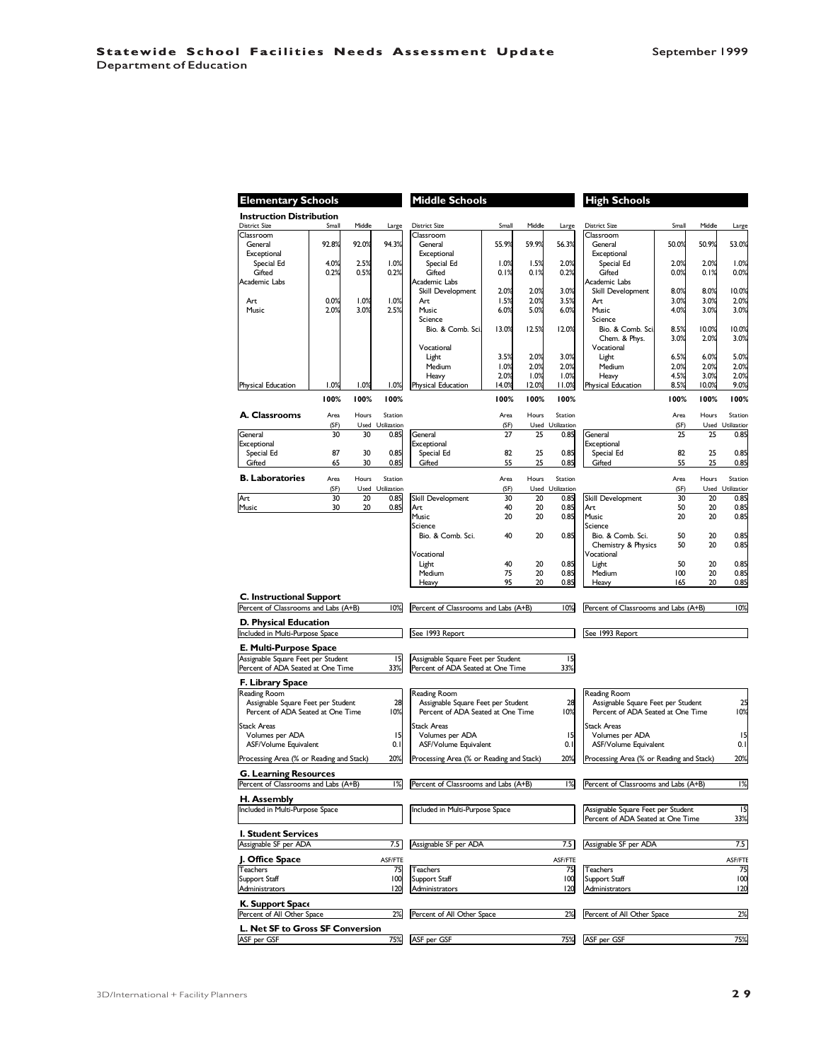## Elementary Schools

### Instruction Distribution

| District Size | Small | Middle | Large |
|---|---|---|---|
| Classroom | | | |
| General | 92.8% | 92.0% | 94.3% |
| Exceptional | | | |
| Special Ed | 4.0% | 2.5% | 1.0% |
| Gifted | 0.2% | 0.5% | 0.2% |
| Academic Labs | | | |
| Art | 0.0% | 1.0% | 1.0% |
| Music | 2.0% | 3.0% | 2.5% |
| Physical Education | 1.0% | 1.0% | 1.0% |
| | **100%** | **100%** | **100%** |

### A. Classrooms

| | Area (SF) | Hours Used | Station Utilization |
|---|---|---|---|
| General | 30 | 30 | 0.85 |
| Exceptional | | | |
| Special Ed | 87 | 30 | 0.85 |
| Gifted | 65 | 30 | 0.85 |

### B. Laboratories

| | Area (SF) | Hours Used | Station Utilization |
|---|---|---|---|
| Art | 30 | 20 | 0.85 |
| Music | 30 | 20 | 0.85 |

### C. Instructional Support

| | |
|---|---|
| Percent of Classrooms and Labs (A+B) | 10% |

### D. Physical Education

Included in Multi-Purpose Space

### E. Multi-Purpose Space

| | |
|---|---|
| Assignable Square Feet per Student | 15 |
| Percent of ADA Seated at One Time | 33% |

### F. Library Space

| | |
|---|---|
| Reading Room | |
| Assignable Square Feet per Student | 28 |
| Percent of ADA Seated at One Time | 10% |
| Stack Areas | |
| Volumes per ADA | 15 |
| ASF/Volume Equivalent | 0.1 |
| Processing Area (% or Reading and Stack) | 20% |

### G. Learning Resources

| | |
|---|---|
| Percent of Classrooms and Labs (A+B) | 1% |

### H. Assembly

Included in Multi-Purpose Space

### I. Student Services

| | |
|---|---|
| Assignable SF per ADA | 7.5 |

### J. Office Space

| | ASF/FTE |
|---|---|
| Teachers | 75 |
| Support Staff | 100 |
| Administrators | 120 |

### K. Support Space

| | |
|---|---|
| Percent of All Other Space | 2% |

### L. Net SF to Gross SF Conversion

| | |
|---|---|
| ASF per GSF | 75% |

## Middle Schools

### Instruction Distribution

| District Size | Small | Middle | Large |
|---|---|---|---|
| Classroom | | | |
| General | 55.9% | 59.9% | 56.3% |
| Exceptional | | | |
| Special Ed | 1.0% | 1.5% | 2.0% |
| Gifted | 0.1% | 0.1% | 0.2% |
| Academic Labs | | | |
| Skill Development | 2.0% | 2.0% | 3.0% |
| Art | 1.5% | 2.0% | 3.5% |
| Music | 6.0% | 5.0% | 6.0% |
| Science | | | |
| Bio. & Comb. Sci. | 13.0% | 12.5% | 12.0% |
| Vocational | | | |
| Light | 3.5% | 2.0% | 3.0% |
| Medium | 1.0% | 2.0% | 2.0% |
| Heavy | 2.0% | 1.0% | 1.0% |
| Physical Education | 14.0% | 12.0% | 11.0% |
| | **100%** | **100%** | **100%** |

### A. Classrooms

| | Area (SF) | Hours Used | Station Utilization |
|---|---|---|---|
| General | 27 | 25 | 0.85 |
| Exceptional | | | |
| Special Ed | 82 | 25 | 0.85 |
| Gifted | 55 | 25 | 0.85 |

### B. Laboratories

| | Area (SF) | Hours Used | Station Utilization |
|---|---|---|---|
| Skill Development | 30 | 20 | 0.85 |
| Art | 40 | 20 | 0.85 |
| Music | 20 | 20 | 0.85 |
| Science | | | |
| Bio. & Comb. Sci. | 40 | 20 | 0.85 |
| Vocational | | | |
| Light | 40 | 20 | 0.85 |
| Medium | 75 | 20 | 0.85 |
| Heavy | 95 | 20 | 0.85 |

### C. Instructional Support

| | |
|---|---|
| Percent of Classrooms and Labs (A+B) | 10% |

### D. Physical Education

See 1993 Report

### E. Multi-Purpose Space

| | |
|---|---|
| Assignable Square Feet per Student | 15 |
| Percent of ADA Seated at One Time | 33% |

### F. Library Space

| | |
|---|---|
| Reading Room | |
| Assignable Square Feet per Student | 28 |
| Percent of ADA Seated at One Time | 10% |
| Stack Areas | |
| Volumes per ADA | 15 |
| ASF/Volume Equivalent | 0.1 |
| Processing Area (% or Reading and Stack) | 20% |

### G. Learning Resources

| | |
|---|---|
| Percent of Classrooms and Labs (A+B) | 1% |

### H. Assembly

Included in Multi-Purpose Space

### I. Student Services

| | |
|---|---|
| Assignable SF per ADA | 7.5 |

### J. Office Space

| | ASF/FTE |
|---|---|
| Teachers | 75 |
| Support Staff | 100 |
| Administrators | 120 |

### K. Support Space

| | |
|---|---|
| Percent of All Other Space | 2% |

### L. Net SF to Gross SF Conversion

| | |
|---|---|
| ASF per GSF | 75% |

## High Schools

### Instruction Distribution

| District Size | Small | Middle | Large |
|---|---|---|---|
| Classroom | | | |
| General | 50.0% | 50.9% | 53.0% |
| Exceptional | | | |
| Special Ed | 2.0% | 2.0% | 1.0% |
| Gifted | 0.0% | 0.1% | 0.0% |
| Academic Labs | | | |
| Skill Development | 8.0% | 8.0% | 10.0% |
| Art | 3.0% | 3.0% | 2.0% |
| Music | 4.0% | 3.0% | 3.0% |
| Science | | | |
| Bio. & Comb. Sci. | 8.5% | 10.0% | 10.0% |
| Chem. & Phys. | 3.0% | 2.0% | 3.0% |
| Vocational | | | |
| Light | 6.5% | 6.0% | 5.0% |
| Medium | 2.0% | 2.0% | 2.0% |
| Heavy | 4.5% | 3.0% | 2.0% |
| Physical Education | 8.5% | 10.0% | 9.0% |
| | **100%** | **100%** | **100%** |

### A. Classrooms

| | Area (SF) | Hours Used | Station Utilization |
|---|---|---|---|
| General | 25 | 25 | 0.85 |
| Exceptional | | | |
| Special Ed | 82 | 25 | 0.85 |
| Gifted | 55 | 25 | 0.85 |

### B. Laboratories

| | Area (SF) | Hours Used | Station Utilization |
|---|---|---|---|
| Skill Development | 30 | 20 | 0.85 |
| Art | 50 | 20 | 0.85 |
| Music | 20 | 20 | 0.85 |
| Science | | | |
| Bio. & Comb. Sci. | 50 | 20 | 0.85 |
| Chemistry & Physics | 50 | 20 | 0.85 |
| Vocational | | | |
| Light | 50 | 20 | 0.85 |
| Medium | 100 | 20 | 0.85 |
| Heavy | 165 | 20 | 0.85 |

### C. Instructional Support

| | |
|---|---|
| Percent of Classrooms and Labs (A+B) | 10% |

### D. Physical Education

See 1993 Report

### F. Library Space

| | |
|---|---|
| Reading Room | |
| Assignable Square Feet per Student | 25 |
| Percent of ADA Seated at One Time | 10% |
| Stack Areas | |
| Volumes per ADA | 15 |
| ASF/Volume Equivalent | 0.1 |
| Processing Area (% or Reading and Stack) | 20% |

### G. Learning Resources

| | |
|---|---|
| Percent of Classrooms and Labs (A+B) | 1% |

### H. Assembly

| | |
|---|---|
| Assignable Square Feet per Student | 15 |
| Percent of ADA Seated at One Time | 33% |

### I. Student Services

| | |
|---|---|
| Assignable SF per ADA | 7.5 |

### J. Office Space

| | ASF/FTE |
|---|---|
| Teachers | 75 |
| Support Staff | 100 |
| Administrators | 120 |

### K. Support Space

| | |
|---|---|
| Percent of All Other Space | 2% |

### L. Net SF to Gross SF Conversion

| | |
|---|---|
| ASF per GSF | 75% |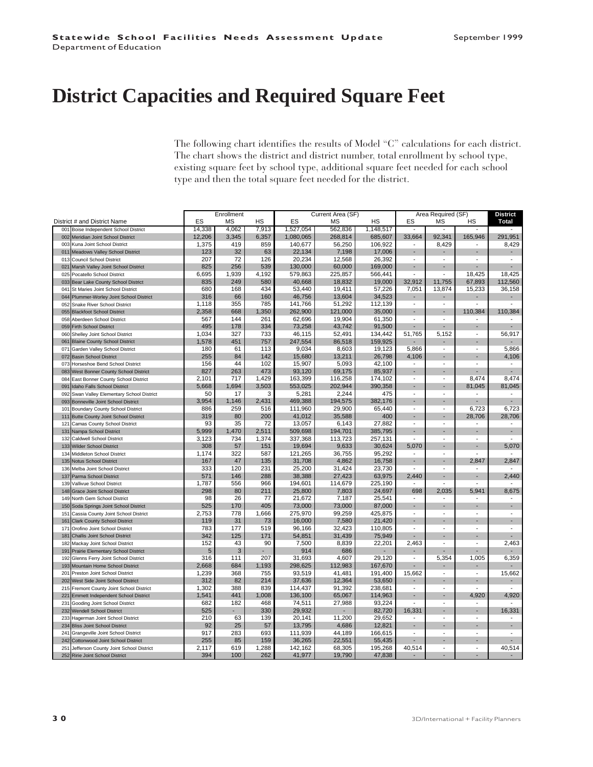# District Capacities and Required Square Feet

The following chart identifies the results of Model "C" calculations for each district. The chart shows the district and district number, total enrollment by school type, existing square feet by school type, additional square feet needed for each school type and then the total square feet needed for the district.

| District # and District Name | Enrollment | | | Current Area (SF) | | | Area Required (SF) | | | District |
|---|---|---|---|---|---|---|---|---|---|---|
| | ES | MS | HS | ES | MS | HS | ES | MS | HS | Total |
| 001 Boise Independent School District | 14,338 | 4,062 | 7,913 | 1,527,054 | 562,836 | 1,148,517 | - | - | - | - |
| 002 Meridian Joint School District | 12,206 | 3,345 | 6,357 | 1,080,065 | 268,814 | 685,607 | 33,664 | 92,341 | 165,946 | 291,951 |
| 003 Kuna Joint School District | 1,375 | 419 | 859 | 140,677 | 56,250 | 106,922 | - | 8,429 | - | 8,429 |
| 011 Meadows Valley School District | 123 | 32 | 63 | 22,134 | 7,198 | 17,006 | - | - | - | - |
| 013 Council School District | 207 | 72 | 126 | 20,234 | 12,568 | 26,392 | - | - | - | - |
| 021 Marsh Valley Joint School District | 825 | 256 | 539 | 130,000 | 60,000 | 169,000 | - | - | - | - |
| 025 Pocatello School District | 6,695 | 1,939 | 4,192 | 579,863 | 225,857 | 566,441 | - | - | 18,425 | 18,425 |
| 033 Bear Lake County School District | 835 | 249 | 580 | 40,668 | 18,832 | 19,000 | 32,912 | 11,755 | 67,893 | 112,560 |
| 041 St Maries Joint School District | 680 | 168 | 434 | 53,440 | 19,411 | 57,226 | 7,051 | 13,874 | 15,233 | 36,158 |
| 044 Plummer-Worley Joint School District | 316 | 66 | 160 | 46,756 | 13,604 | 34,523 | - | - | - | - |
| 052 Snake River School District | 1,118 | 355 | 785 | 141,766 | 51,292 | 112,139 | - | - | - | - |
| 055 Blackfoot School District | 2,358 | 668 | 1,350 | 262,900 | 121,000 | 35,000 | - | - | 110,384 | 110,384 |
| 058 Aberdeen School District | 567 | 144 | 261 | 62,696 | 19,904 | 61,350 | - | - | - | - |
| 059 Firth School District | 495 | 178 | 334 | 73,258 | 43,742 | 91,500 | - | - | - | - |
| 060 Shelley Joint School District | 1,034 | 327 | 733 | 46,115 | 52,491 | 134,442 | 51,765 | 5,152 | - | 56,917 |
| 061 Blaine County School District | 1,578 | 451 | 757 | 247,554 | 86,518 | 159,925 | - | - | - | - |
| 071 Garden Valley School District | 180 | 61 | 113 | 9,034 | 8,603 | 19,123 | 5,866 | - | - | 5,866 |
| 072 Basin School District | 255 | 84 | 142 | 15,680 | 13,211 | 26,798 | 4,106 | - | - | 4,106 |
| 073 Horseshoe Bend School District | 156 | 44 | 102 | 15,907 | 5,093 | 42,100 | - | - | - | - |
| 083 West Bonner County School District | 827 | 263 | 473 | 93,120 | 69,175 | 85,937 | - | - | - | - |
| 084 East Bonner County School District | 2,101 | 717 | 1,429 | 163,399 | 116,258 | 174,102 | - | - | 8,474 | 8,474 |
| 091 Idaho Falls School District | 5,668 | 1,694 | 3,503 | 553,025 | 202,944 | 390,358 | - | - | 81,045 | 81,045 |
| 092 Swan Valley Elementary School District | 50 | 17 | 3 | 5,281 | 2,244 | 475 | - | - | - | - |
| 093 Bonneville Joint School District | 3,954 | 1,146 | 2,431 | 469,388 | 194,575 | 382,176 | - | - | - | - |
| 101 Boundary County School District | 886 | 259 | 516 | 111,960 | 29,900 | 65,440 | - | - | 6,723 | 6,723 |
| 111 Butte County Joint School District | 319 | 80 | 200 | 41,012 | 35,588 | 400 | - | - | 28,706 | 28,706 |
| 121 Camas County School District | 93 | 35 | 72 | 13,057 | 6,143 | 27,882 | - | - | - | - |
| 131 Nampa School District | 5,999 | 1,470 | 2,511 | 509,698 | 194,701 | 385,795 | - | - | - | - |
| 132 Caldwell School District | 3,123 | 734 | 1,374 | 337,368 | 113,723 | 257,131 | - | - | - | - |
| 133 Wilder School District | 308 | 57 | 151 | 19,694 | 9,633 | 30,624 | 5,070 | - | - | 5,070 |
| 134 Middleton School District | 1,174 | 322 | 587 | 121,265 | 36,755 | 95,292 | - | - | - | - |
| 135 Notus School District | 167 | 47 | 135 | 31,708 | 4,862 | 16,758 | - | - | 2,847 | 2,847 |
| 136 Melba Joint School District | 333 | 120 | 231 | 25,200 | 31,424 | 23,730 | - | - | - | - |
| 137 Parma School District | 571 | 146 | 288 | 38,388 | 27,423 | 63,975 | 2,440 | - | - | 2,440 |
| 139 Vallivue School District | 1,787 | 556 | 966 | 194,601 | 114,679 | 225,190 | - | - | - | - |
| 148 Grace Joint School District | 298 | 80 | 211 | 25,800 | 7,803 | 24,697 | 698 | 2,035 | 5,941 | 8,675 |
| 149 North Gem School District | 98 | 26 | 77 | 21,672 | 7,187 | 25,541 | - | - | - | - |
| 150 Soda Springs Joint School District | 525 | 170 | 405 | 73,000 | 73,000 | 87,000 | - | - | - | - |
| 151 Cassia County Joint School District | 2,753 | 778 | 1,666 | 275,970 | 99,259 | 425,875 | - | - | - | - |
| 161 Clark County School District | 119 | 31 | 73 | 16,000 | 7,580 | 21,420 | - | - | - | - |
| 171 Orofino Joint School District | 783 | 177 | 519 | 96,166 | 32,423 | 110,805 | - | - | - | - |
| 181 Challis Joint School District | 342 | 125 | 171 | 54,851 | 31,439 | 75,949 | - | - | - | - |
| 182 Mackay Joint School District | 152 | 43 | 90 | 7,500 | 8,839 | 22,201 | 2,463 | - | - | 2,463 |
| 191 Prairie Elementary School District | 5 | 3 | - | 914 | 686 | - | - | - | - | - |
| 192 Glenns Ferry Joint School District | 316 | 111 | 207 | 31,693 | 4,607 | 29,120 | - | 5,354 | 1,005 | 6,359 |
| 193 Mountain Home School District | 2,668 | 684 | 1,193 | 298,625 | 112,983 | 167,670 | - | - | - | - |
| 201 Preston Joint School District | 1,239 | 368 | 755 | 93,519 | 41,481 | 191,400 | 15,662 | - | - | 15,662 |
| 202 West Side Joint School District | 312 | 82 | 214 | 37,636 | 12,364 | 53,650 | - | - | - | - |
| 215 Fremont County Joint School District | 1,302 | 388 | 839 | 114,437 | 91,392 | 238,681 | - | - | - | - |
| 221 Emmett Independent School District | 1,541 | 441 | 1,008 | 136,100 | 65,067 | 114,963 | - | - | 4,920 | 4,920 |
| 231 Gooding Joint School District | 682 | 182 | 468 | 74,511 | 27,988 | 93,224 | - | - | - | - |
| 232 Wendell School District | 525 | - | 330 | 29,932 | - | 82,720 | 16,331 | - | - | 16,331 |
| 233 Hagerman Joint School District | 210 | 63 | 139 | 20,141 | 11,200 | 29,652 | - | - | - | - |
| 234 Bliss Joint School District | 92 | 25 | 57 | 13,795 | 4,686 | 12,821 | - | - | - | - |
| 241 Grangeville Joint School District | 917 | 283 | 693 | 111,939 | 44,189 | 166,615 | - | - | - | - |
| 242 Cottonwood Joint School District | 255 | 85 | 159 | 36,265 | 22,551 | 55,435 | - | - | - | - |
| 251 Jefferson County Joint School District | 2,117 | 619 | 1,288 | 142,162 | 68,305 | 195,268 | 40,514 | - | - | 40,514 |
| 252 Ririe Joint School District | 394 | 100 | 262 | 41,977 | 19,790 | 47,838 | - | - | - | - |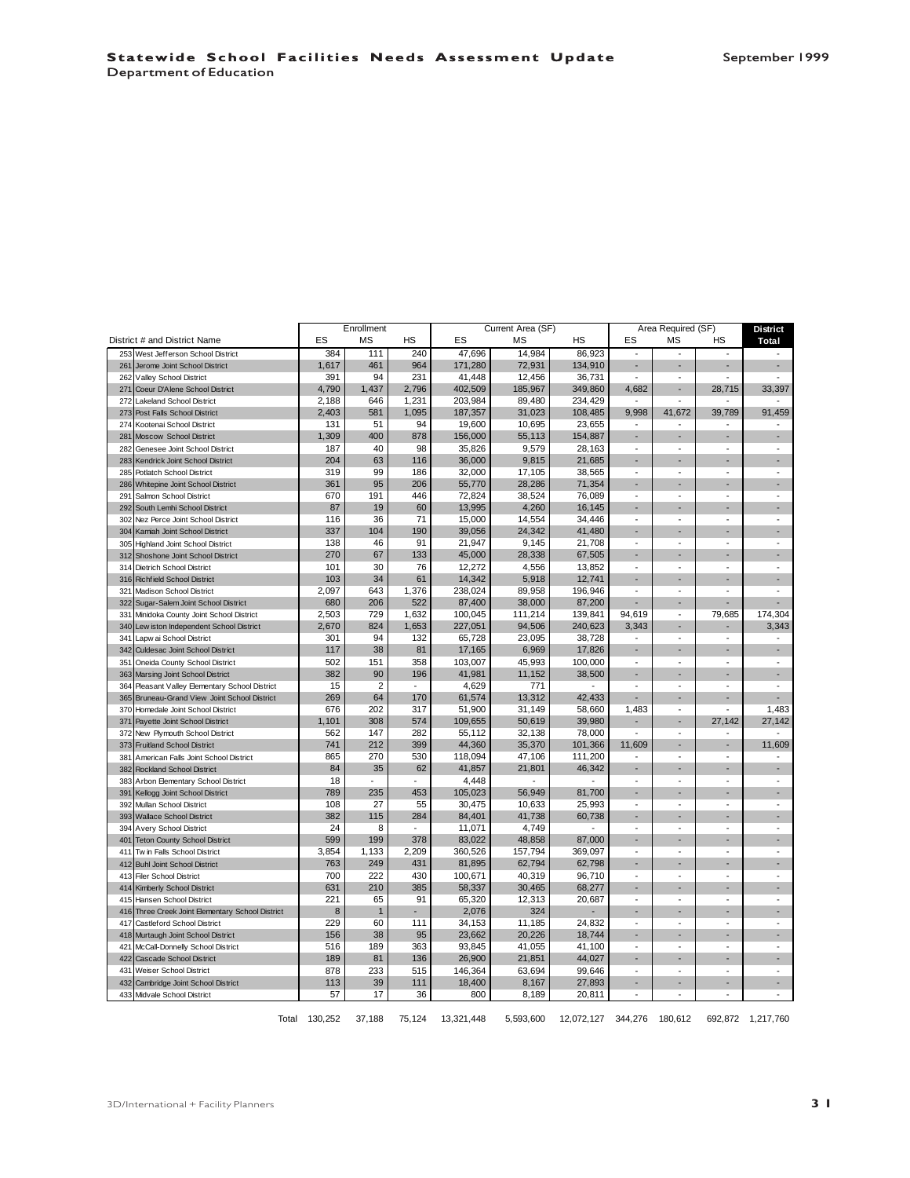# Statewide School Facilities Needs Assessment Update

Department of Education

September 1999

| District # and District Name | Enrollment | | | Current Area (SF) | | | Area Required (SF) | | | District |
|---|---|---|---|---|---|---|---|---|---|---|
| | ES | MS | HS | ES | MS | HS | ES | MS | HS | Total |
| 253 West Jefferson School District | 384 | 111 | 240 | 47,696 | 14,984 | 86,923 | - | - | - | - |
| 261 Jerome Joint School District | 1,617 | 461 | 964 | 171,280 | 72,931 | 134,910 | - | - | - | - |
| 262 Valley School District | 391 | 94 | 231 | 41,448 | 12,456 | 36,731 | - | - | - | - |
| 271 Coeur D'Alene School District | 4,790 | 1,437 | 2,796 | 402,509 | 185,967 | 349,860 | 4,682 | - | 28,715 | 33,397 |
| 272 Lakeland School District | 2,188 | 646 | 1,231 | 203,984 | 89,480 | 234,429 | - | - | - | - |
| 273 Post Falls School District | 2,403 | 581 | 1,095 | 187,357 | 31,023 | 108,485 | 9,998 | 41,672 | 39,789 | 91,459 |
| 274 Kootenai School District | 131 | 51 | 94 | 19,600 | 10,695 | 23,655 | - | - | - | - |
| 281 Moscow School District | 1,309 | 400 | 878 | 156,000 | 55,113 | 154,887 | - | - | - | - |
| 282 Genesee Joint School District | 187 | 40 | 98 | 35,826 | 9,579 | 28,163 | - | - | - | - |
| 283 Kendrick Joint School District | 204 | 63 | 116 | 36,000 | 9,815 | 21,685 | - | - | - | - |
| 285 Potlatch School District | 319 | 99 | 186 | 32,000 | 17,105 | 38,565 | - | - | - | - |
| 286 Whitepine Joint School District | 361 | 95 | 206 | 55,770 | 28,286 | 71,354 | - | - | - | - |
| 291 Salmon School District | 670 | 191 | 446 | 72,824 | 38,524 | 76,089 | - | - | - | - |
| 292 South Lemhi School District | 87 | 19 | 60 | 13,995 | 4,260 | 16,145 | - | - | - | - |
| 302 Nez Perce Joint School District | 116 | 36 | 71 | 15,000 | 14,554 | 34,446 | - | - | - | - |
| 304 Kamiah Joint School District | 337 | 104 | 190 | 39,056 | 24,342 | 41,480 | - | - | - | - |
| 305 Highland Joint School District | 138 | 46 | 91 | 21,947 | 9,145 | 21,708 | - | - | - | - |
| 312 Shoshone Joint School District | 270 | 67 | 133 | 45,000 | 28,338 | 67,505 | - | - | - | - |
| 314 Dietrich School District | 101 | 30 | 76 | 12,272 | 4,556 | 13,852 | - | - | - | - |
| 316 Richfield School District | 103 | 34 | 61 | 14,342 | 5,918 | 12,741 | - | - | - | - |
| 321 Madison School District | 2,097 | 643 | 1,376 | 238,024 | 89,958 | 196,946 | - | - | - | - |
| 322 Sugar-Salem Joint School District | 680 | 206 | 522 | 87,400 | 38,000 | 87,200 | - | - | - | - |
| 331 Minidoka County Joint School District | 2,503 | 729 | 1,632 | 100,045 | 111,214 | 139,841 | 94,619 | - | 79,685 | 174,304 |
| 340 Lewiston Independent School District | 2,670 | 824 | 1,653 | 227,051 | 94,506 | 240,623 | 3,343 | - | - | 3,343 |
| 341 Lapwai School District | 301 | 94 | 132 | 65,728 | 23,095 | 38,728 | - | - | - | - |
| 342 Culdesac Joint School District | 117 | 38 | 81 | 17,165 | 6,969 | 17,826 | - | - | - | - |
| 351 Oneida County School District | 502 | 151 | 358 | 103,007 | 45,993 | 100,000 | - | - | - | - |
| 363 Marsing Joint School District | 382 | 90 | 196 | 41,981 | 11,152 | 38,500 | - | - | - | - |
| 364 Pleasant Valley Elementary School District | 15 | 2 | - | 4,629 | 771 | - | - | - | - | - |
| 365 Bruneau-Grand View Joint School District | 269 | 64 | 170 | 61,574 | 13,312 | 42,433 | - | - | - | - |
| 370 Homedale Joint School District | 676 | 202 | 317 | 51,900 | 31,149 | 58,660 | 1,483 | - | - | 1,483 |
| 371 Payette Joint School District | 1,101 | 308 | 574 | 109,655 | 50,619 | 39,980 | - | - | 27,142 | 27,142 |
| 372 New Plymouth School District | 562 | 147 | 282 | 55,112 | 32,138 | 78,000 | - | - | - | - |
| 373 Fruitland School District | 741 | 212 | 399 | 44,360 | 35,370 | 101,366 | 11,609 | - | - | 11,609 |
| 381 American Falls Joint School District | 865 | 270 | 530 | 118,094 | 47,106 | 111,200 | - | - | - | - |
| 382 Rockland School District | 84 | 35 | 62 | 41,857 | 21,801 | 46,342 | - | - | - | - |
| 383 Arbon Elementary School District | 18 | - | - | 4,448 | - | - | - | - | - | - |
| 391 Kellogg Joint School District | 789 | 235 | 453 | 105,023 | 56,949 | 81,700 | - | - | - | - |
| 392 Mullan School District | 108 | 27 | 55 | 30,475 | 10,633 | 25,993 | - | - | - | - |
| 393 Wallace School District | 382 | 115 | 284 | 84,401 | 41,738 | 60,738 | - | - | - | - |
| 394 Avery School District | 24 | 8 | - | 11,071 | 4,749 | - | - | - | - | - |
| 401 Teton County School District | 599 | 199 | 378 | 83,022 | 48,858 | 87,000 | - | - | - | - |
| 411 Twin Falls School District | 3,854 | 1,133 | 2,209 | 360,526 | 157,794 | 369,097 | - | - | - | - |
| 412 Buhl Joint School District | 763 | 249 | 431 | 81,895 | 62,794 | 62,798 | - | - | - | - |
| 413 Filer School District | 700 | 222 | 430 | 100,671 | 40,319 | 96,710 | - | - | - | - |
| 414 Kimberly School District | 631 | 210 | 385 | 58,337 | 30,465 | 68,277 | - | - | - | - |
| 415 Hansen School District | 221 | 65 | 91 | 65,320 | 12,313 | 20,687 | - | - | - | - |
| 416 Three Creek Joint Elementary School District | 8 | 1 | - | 2,076 | 324 | - | - | - | - | - |
| 417 Castleford School District | 229 | 60 | 111 | 34,153 | 11,185 | 24,832 | - | - | - | - |
| 418 Murtaugh Joint School District | 156 | 38 | 95 | 23,662 | 20,226 | 18,744 | - | - | - | - |
| 421 McCall-Donnelly School District | 516 | 189 | 363 | 93,845 | 41,055 | 41,100 | - | - | - | - |
| 422 Cascade School District | 189 | 81 | 136 | 26,900 | 21,851 | 44,027 | - | - | - | - |
| 431 Weiser School District | 878 | 233 | 515 | 146,364 | 63,694 | 99,646 | - | - | - | - |
| 432 Cambridge Joint School District | 113 | 39 | 111 | 18,400 | 8,167 | 27,893 | - | - | - | - |
| 433 Midvale School District | 57 | 17 | 36 | 800 | 8,189 | 20,811 | - | - | - | - |
| Total | 130,252 | 37,188 | 75,124 | 13,321,448 | 5,593,600 | 12,072,127 | 344,276 | 180,612 | 692,872 | 1,217,760 |

3D/International + Facility Planners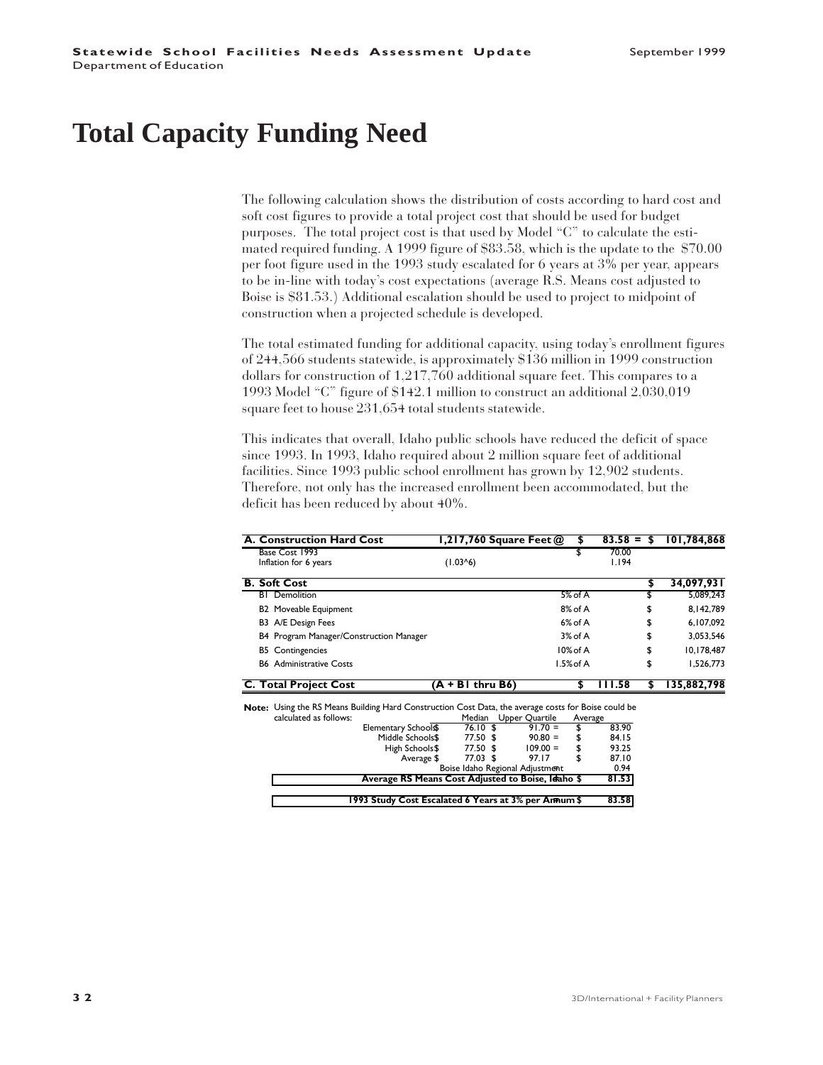# Total Capacity Funding Need

The following calculation shows the distribution of costs according to hard cost and soft cost figures to provide a total project cost that should be used for budget purposes. The total project cost is that used by Model "C" to calculate the estimated required funding. A 1999 figure of $83.58, which is the update to the $70.00 per foot figure used in the 1993 study escalated for 6 years at 3% per year, appears to be in-line with today's cost expectations (average R.S. Means cost adjusted to Boise is $81.53.) Additional escalation should be used to project to midpoint of construction when a projected schedule is developed.

The total estimated funding for additional capacity, using today's enrollment figures of 244,566 students statewide, is approximately $136 million in 1999 construction dollars for construction of 1,217,760 additional square feet. This compares to a 1993 Model "C" figure of $142.1 million to construct an additional 2,030,019 square feet to house 231,654 total students statewide.

This indicates that overall, Idaho public schools have reduced the deficit of space since 1993. In 1993, Idaho required about 2 million square feet of additional facilities. Since 1993 public school enrollment has grown by 12,902 students. Therefore, not only has the increased enrollment been accommodated, but the deficit has been reduced by about 40%.

| | | | | |
|---|---|---|---|---|
| **A. Construction Hard Cost** | **1,217,760 Square Feet @** | **$ 83.58 =** | | **$ 101,784,868** |
| Base Cost 1993 | | $ 70.00 | | |
| Inflation for 6 years | (1.03^6) | 1.194 | | |
| **B. Soft Cost** | | | | **$ 34,097,931** |
| B1 Demolition | | | 5% of A | $ 5,089,243 |
| B2 Moveable Equipment | | | 8% of A | $ 8,142,789 |
| B3 A/E Design Fees | | | 6% of A | $ 6,107,092 |
| B4 Program Manager/Construction Manager | | | 3% of A | $ 3,053,546 |
| B5 Contingencies | | | 10% of A | $ 10,178,487 |
| B6 Administrative Costs | | | 1.5% of A | $ 1,526,773 |
| **C. Total Project Cost** | **(A + B1 thru B6)** | **$ 111.58** | | **$ 135,882,798** |

**Note:** Using the RS Means Building Hard Construction Cost Data, the average costs for Boise could be calculated as follows:

| | Median | Upper Quartile | Average |
|---|---|---|---|
| Elementary Schools | $ 76.10 | $ 91.70 = | $ 83.90 |
| Middle Schools | $ 77.50 | $ 90.80 = | $ 84.15 |
| High Schools | $ 77.50 | $ 109.00 = | $ 93.25 |
| Average | $ 77.03 | $ 97.17 | $ 87.10 |
| Boise Idaho Regional Adjustment | | | 0.94 |
| **Average RS Means Cost Adjusted to Boise, Idaho** | | | **$ 81.53** |
| **1993 Study Cost Escalated 6 Years at 3% per Annum** | | | **$ 83.58** |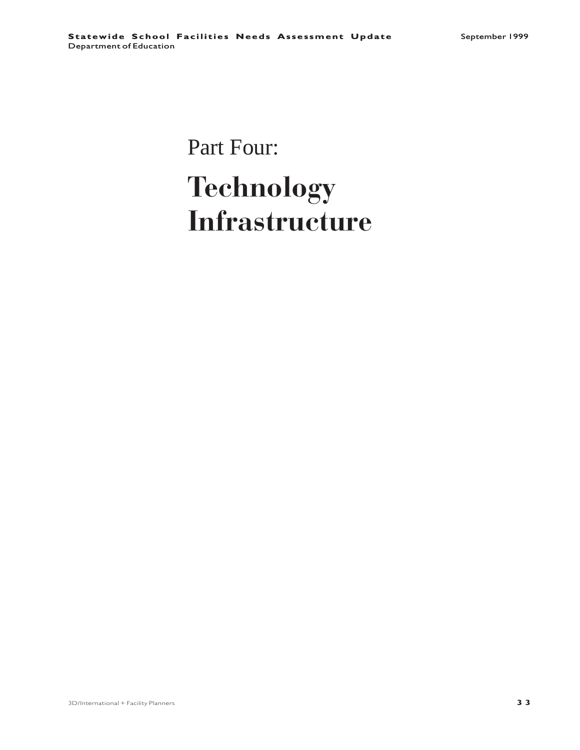# Part Four:

# Technology Infrastructure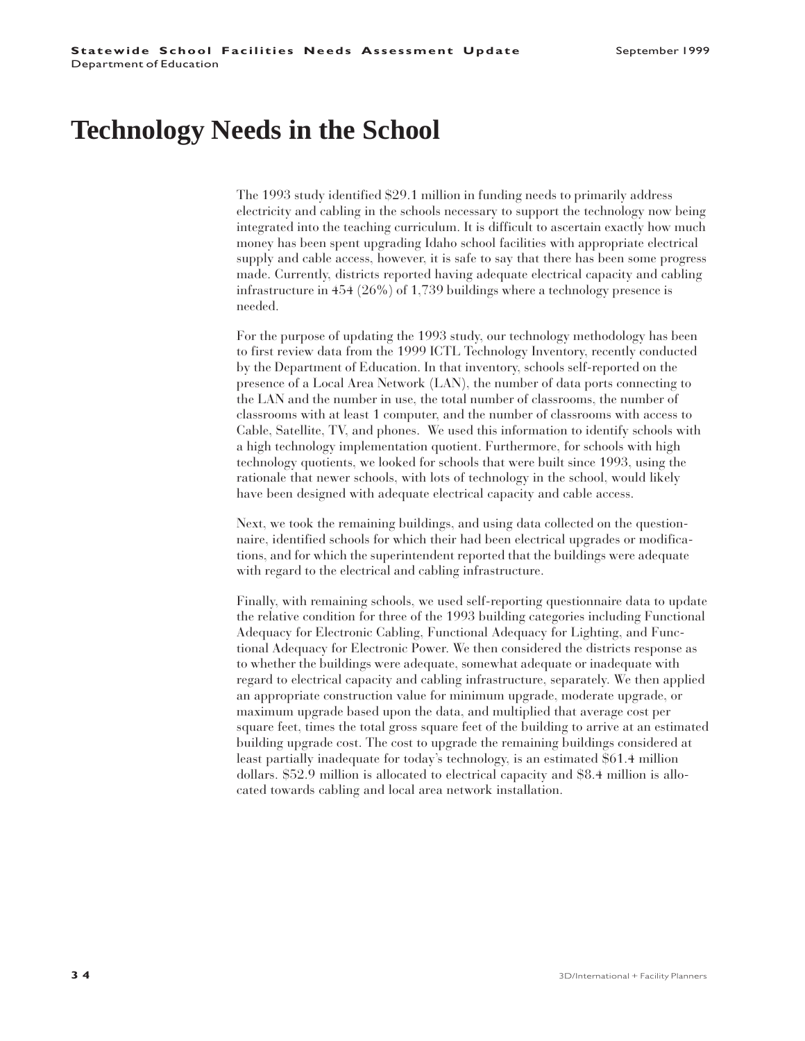# Technology Needs in the School

The 1993 study identified $29.1 million in funding needs to primarily address electricity and cabling in the schools necessary to support the technology now being integrated into the teaching curriculum. It is difficult to ascertain exactly how much money has been spent upgrading Idaho school facilities with appropriate electrical supply and cable access, however, it is safe to say that there has been some progress made. Currently, districts reported having adequate electrical capacity and cabling infrastructure in 454 (26%) of 1,739 buildings where a technology presence is needed.

For the purpose of updating the 1993 study, our technology methodology has been to first review data from the 1999 ICTL Technology Inventory, recently conducted by the Department of Education. In that inventory, schools self-reported on the presence of a Local Area Network (LAN), the number of data ports connecting to the LAN and the number in use, the total number of classrooms, the number of classrooms with at least 1 computer, and the number of classrooms with access to Cable, Satellite, TV, and phones.  We used this information to identify schools with a high technology implementation quotient. Furthermore, for schools with high technology quotients, we looked for schools that were built since 1993, using the rationale that newer schools, with lots of technology in the school, would likely have been designed with adequate electrical capacity and cable access.

Next, we took the remaining buildings, and using data collected on the questionnaire, identified schools for which their had been electrical upgrades or modifications, and for which the superintendent reported that the buildings were adequate with regard to the electrical and cabling infrastructure.

Finally, with remaining schools, we used self-reporting questionnaire data to update the relative condition for three of the 1993 building categories including Functional Adequacy for Electronic Cabling, Functional Adequacy for Lighting, and Functional Adequacy for Electronic Power. We then considered the districts response as to whether the buildings were adequate, somewhat adequate or inadequate with regard to electrical capacity and cabling infrastructure, separately. We then applied an appropriate construction value for minimum upgrade, moderate upgrade, or maximum upgrade based upon the data, and multiplied that average cost per square feet, times the total gross square feet of the building to arrive at an estimated building upgrade cost. The cost to upgrade the remaining buildings considered at least partially inadequate for today's technology, is an estimated $61.4 million dollars. $52.9 million is allocated to electrical capacity and $8.4 million is allocated towards cabling and local area network installation.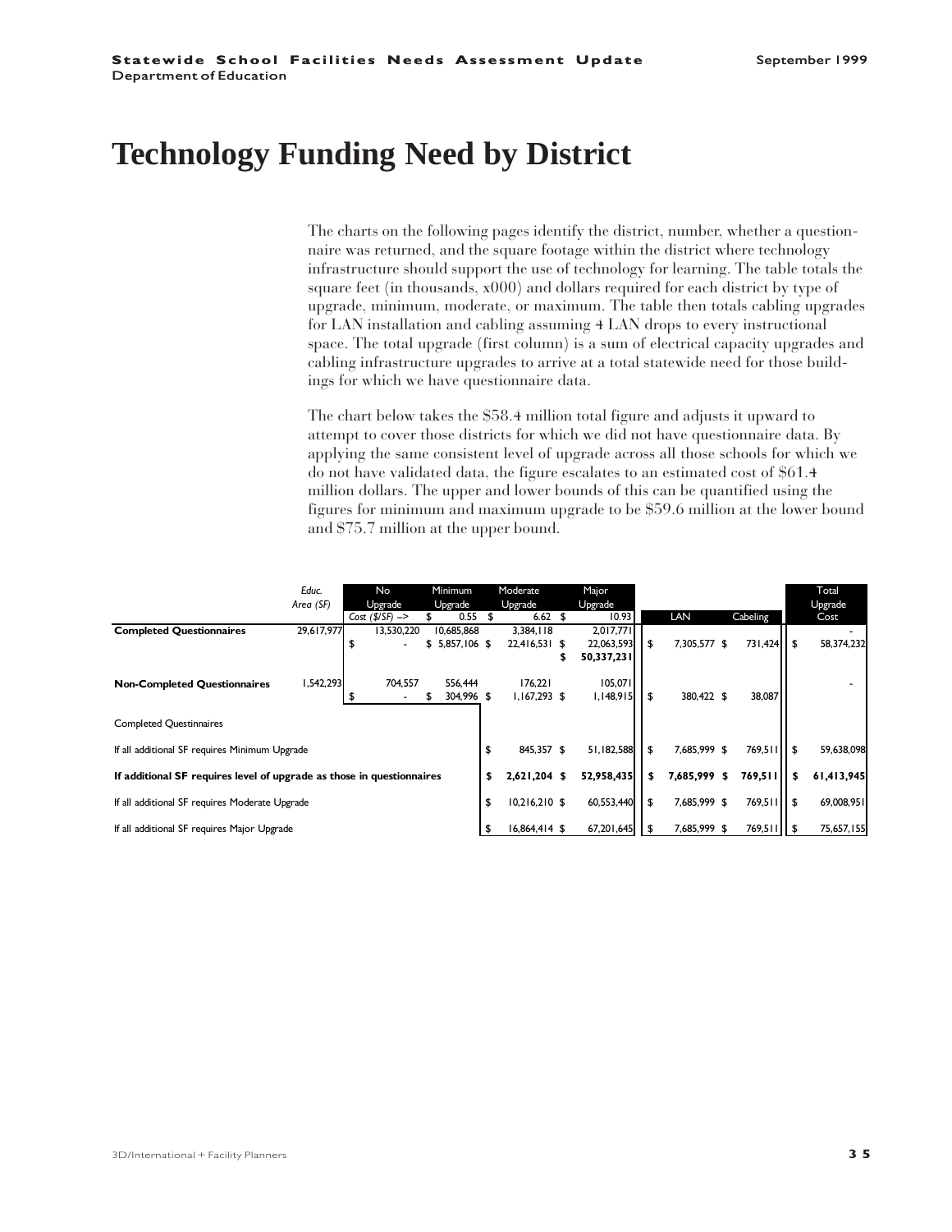# Technology Funding Need by District

The charts on the following pages identify the district, number, whether a questionnaire was returned, and the square footage within the district where technology infrastructure should support the use of technology for learning. The table totals the square feet (in thousands, x000) and dollars required for each district by type of upgrade, minimum, moderate, or maximum. The table then totals cabling upgrades for LAN installation and cabling assuming 4 LAN drops to every instructional space. The total upgrade (first column) is a sum of electrical capacity upgrades and cabling infrastructure upgrades to arrive at a total statewide need for those buildings for which we have questionnaire data.

The chart below takes the $58.4 million total figure and adjusts it upward to attempt to cover those districts for which we did not have questionnaire data. By applying the same consistent level of upgrade across all those schools for which we do not have validated data, the figure escalates to an estimated cost of $61.4 million dollars. The upper and lower bounds of this can be quantified using the figures for minimum and maximum upgrade to be $59.6 million at the lower bound and $75.7 million at the upper bound.

| | *Educ. Area (SF)* | No Upgrade | Minimum Upgrade | Moderate Upgrade | Major Upgrade | LAN | Cabling | Total Upgrade Cost |
|---|---|---|---|---|---|---|---|---|
| | | *Cost ($/SF) –>* | $ 0.55 | $ 6.62 | $ 10.93 | | | |
| **Completed Questionnaires** | 29,617,977 | 13,530,220 | 10,685,868 | 3,384,118 | 2,017,771 | | | - |
| | | $ - | $ 5,857,106 | $ 22,416,531 | $ 22,063,593 | $ 7,305,577 | $ 731,424 | $ 58,374,232 |
| | | | | | **$ 50,337,231** | | | |
| **Non-Completed Questionnaires** | 1,542,293 | 704,557 | 556,444 | 176,221 | 105,071 | | | - |
| | | $ - | $ 304,996 | $ 1,167,293 | $ 1,148,915 | $ 380,422 | $ 38,087 | |
| Completed Questinnaires | | | | | | | | |
| If all additional SF requires Minimum Upgrade | | | | $ 845,357 | $ 51,182,588 | $ 7,685,999 | $ 769,511 | $ 59,638,098 |
| **If additional SF requires level of upgrade as those in questionnaires** | | | | **$ 2,621,204** | **$ 52,958,435** | **$ 7,685,999** | **$ 769,511** | **$ 61,413,945** |
| If all additional SF requires Moderate Upgrade | | | | $ 10,216,210 | $ 60,553,440 | $ 7,685,999 | $ 769,511 | $ 69,008,951 |
| If all additional SF requires Major Upgrade | | | | $ 16,864,414 | $ 67,201,645 | $ 7,685,999 | $ 769,511 | $ 75,657,155 |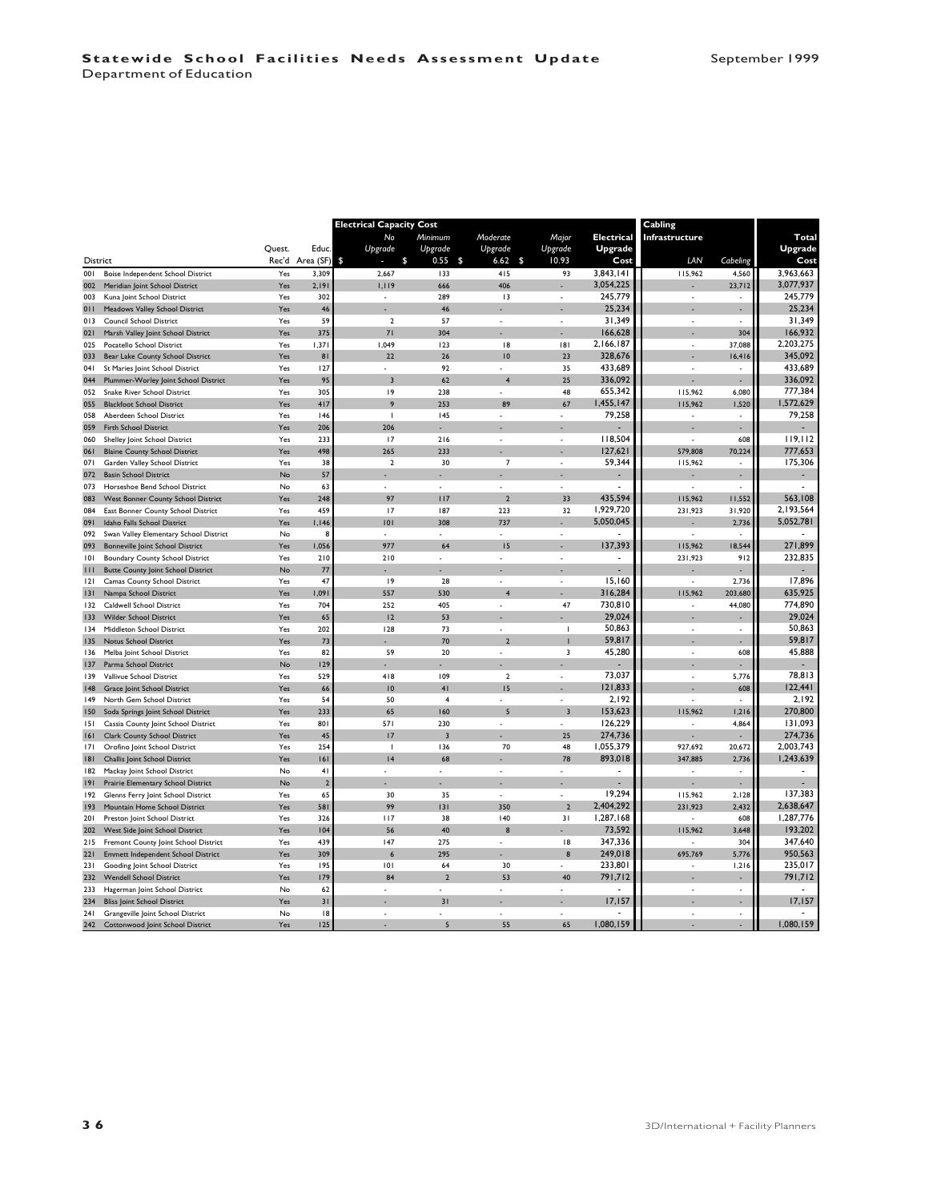| District | | Quest. Rec'd | Educ. Area (SF) | Electrical Capacity Cost No Upgrade $ - | Minimum Upgrade $ 0.55 | Moderate Upgrade $ 6.62 | Major Upgrade $ 10.93 | Electrical Upgrade Cost | Cabling Infrastructure LAN | Cabeling | Total Upgrade Cost |
|---|---|---|---|---|---|---|---|---|---|---|---|
| 001 | Boise Independent School District | Yes | 3,309 | 2,667 | 133 | 415 | 93 | 3,843,141 | 115,962 | 4,560 | 3,963,663 |
| 002 | Meridian Joint School District | Yes | 2,191 | 1,119 | 666 | 406 | - | 3,054,225 | - | 23,712 | 3,077,937 |
| 003 | Kuna Joint School District | Yes | 302 | - | 289 | 13 | - | 245,779 | - | - | 245,779 |
| 011 | Meadows Valley School District | Yes | 46 | - | 46 | - | - | 25,234 | - | - | 25,234 |
| 013 | Council School District | Yes | 59 | 2 | 57 | - | - | 31,349 | - | - | 31,349 |
| 021 | Marsh Valley Joint School District | Yes | 375 | 71 | 304 | - | - | 166,628 | - | 304 | 166,932 |
| 025 | Pocatello School District | Yes | 1,371 | 1,049 | 123 | 18 | 181 | 2,166,187 | - | 37,088 | 2,203,275 |
| 033 | Bear Lake County School District | Yes | 81 | 22 | 26 | 10 | 23 | 328,676 | - | 16,416 | 345,092 |
| 041 | St Maries Joint School District | Yes | 127 | - | 92 | - | 35 | 433,689 | - | - | 433,689 |
| 044 | Plummer-Worley Joint School District | Yes | 95 | 3 | 62 | 4 | 25 | 336,092 | - | - | 336,092 |
| 052 | Snake River School District | Yes | 305 | 19 | 238 | - | 48 | 655,342 | 115,962 | 6,080 | 777,384 |
| 055 | Blackfoot School District | Yes | 417 | 9 | 253 | 89 | 67 | 1,455,147 | 115,962 | 1,520 | 1,572,629 |
| 058 | Aberdeen School District | Yes | 146 | 1 | 145 | - | - | 79,258 | - | - | 79,258 |
| 059 | Firth School District | Yes | 206 | 206 | - | - | - | - | - | - | - |
| 060 | Shelley Joint School District | Yes | 233 | 17 | 216 | - | - | 118,504 | - | 608 | 119,112 |
| 061 | Blaine County School District | Yes | 498 | 265 | 233 | - | - | 127,621 | 579,808 | 70,224 | 777,653 |
| 071 | Garden Valley School District | Yes | 38 | 2 | 30 | 7 | - | 59,344 | 115,962 | - | 175,306 |
| 072 | Basin School District | No | 57 | - | - | - | - | - | - | - | - |
| 073 | Horseshoe Bend School District | No | 63 | - | - | - | - | - | - | - | - |
| 083 | West Bonner County School District | Yes | 248 | 97 | 117 | 2 | 33 | 435,594 | 115,962 | 11,552 | 563,108 |
| 084 | East Bonner County School District | Yes | 459 | 17 | 187 | 223 | 32 | 1,929,720 | 231,923 | 31,920 | 2,193,564 |
| 091 | Idaho Falls School District | Yes | 1,146 | 101 | 308 | 737 | - | 5,050,045 | - | 2,736 | 5,052,781 |
| 092 | Swan Valley Elementary School District | No | 8 | - | - | - | - | - | - | - | - |
| 093 | Bonneville Joint School District | Yes | 1,056 | 977 | 64 | 15 | - | 137,393 | 115,962 | 18,544 | 271,899 |
| 101 | Boundary County School District | Yes | 210 | 210 | - | - | - | - | 231,923 | 912 | 232,835 |
| 111 | Butte County Joint School District | No | 77 | - | - | - | - | - | - | - | - |
| 121 | Camas County School District | Yes | 47 | 19 | 28 | - | - | 15,160 | - | 2,736 | 17,896 |
| 131 | Nampa School District | Yes | 1,091 | 557 | 530 | 4 | - | 316,284 | 115,962 | 203,680 | 635,925 |
| 132 | Caldwell School District | Yes | 704 | 252 | 405 | - | 47 | 730,810 | - | 44,080 | 774,890 |
| 133 | Wilder School District | Yes | 65 | 12 | 53 | - | - | 29,024 | - | - | 29,024 |
| 134 | Middleton School District | Yes | 202 | 128 | 73 | - | 1 | 50,863 | - | - | 50,863 |
| 135 | Notus School District | Yes | 73 | - | 70 | 2 | 1 | 59,817 | - | - | 59,817 |
| 136 | Melba Joint School District | Yes | 82 | 59 | 20 | - | 3 | 45,280 | - | 608 | 45,888 |
| 137 | Parma School District | No | 129 | - | - | - | - | - | - | - | - |
| 139 | Vallivue School District | Yes | 529 | 418 | 109 | 2 | - | 73,037 | - | 5,776 | 78,813 |
| 148 | Grace Joint School District | Yes | 66 | 10 | 41 | 15 | - | 121,833 | - | 608 | 122,441 |
| 149 | North Gem School District | Yes | 54 | 50 | 4 | - | - | 2,192 | - | - | 2,192 |
| 150 | Soda Springs Joint School District | Yes | 233 | 65 | 160 | 5 | 3 | 153,623 | 115,962 | 1,216 | 270,800 |
| 151 | Cassia County Joint School District | Yes | 801 | 571 | 230 | - | - | 126,229 | - | 4,864 | 131,093 |
| 161 | Clark County School District | Yes | 45 | 17 | 3 | - | 25 | 274,736 | - | - | 274,736 |
| 171 | Orofino Joint School District | Yes | 254 | 1 | 136 | 70 | 48 | 1,055,379 | 927,692 | 20,672 | 2,003,743 |
| 181 | Challis Joint School District | Yes | 161 | 14 | 68 | - | 78 | 893,018 | 347,885 | 2,736 | 1,243,639 |
| 182 | Mackay Joint School District | No | 41 | - | - | - | - | - | - | - | - |
| 191 | Prairie Elementary School District | No | 2 | - | - | - | - | - | - | - | - |
| 192 | Glenns Ferry Joint School District | Yes | 65 | 30 | 35 | - | - | 19,294 | 115,962 | 2,128 | 137,383 |
| 193 | Mountain Home School District | Yes | 581 | 99 | 131 | 350 | 2 | 2,404,292 | 231,923 | 2,432 | 2,638,647 |
| 201 | Preston Joint School District | Yes | 326 | 117 | 38 | 140 | 31 | 1,287,168 | - | 608 | 1,287,776 |
| 202 | West Side Joint School District | Yes | 104 | 56 | 40 | 8 | - | 73,592 | 115,962 | 3,648 | 193,202 |
| 215 | Fremont County Joint School District | Yes | 439 | 147 | 275 | - | 18 | 347,336 | - | 304 | 347,640 |
| 221 | Emmett Independent School District | Yes | 309 | 6 | 295 | - | 8 | 249,018 | 695,769 | 5,776 | 950,563 |
| 231 | Gooding Joint School District | Yes | 195 | 101 | 64 | 30 | - | 233,801 | - | 1,216 | 235,017 |
| 232 | Wendell School District | Yes | 179 | 84 | 2 | 53 | 40 | 791,712 | - | - | 791,712 |
| 233 | Hagerman Joint School District | No | 62 | - | - | - | - | - | - | - | - |
| 234 | Bliss Joint School District | Yes | 31 | - | 31 | - | - | 17,157 | - | - | 17,157 |
| 241 | Grangeville Joint School District | No | 18 | - | - | - | - | - | - | - | - |
| 242 | Cottonwood Joint School District | Yes | 125 | - | 5 | 55 | 65 | 1,080,159 | - | - | 1,080,159 |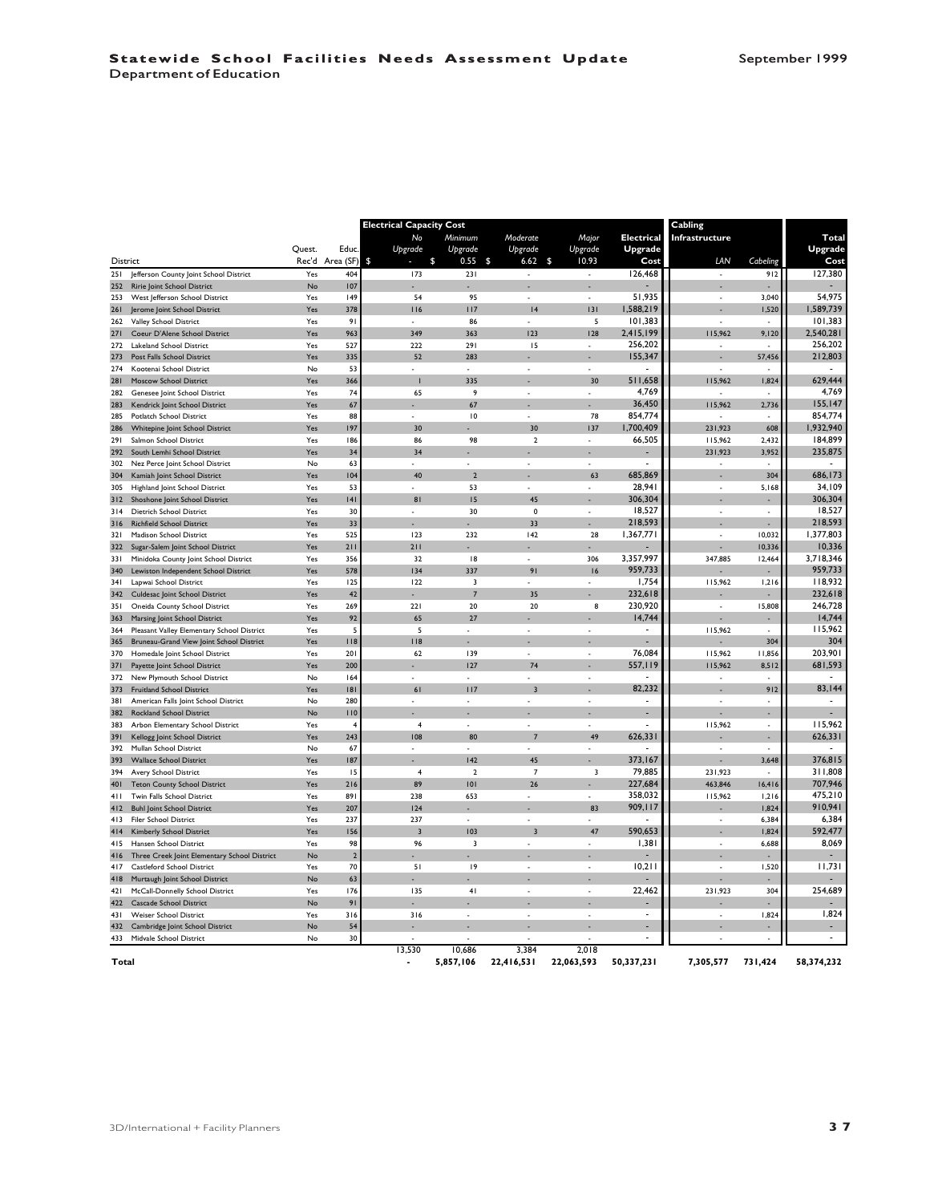# Statewide School Facilities Needs Assessment Update

Department of Education

September 1999

| District | | Quest. Rec'd | Educ. Area (SF) | Electrical Capacity Cost: No Upgrade $ - | Minimum Upgrade $ 0.55 | Moderate Upgrade $ 6.62 | Major Upgrade $ 10.93 | Electrical Upgrade Cost | Cabling Infrastructure: LAN | Cabeling | Total Upgrade Cost |
|---|---|---|---|---|---|---|---|---|---|---|---|
| 251 | Jefferson County Joint School District | Yes | 404 | 173 | 231 | - | - | 126,468 | - | 912 | 127,380 |
| 252 | Ririe Joint School District | No | 107 | - | - | - | - | - | - | - | - |
| 253 | West Jefferson School District | Yes | 149 | 54 | 95 | - | - | 51,935 | - | 3,040 | 54,975 |
| 261 | Jerome Joint School District | Yes | 378 | 116 | 117 | 14 | 131 | 1,588,219 | - | 1,520 | 1,589,739 |
| 262 | Valley School District | Yes | 91 | - | 86 | - | 5 | 101,383 | - | - | 101,383 |
| 271 | Coeur D'Alene School District | Yes | 963 | 349 | 363 | 123 | 128 | 2,415,199 | 115,962 | 9,120 | 2,540,281 |
| 272 | Lakeland School District | Yes | 527 | 222 | 291 | 15 | - | 256,202 | - | - | 256,202 |
| 273 | Post Falls School District | Yes | 335 | 52 | 283 | - | - | 155,347 | - | 57,456 | 212,803 |
| 274 | Kootenai School District | No | 53 | - | - | - | - | - | - | - | - |
| 281 | Moscow School District | Yes | 366 | 1 | 335 | - | 30 | 511,658 | 115,962 | 1,824 | 629,444 |
| 282 | Genesee Joint School District | Yes | 74 | 65 | 9 | - | - | 4,769 | - | - | 4,769 |
| 283 | Kendrick Joint School District | Yes | 67 | - | 67 | - | - | 36,450 | 115,962 | 2,736 | 155,147 |
| 285 | Potlatch School District | Yes | 88 | - | 10 | - | 78 | 854,774 | - | - | 854,774 |
| 286 | Whitepine Joint School District | Yes | 197 | 30 | - | 30 | 137 | 1,700,409 | 231,923 | 608 | 1,932,940 |
| 291 | Salmon School District | Yes | 186 | 86 | 98 | 2 | - | 66,505 | 115,962 | 2,432 | 184,899 |
| 292 | South Lemhi School District | Yes | 34 | 34 | - | - | - | - | 231,923 | 3,952 | 235,875 |
| 302 | Nez Perce Joint School District | No | 63 | - | - | - | - | - | - | - | - |
| 304 | Kamiah Joint School District | Yes | 104 | 40 | 2 | - | 63 | 685,869 | - | 304 | 686,173 |
| 305 | Highland Joint School District | Yes | 53 | - | 53 | - | - | 28,941 | - | 5,168 | 34,109 |
| 312 | Shoshone Joint School District | Yes | 141 | 81 | 15 | 45 | - | 306,304 | - | - | 306,304 |
| 314 | Dietrich School District | Yes | 30 | - | 30 | 0 | - | 18,527 | - | - | 18,527 |
| 316 | Richfield School District | Yes | 33 | - | - | 33 | - | 218,593 | - | - | 218,593 |
| 321 | Madison School District | Yes | 525 | 123 | 232 | 142 | 28 | 1,367,771 | - | 10,032 | 1,377,803 |
| 322 | Sugar-Salem Joint School District | Yes | 211 | 211 | - | - | - | - | - | 10,336 | 10,336 |
| 331 | Minidoka County Joint School District | Yes | 356 | 32 | 18 | - | 306 | 3,357,997 | 347,885 | 12,464 | 3,718,346 |
| 340 | Lewiston Independent School District | Yes | 578 | 134 | 337 | 91 | 16 | 959,733 | - | - | 959,733 |
| 341 | Lapwai School District | Yes | 125 | 122 | 3 | - | - | 1,754 | 115,962 | 1,216 | 118,932 |
| 342 | Culdesac Joint School District | Yes | 42 | - | 7 | 35 | - | 232,618 | - | - | 232,618 |
| 351 | Oneida County School District | Yes | 269 | 221 | 20 | 20 | 8 | 230,920 | - | 15,808 | 246,728 |
| 363 | Marsing Joint School District | Yes | 92 | 65 | 27 | - | - | 14,744 | - | - | 14,744 |
| 364 | Pleasant Valley Elementary School District | Yes | 5 | 5 | - | - | - | - | 115,962 | - | 115,962 |
| 365 | Bruneau-Grand View Joint School District | Yes | 118 | 118 | - | - | - | - | - | 304 | 304 |
| 370 | Homedale Joint School District | Yes | 201 | 62 | 139 | - | - | 76,084 | 115,962 | 11,856 | 203,901 |
| 371 | Payette Joint School District | Yes | 200 | - | 127 | 74 | - | 557,119 | 115,962 | 8,512 | 681,593 |
| 372 | New Plymouth School District | No | 164 | - | - | - | - | - | - | - | - |
| 373 | Fruitland School District | Yes | 181 | 61 | 117 | 3 | - | 82,232 | - | 912 | 83,144 |
| 381 | American Falls Joint School District | No | 280 | - | - | - | - | - | - | - | - |
| 382 | Rockland School District | No | 110 | - | - | - | - | - | - | - | - |
| 383 | Arbon Elementary School District | Yes | 4 | 4 | - | - | - | - | 115,962 | - | 115,962 |
| 391 | Kellogg Joint School District | Yes | 243 | 108 | 80 | 7 | 49 | 626,331 | - | - | 626,331 |
| 392 | Mullan School District | No | 67 | - | - | - | - | - | - | - | - |
| 393 | Wallace School District | Yes | 187 | - | 142 | 45 | - | 373,167 | - | 3,648 | 376,815 |
| 394 | Avery School District | Yes | 15 | 4 | 2 | 7 | 3 | 79,885 | 231,923 | - | 311,808 |
| 401 | Teton County School District | Yes | 216 | 89 | 101 | 26 | - | 227,684 | 463,846 | 16,416 | 707,946 |
| 411 | Twin Falls School District | Yes | 891 | 238 | 653 | - | - | 358,032 | 115,962 | 1,216 | 475,210 |
| 412 | Buhl Joint School District | Yes | 207 | 124 | - | - | 83 | 909,117 | - | 1,824 | 910,941 |
| 413 | Filer School District | Yes | 237 | 237 | - | - | - | - | - | 6,384 | 6,384 |
| 414 | Kimberly School District | Yes | 156 | 3 | 103 | 3 | 47 | 590,653 | - | 1,824 | 592,477 |
| 415 | Hansen School District | Yes | 98 | 96 | 3 | - | - | 1,381 | - | 6,688 | 8,069 |
| 416 | Three Creek Joint Elementary School District | No | 2 | - | - | - | - | - | - | - | - |
| 417 | Castleford School District | Yes | 70 | 51 | 19 | - | - | 10,211 | - | 1,520 | 11,731 |
| 418 | Murtaugh Joint School District | No | 63 | - | - | - | - | - | - | - | - |
| 421 | McCall-Donnelly School District | Yes | 176 | 135 | 41 | - | - | 22,462 | 231,923 | 304 | 254,689 |
| 422 | Cascade School District | No | 91 | - | - | - | - | - | - | - | - |
| 431 | Weiser School District | Yes | 316 | 316 | - | - | - | - | - | 1,824 | 1,824 |
| 432 | Cambridge Joint School District | No | 54 | - | - | - | - | - | - | - | - |
| 433 | Midvale School District | No | 30 | - | - | - | - | - | - | - | - |
| | | | | 13,530 | 10,686 | 3,384 | 2,018 | | | | |
| **Total** | | | | - | 5,857,106 | 22,416,531 | 22,063,593 | 50,337,231 | 7,305,577 | 731,424 | 58,374,232 |

3D/International + Facility Planners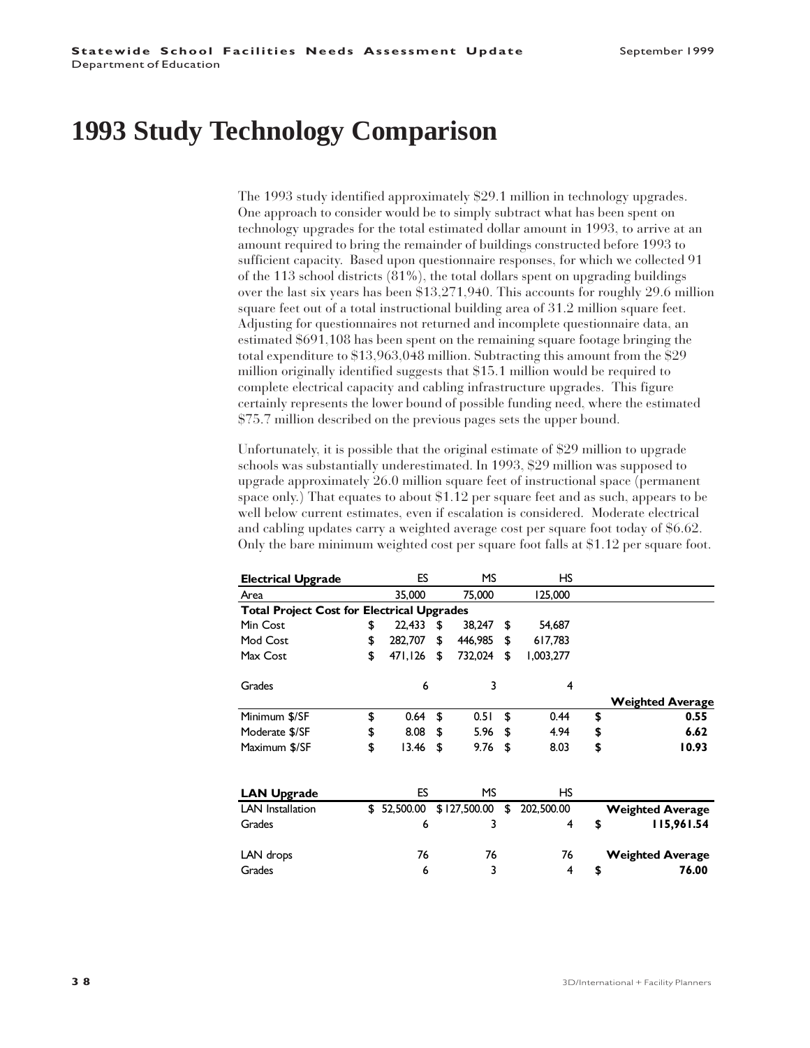# 1993 Study Technology Comparison

The 1993 study identified approximately $29.1 million in technology upgrades. One approach to consider would be to simply subtract what has been spent on technology upgrades for the total estimated dollar amount in 1993, to arrive at an amount required to bring the remainder of buildings constructed before 1993 to sufficient capacity. Based upon questionnaire responses, for which we collected 91 of the 113 school districts (81%), the total dollars spent on upgrading buildings over the last six years has been $13,271,940. This accounts for roughly 29.6 million square feet out of a total instructional building area of 31.2 million square feet. Adjusting for questionnaires not returned and incomplete questionnaire data, an estimated $691,108 has been spent on the remaining square footage bringing the total expenditure to $13,963,048 million. Subtracting this amount from the $29 million originally identified suggests that $15.1 million would be required to complete electrical capacity and cabling infrastructure upgrades. This figure certainly represents the lower bound of possible funding need, where the estimated $75.7 million described on the previous pages sets the upper bound.

Unfortunately, it is possible that the original estimate of $29 million to upgrade schools was substantially underestimated. In 1993, $29 million was supposed to upgrade approximately 26.0 million square feet of instructional space (permanent space only.) That equates to about $1.12 per square feet and as such, appears to be well below current estimates, even if escalation is considered. Moderate electrical and cabling updates carry a weighted average cost per square foot today of $6.62. Only the bare minimum weighted cost per square foot falls at $1.12 per square foot.

| **Electrical Upgrade** | ES | MS | HS | |
|---|---|---|---|---|
| Area | 35,000 | 75,000 | 125,000 | |
| **Total Project Cost for Electrical Upgrades** | | | | |
| Min Cost | $ 22,433 | $ 38,247 | $ 54,687 | |
| Mod Cost | $ 282,707 | $ 446,985 | $ 617,783 | |
| Max Cost | $ 471,126 | $ 732,024 | $ 1,003,277 | |
| Grades | 6 | 3 | 4 | |
| | | | | **Weighted Average** |
| Minimum $/SF | $ 0.64 | $ 0.51 | $ 0.44 | $ **0.55** |
| Moderate $/SF | $ 8.08 | $ 5.96 | $ 4.94 | $ **6.62** |
| Maximum $/SF | $ 13.46 | $ 9.76 | $ 8.03 | $ **10.93** |

| **LAN Upgrade** | ES | MS | HS | |
|---|---|---|---|---|
| LAN Installation | $ 52,500.00 | $ 127,500.00 | $ 202,500.00 | **Weighted Average** |
| Grades | 6 | 3 | 4 | $ **115,961.54** |
| LAN drops | 76 | 76 | 76 | **Weighted Average** |
| Grades | 6 | 3 | 4 | $ **76.00** |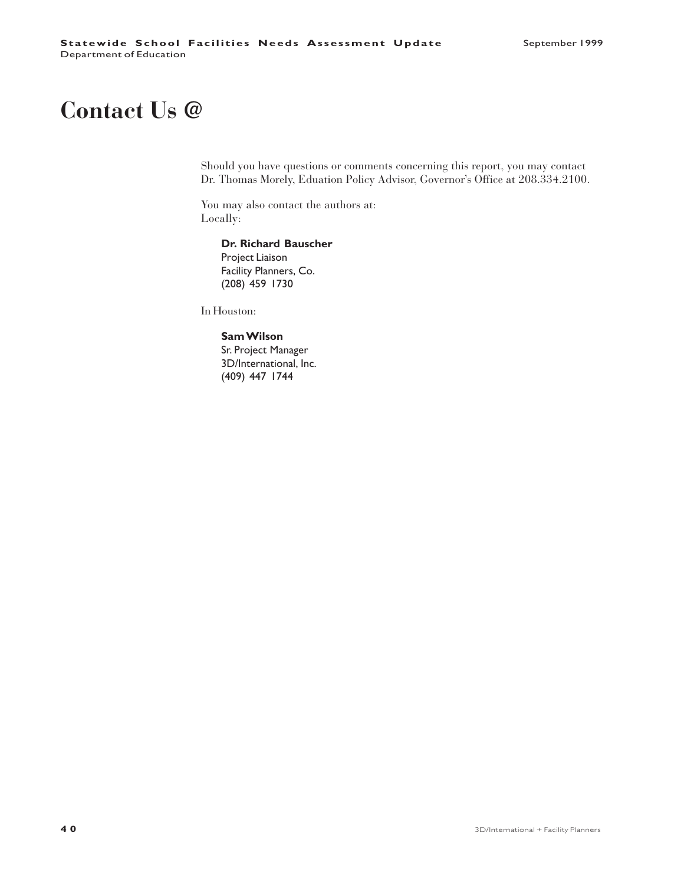# Contact Us @

Should you have questions or comments concerning this report, you may contact Dr. Thomas Morely, Eduation Policy Advisor, Governor's Office at 208.334.2100.

You may also contact the authors at:
Locally:

**Dr. Richard Bauscher**
Project Liaison
Facility Planners, Co.
(208) 459 1730

In Houston:

**Sam Wilson**
Sr. Project Manager
3D/International, Inc.
(409) 447 1744